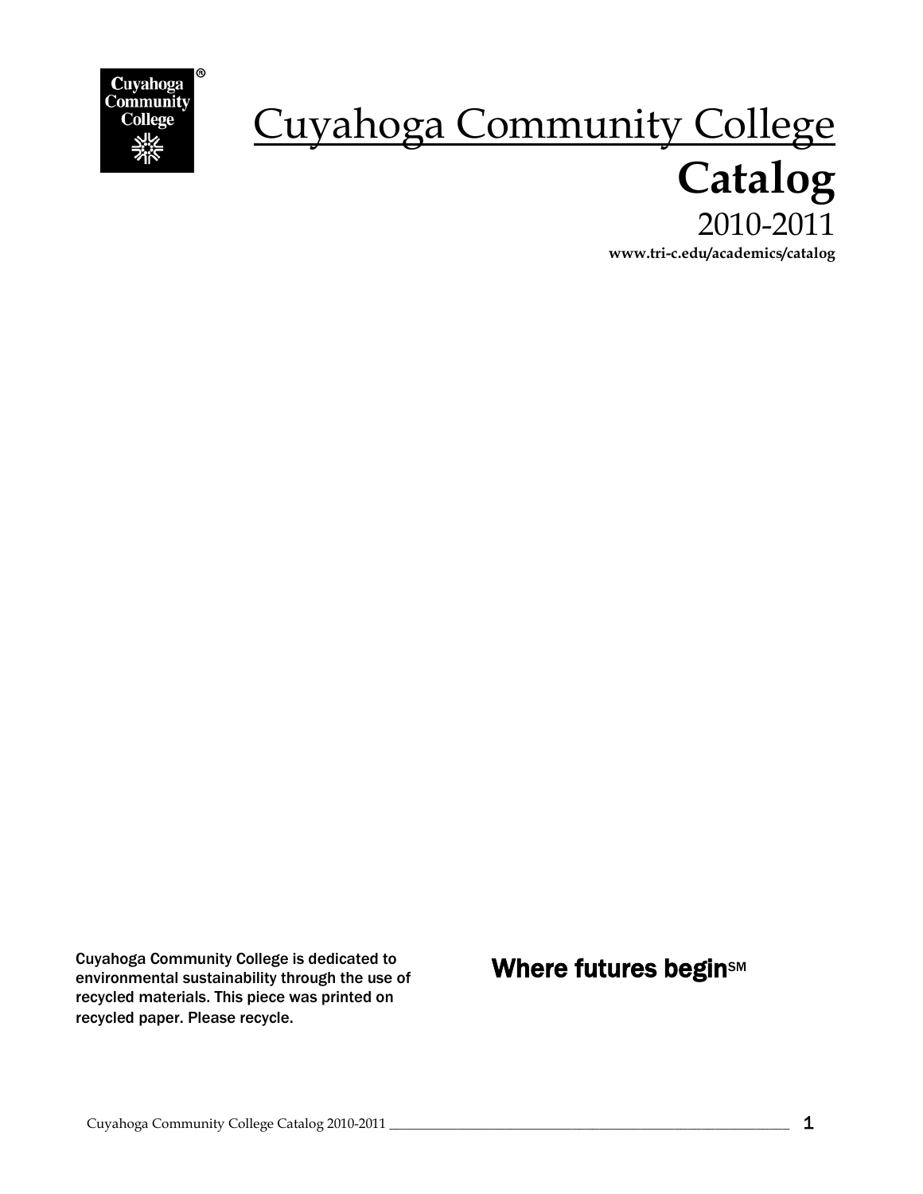# Cuyahoga Community College

# Catalog

2010-2011

**www.tri-c.edu/academics/catalog**

Cuyahoga Community College is dedicated to environmental sustainability through the use of recycled materials. This piece was printed on recycled paper. Please recycle.

**Where futures begin**SM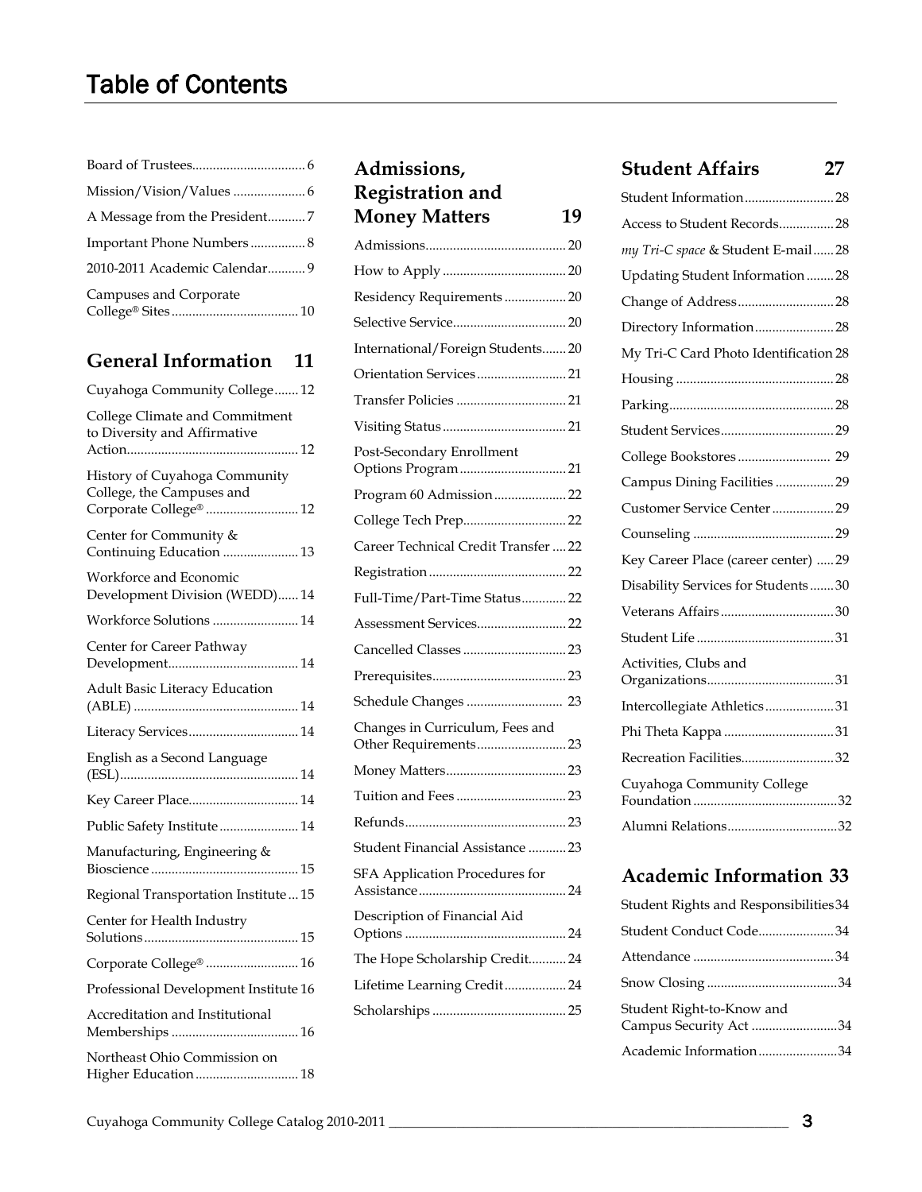# Table of Contents

Board of Trustees................................ 6

Mission/Vision/Values ..................... 6

A Message from the President........... 7

Important Phone Numbers ................ 8

2010-2011 Academic Calendar........... 9

Campuses and Corporate College® Sites..................................... 10

## General Information 11

Cuyahoga Community College....... 12

College Climate and Commitment to Diversity and Affirmative Action.................................................. 12

History of Cuyahoga Community College, the Campuses and Corporate College® ........................... 12

Center for Community & Continuing Education ...................... 13

Workforce and Economic Development Division (WEDD)...... 14

Workforce Solutions ......................... 14

Center for Career Pathway Development...................................... 14

Adult Basic Literacy Education (ABLE) ................................................ 14

Literacy Services................................ 14

English as a Second Language (ESL).................................................... 14

Key Career Place................................ 14

Public Safety Institute ....................... 14

Manufacturing, Engineering & Bioscience ........................................... 15

Regional Transportation Institute ... 15

Center for Health Industry Solutions............................................. 15

Corporate College® ........................... 16

Professional Development Institute 16

Accreditation and Institutional Memberships ..................................... 16

Northeast Ohio Commission on Higher Education .............................. 18

## Admissions, Registration and Money Matters 19

Admissions......................................... 20

How to Apply .................................... 20

Residency Requirements .................. 20

Selective Service................................. 20

International/Foreign Students....... 20

Orientation Services .......................... 21

Transfer Policies ................................ 21

Visiting Status .................................... 21

Post-Secondary Enrollment Options Program............................... 21

Program 60 Admission ..................... 22

College Tech Prep.............................. 22

Career Technical Credit Transfer .... 22

Registration ........................................ 22

Full-Time/Part-Time Status............. 22

Assessment Services.......................... 22

Cancelled Classes .............................. 23

Prerequisites....................................... 23

Schedule Changes ............................ 23

Changes in Curriculum, Fees and Other Requirements.......................... 23

Money Matters................................... 23

Tuition and Fees ................................ 23

Refunds............................................... 23

Student Financial Assistance ........... 23

SFA Application Procedures for Assistance........................................... 24

Description of Financial Aid Options ............................................... 24

The Hope Scholarship Credit........... 24

Lifetime Learning Credit.................. 24

Scholarships ....................................... 25

## Student Affairs 27

Student Information.......................... 28

Access to Student Records................ 28

*my Tri-C space* & Student E-mail...... 28

Updating Student Information ........ 28

Change of Address............................ 28

Directory Information....................... 28

My Tri-C Card Photo Identification 28

Housing .............................................. 28

Parking................................................ 28

Student Services................................. 29

College Bookstores ........................... 29

Campus Dining Facilities ................. 29

Customer Service Center .................. 29

Counseling ......................................... 29

Key Career Place (career center) ..... 29

Disability Services for Students....... 30

Veterans Affairs ................................. 30

Student Life ........................................ 31

Activities, Clubs and Organizations..................................... 31

Intercollegiate Athletics.................... 31

Phi Theta Kappa ................................ 31

Recreation Facilities........................... 32

Cuyahoga Community College Foundation .......................................... 32

Alumni Relations................................ 32

## Academic Information 33

Student Rights and Responsibilities 34

Student Conduct Code...................... 34

Attendance ......................................... 34

Snow Closing ...................................... 34

Student Right-to-Know and Campus Security Act ......................... 34

Academic Information....................... 34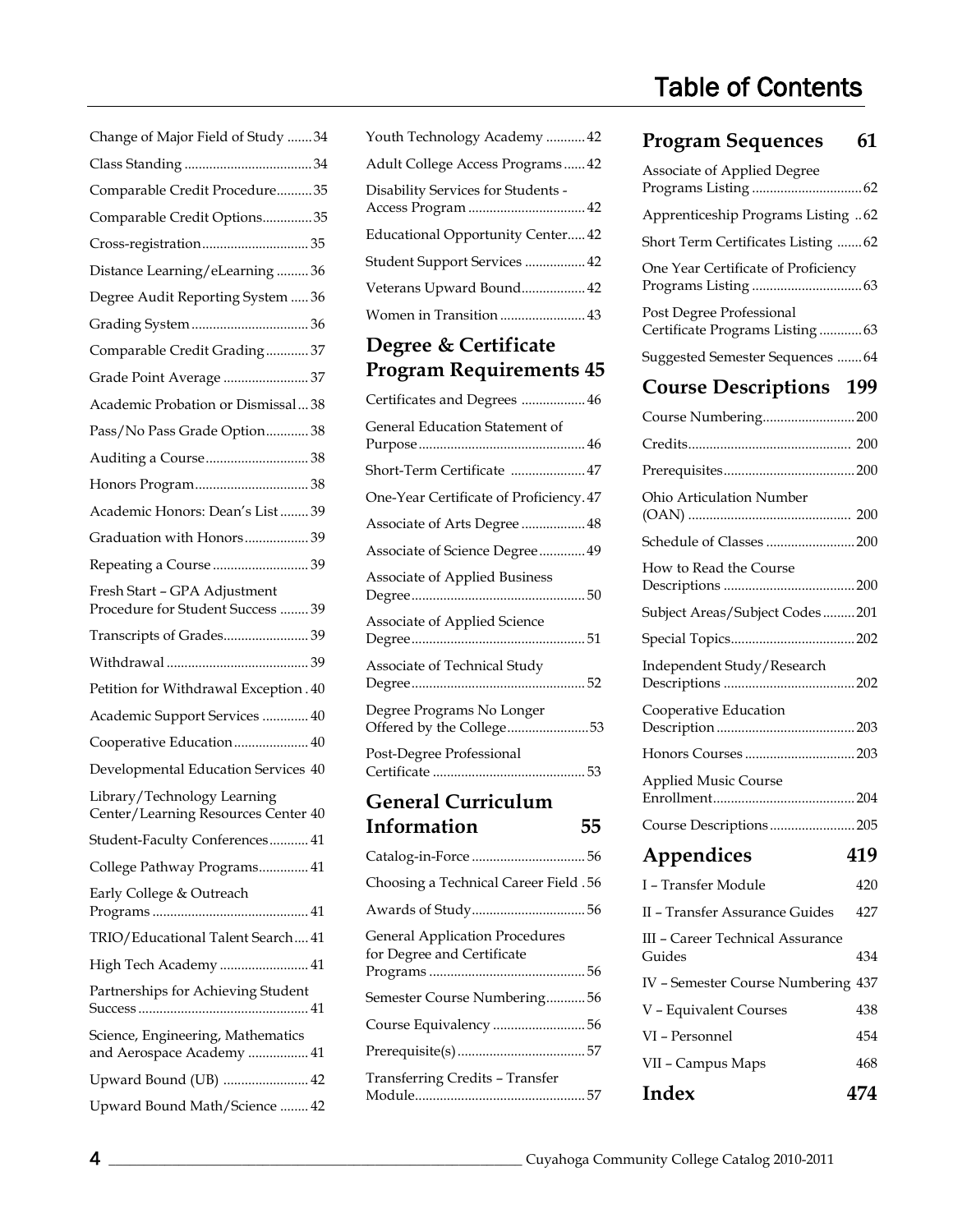# Table of Contents

Change of Major Field of Study ....... 34
Class Standing .................................... 34
Comparable Credit Procedure.......... 35
Comparable Credit Options.............. 35
Cross-registration .............................. 35
Distance Learning/eLearning ......... 36
Degree Audit Reporting System ..... 36
Grading System ................................. 36
Comparable Credit Grading ............ 37
Grade Point Average ........................ 37
Academic Probation or Dismissal ... 38
Pass/No Pass Grade Option............ 38
Auditing a Course ............................. 38
Honors Program ................................ 38
Academic Honors: Dean's List ........ 39
Graduation with Honors .................. 39
Repeating a Course ........................... 39
Fresh Start – GPA Adjustment Procedure for Student Success ........ 39
Transcripts of Grades ........................ 39
Withdrawal ........................................ 39
Petition for Withdrawal Exception . 40
Academic Support Services ............. 40
Cooperative Education ..................... 40
Developmental Education Services 40
Library/Technology Learning Center/Learning Resources Center 40
Student-Faculty Conferences ........... 41
College Pathway Programs.............. 41
Early College & Outreach Programs ............................................ 41
TRIO/Educational Talent Search .... 41
High Tech Academy ......................... 41
Partnerships for Achieving Student Success ................................................ 41
Science, Engineering, Mathematics and Aerospace Academy ................. 41
Upward Bound (UB) ........................ 42
Upward Bound Math/Science ........ 42
Youth Technology Academy ........... 42
Adult College Access Programs ...... 42
Disability Services for Students - Access Program ................................. 42
Educational Opportunity Center..... 42
Student Support Services ................. 42
Veterans Upward Bound.................. 42
Women in Transition ........................ 43

## Degree & Certificate Program Requirements 45

Certificates and Degrees .................. 46
General Education Statement of Purpose ............................................... 46
Short-Term Certificate ..................... 47
One-Year Certificate of Proficiency . 47
Associate of Arts Degree .................. 48
Associate of Science Degree ............. 49
Associate of Applied Business Degree ................................................. 50
Associate of Applied Science Degree ................................................. 51
Associate of Technical Study Degree ................................................. 52
Degree Programs No Longer Offered by the College....................... 53
Post-Degree Professional Certificate ........................................... 53

## General Curriculum Information 55

Catalog-in-Force ................................ 56
Choosing a Technical Career Field . 56
Awards of Study ................................ 56
General Application Procedures for Degree and Certificate Programs ............................................ 56
Semester Course Numbering ........... 56
Course Equivalency .......................... 56
Prerequisite(s) .................................... 57
Transferring Credits – Transfer Module ................................................ 57

## Program Sequences 61

Associate of Applied Degree Programs Listing ............................... 62
Apprenticeship Programs Listing .. 62
Short Term Certificates Listing ....... 62
One Year Certificate of Proficiency Programs Listing ............................... 63
Post Degree Professional Certificate Programs Listing ............ 63
Suggested Semester Sequences ....... 64

## Course Descriptions 199

Course Numbering .......................... 200
Credits .............................................. 200
Prerequisites ..................................... 200
Ohio Articulation Number (OAN) .............................................. 200
Schedule of Classes ......................... 200
How to Read the Course Descriptions ..................................... 200
Subject Areas/Subject Codes ......... 201
Special Topics ................................... 202
Independent Study/Research Descriptions ..................................... 202
Cooperative Education Description ....................................... 203
Honors Courses ............................... 203
Applied Music Course Enrollment ........................................ 204
Course Descriptions ........................ 205

## Appendices 419

I – Transfer Module 420
II – Transfer Assurance Guides 427
III – Career Technical Assurance Guides 434
IV – Semester Course Numbering 437
V – Equivalent Courses 438
VI – Personnel 454
VII – Campus Maps 468

## Index 474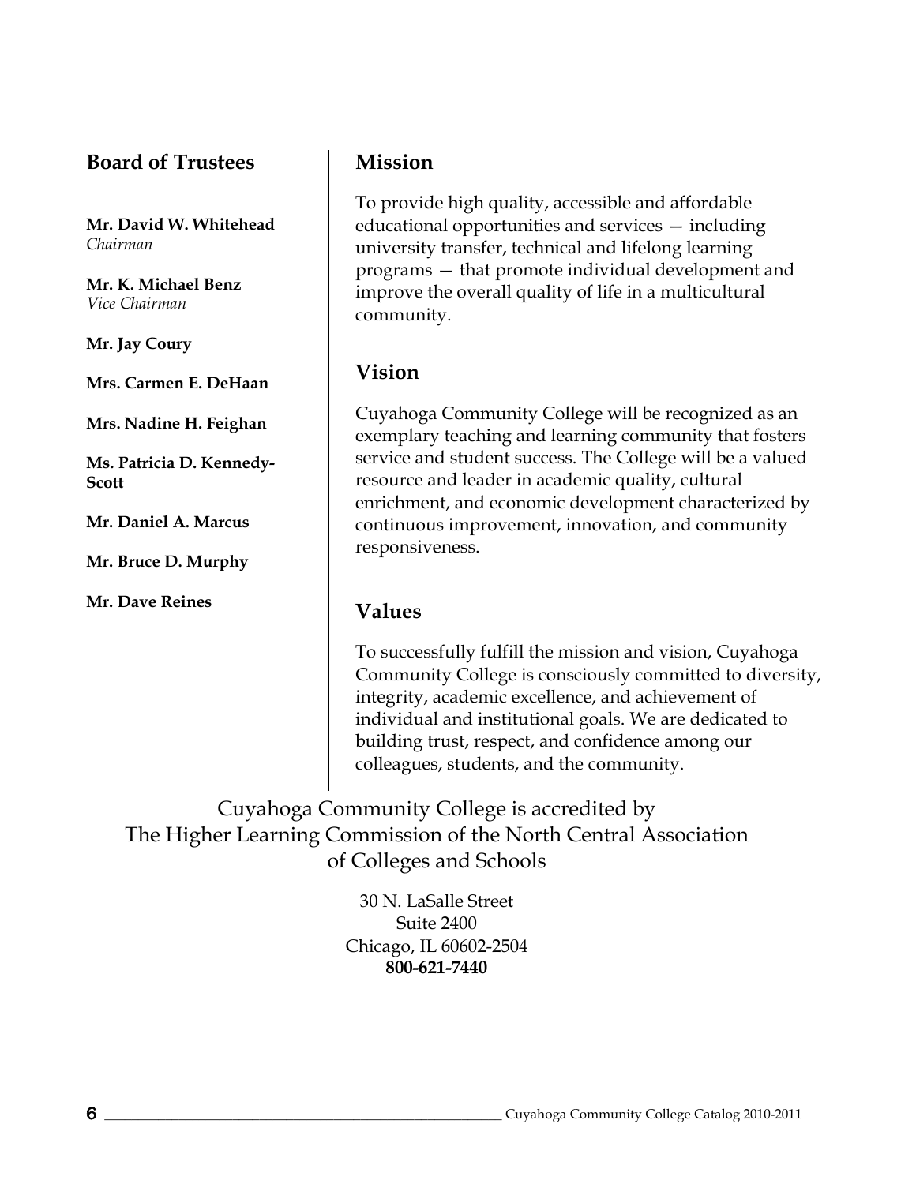## Board of Trustees

**Mr. David W. Whitehead**
*Chairman*

**Mr. K. Michael Benz**
*Vice Chairman*

**Mr. Jay Coury**

**Mrs. Carmen E. DeHaan**

**Mrs. Nadine H. Feighan**

**Ms. Patricia D. Kennedy-Scott**

**Mr. Daniel A. Marcus**

**Mr. Bruce D. Murphy**

**Mr. Dave Reines**

## Mission

To provide high quality, accessible and affordable educational opportunities and services — including university transfer, technical and lifelong learning programs — that promote individual development and improve the overall quality of life in a multicultural community.

## Vision

Cuyahoga Community College will be recognized as an exemplary teaching and learning community that fosters service and student success. The College will be a valued resource and leader in academic quality, cultural enrichment, and economic development characterized by continuous improvement, innovation, and community responsiveness.

## Values

To successfully fulfill the mission and vision, Cuyahoga Community College is consciously committed to diversity, integrity, academic excellence, and achievement of individual and institutional goals. We are dedicated to building trust, respect, and confidence among our colleagues, students, and the community.

Cuyahoga Community College is accredited by
The Higher Learning Commission of the North Central Association of Colleges and Schools

30 N. LaSalle Street
Suite 2400
Chicago, IL 60602-2504
**800-621-7440**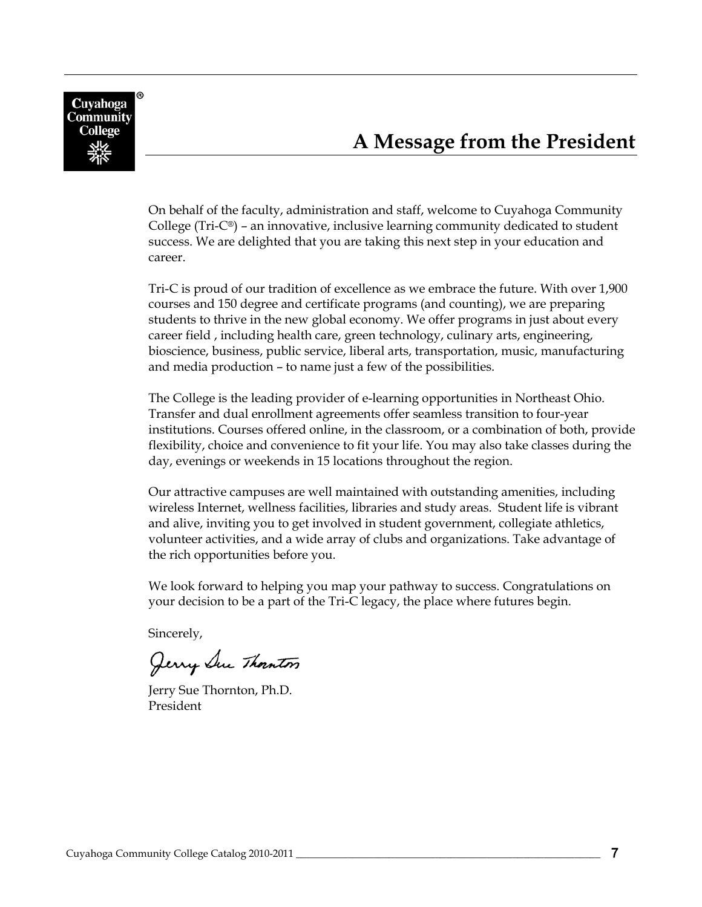# A Message from the President

On behalf of the faculty, administration and staff, welcome to Cuyahoga Community College (Tri-C®) – an innovative, inclusive learning community dedicated to student success. We are delighted that you are taking this next step in your education and career.

Tri-C is proud of our tradition of excellence as we embrace the future. With over 1,900 courses and 150 degree and certificate programs (and counting), we are preparing students to thrive in the new global economy. We offer programs in just about every career field , including health care, green technology, culinary arts, engineering, bioscience, business, public service, liberal arts, transportation, music, manufacturing and media production – to name just a few of the possibilities.

The College is the leading provider of e-learning opportunities in Northeast Ohio. Transfer and dual enrollment agreements offer seamless transition to four-year institutions. Courses offered online, in the classroom, or a combination of both, provide flexibility, choice and convenience to fit your life. You may also take classes during the day, evenings or weekends in 15 locations throughout the region.

Our attractive campuses are well maintained with outstanding amenities, including wireless Internet, wellness facilities, libraries and study areas. Student life is vibrant and alive, inviting you to get involved in student government, collegiate athletics, volunteer activities, and a wide array of clubs and organizations. Take advantage of the rich opportunities before you.

We look forward to helping you map your pathway to success. Congratulations on your decision to be a part of the Tri-C legacy, the place where futures begin.

Sincerely,

Jerry Sue Thornton, Ph.D.
President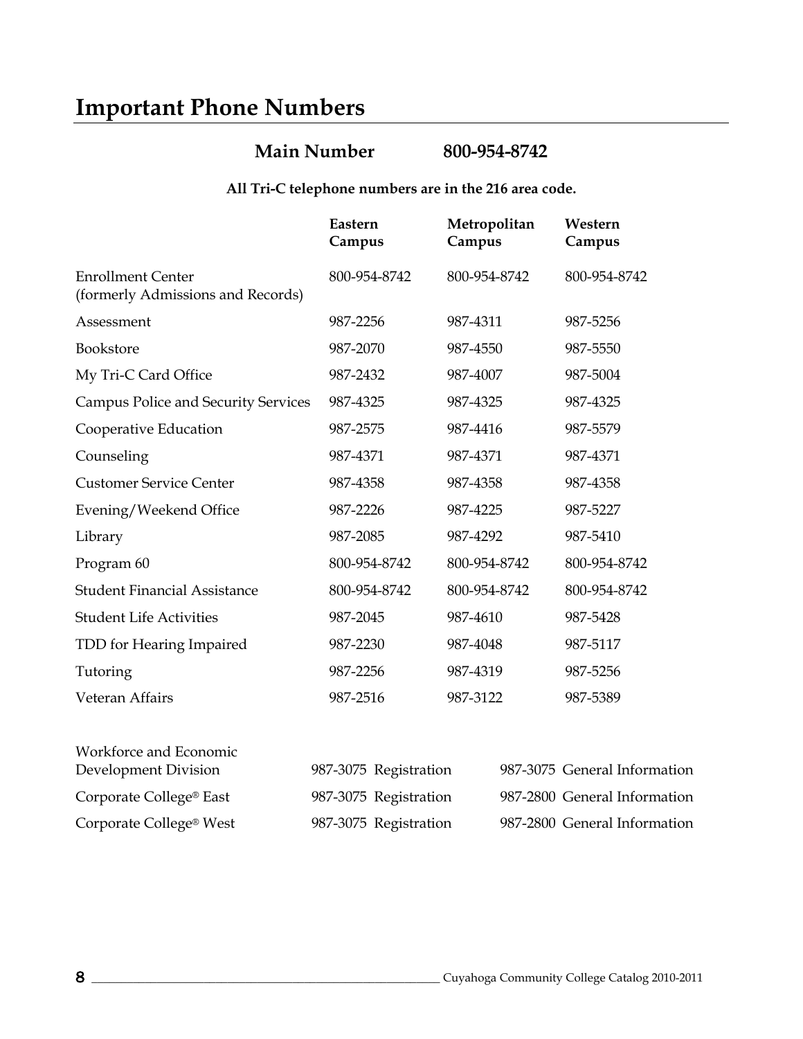# Important Phone Numbers

**Main Number 800-954-8742**

**All Tri-C telephone numbers are in the 216 area code.**

| | Eastern Campus | Metropolitan Campus | Western Campus |
|---|---|---|---|
| Enrollment Center (formerly Admissions and Records) | 800-954-8742 | 800-954-8742 | 800-954-8742 |
| Assessment | 987-2256 | 987-4311 | 987-5256 |
| Bookstore | 987-2070 | 987-4550 | 987-5550 |
| My Tri-C Card Office | 987-2432 | 987-4007 | 987-5004 |
| Campus Police and Security Services | 987-4325 | 987-4325 | 987-4325 |
| Cooperative Education | 987-2575 | 987-4416 | 987-5579 |
| Counseling | 987-4371 | 987-4371 | 987-4371 |
| Customer Service Center | 987-4358 | 987-4358 | 987-4358 |
| Evening/Weekend Office | 987-2226 | 987-4225 | 987-5227 |
| Library | 987-2085 | 987-4292 | 987-5410 |
| Program 60 | 800-954-8742 | 800-954-8742 | 800-954-8742 |
| Student Financial Assistance | 800-954-8742 | 800-954-8742 | 800-954-8742 |
| Student Life Activities | 987-2045 | 987-4610 | 987-5428 |
| TDD for Hearing Impaired | 987-2230 | 987-4048 | 987-5117 |
| Tutoring | 987-2256 | 987-4319 | 987-5256 |
| Veteran Affairs | 987-2516 | 987-3122 | 987-5389 |

| | Registration | General Information |
|---|---|---|
| Workforce and Economic Development Division | 987-3075 Registration | 987-3075 General Information |
| Corporate College® East | 987-3075 Registration | 987-2800 General Information |
| Corporate College® West | 987-3075 Registration | 987-2800 General Information |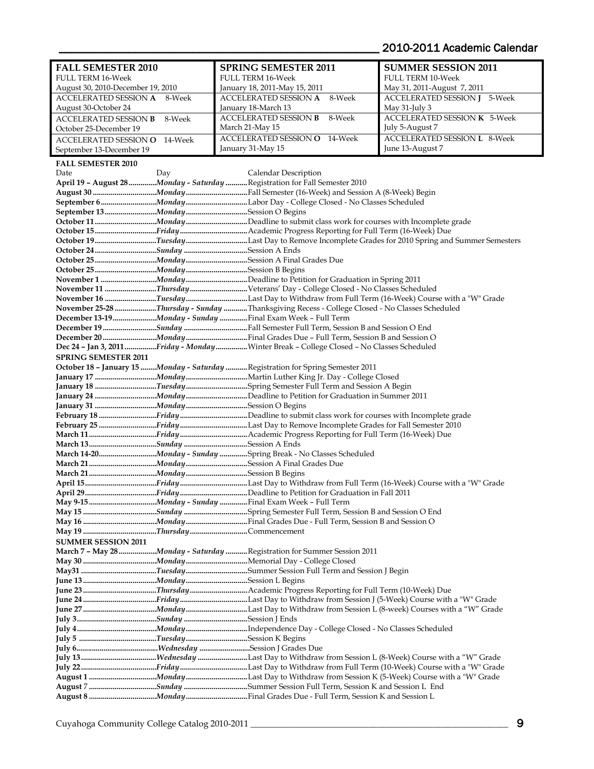## 2010-2011 Academic Calendar

| FALL SEMESTER 2010 | SPRING SEMESTER 2011 | SUMMER SESSION 2011 |
|---|---|---|
| FULL TERM 16-Week<br>August 30, 2010-December 19, 2010 | FULL TERM 16-Week<br>January 18, 2011-May 15, 2011 | FULL TERM 10-Week<br>May 31, 2011-August 7, 2011 |
| ACCELERATED SESSION **A** 8-Week<br>August 30-October 24 | ACCELERATED SESSION **A** 8-Week<br>January 18-March 13 | ACCELERATED SESSION **J** 5-Week<br>May 31-July 3 |
| ACCELERATED SESSION **B** 8-Week<br>October 25-December 19 | ACCELERATED SESSION **B** 8-Week<br>March 21-May 15 | ACCELERATED SESSION **K** 5-Week<br>July 5-August 7 |
| ACCELERATED SESSION **O** 14-Week<br>September 13-December 19 | ACCELERATED SESSION **O** 14-Week<br>January 31-May 15 | ACCELERATED SESSION **L** 8-Week<br>June 13-August 7 |

### FALL SEMESTER 2010

| Date | Day | Calendar Description |
|---|---|---|
| **April 19 – August 28** | *Monday - Saturday* | Registration for Fall Semester 2010 |
| **August 30** | *Monday* | Fall Semester (16-Week) and Session A (8-Week) Begin |
| **September 6** | *Monday* | Labor Day - College Closed - No Classes Scheduled |
| **September 13** | *Monday* | Session O Begins |
| **October 11** | *Monday* | Deadline to submit class work for courses with Incomplete grade |
| **October 15** | *Friday* | Academic Progress Reporting for Full Term (16-Week) Due |
| **October 19** | *Tuesday* | Last Day to Remove Incomplete Grades for 2010 Spring and Summer Semesters |
| **October 24** | *Sunday* | Session A Ends |
| **October 25** | *Monday* | Session A Final Grades Due |
| **October 25** | *Monday* | Session B Begins |
| **November 1** | *Monday* | Deadline to Petition for Graduation in Spring 2011 |
| **November 11** | *Thursday* | Veterans' Day - College Closed - No Classes Scheduled |
| **November 16** | *Tuesday* | Last Day to Withdraw from Full Term (16-Week) Course with a "W" Grade |
| **November 25-28** | *Thursday - Sunday* | Thanksgiving Recess - College Closed - No Classes Scheduled |
| **December 13-19** | *Monday - Sunday* | Final Exam Week – Full Term |
| **December 19** | *Sunday* | Fall Semester Full Term, Session B and Session O End |
| **December 20** | *Monday* | Final Grades Due – Full Term, Session B and Session O |
| **Dec 24 – Jan 3, 2011** | *Friday - Monday* | Winter Break – College Closed – No Classes Scheduled |

### SPRING SEMESTER 2011

| Date | Day | Calendar Description |
|---|---|---|
| **October 18 – January 15** | *Monday - Saturday* | Registration for Spring Semester 2011 |
| **January 17** | *Monday* | Martin Luther King Jr. Day - College Closed |
| **January 18** | *Tuesday* | Spring Semester Full Term and Session A Begin |
| **January 24** | *Monday* | Deadline to Petition for Graduation in Summer 2011 |
| **January 31** | *Monday* | Session O Begins |
| **February 18** | *Friday* | Deadline to submit class work for courses with Incomplete grade |
| **February 25** | *Friday* | Last Day to Remove Incomplete Grades for Fall Semester 2010 |
| **March 11** | *Friday* | Academic Progress Reporting for Full Term (16-Week) Due |
| **March 13** | *Sunday* | Session A Ends |
| **March 14-20** | *Monday - Sunday* | Spring Break - No Classes Scheduled |
| **March 21** | *Monday* | Session A Final Grades Due |
| **March 21** | *Monday* | Session B Begins |
| **April 15** | *Friday* | Last Day to Withdraw from Full Term (16-Week) Course with a "W" Grade |
| **April 29** | *Friday* | Deadline to Petition for Graduation in Fall 2011 |
| **May 9-15** | *Monday - Sunday* | Final Exam Week – Full Term |
| **May 15** | *Sunday* | Spring Semester Full Term, Session B and Session O End |
| **May 16** | *Monday* | Final Grades Due - Full Term, Session B and Session O |
| **May 19** | *Thursday* | Commencement |

### SUMMER SESSION 2011

| Date | Day | Calendar Description |
|---|---|---|
| **March 7 – May 28** | *Monday - Saturday* | Registration for Summer Session 2011 |
| **May 30** | *Monday* | Memorial Day - College Closed |
| **May31** | *Tuesday* | Summer Session Full Term and Session J Begin |
| **June 13** | *Monday* | Session L Begins |
| **June 23** | *Thursday* | Academic Progress Reporting for Full Term (10-Week) Due |
| **June 24** | *Friday* | Last Day to Withdraw from Session J (5-Week) Course with a "W" Grade |
| **June 27** | *Monday* | Last Day to Withdraw from Session L (8-week) Courses with a "W" Grade |
| **July 3** | *Sunday* | Session J Ends |
| **July 4** | *Monday* | Independence Day - College Closed - No Classes Scheduled |
| **July 5** | *Tuesday* | Session K Begins |
| **July 6** | *Wednesday* | Session J Grades Due |
| **July 13** | *Wednesday* | Last Day to Withdraw from Session L (8-Week) Course with a "W" Grade |
| **July 22** | *Friday* | Last Day to Withdraw from Full Term (10-Week) Course with a "W" Grade |
| **August 1** | *Monday* | Last Day to Withdraw from Session K (5-Week) Course with a "W" Grade |
| **August 7** | *Sunday* | Summer Session Full Term, Session K and Session L End |
| **August 8** | *Monday* | Final Grades Due - Full Term, Session K and Session L |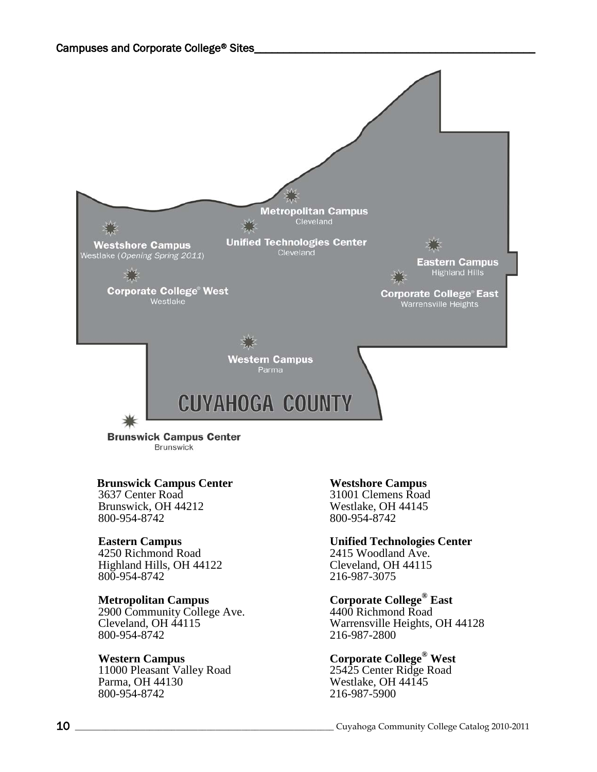## Campuses and Corporate College® Sites

Metropolitan Campus
Cleveland

Westshore Campus
Westlake (*Opening Spring 2011*)

Unified Technologies Center
Cleveland

Eastern Campus
Highland Hills

Corporate College® West
Westlake

Corporate College® East
Warrensville Heights

Western Campus
Parma

CUYAHOGA COUNTY

Brunswick Campus Center
Brunswick

**Brunswick Campus Center**
3637 Center Road
Brunswick, OH 44212
800-954-8742

**Eastern Campus**
4250 Richmond Road
Highland Hills, OH 44122
800-954-8742

**Metropolitan Campus**
2900 Community College Ave.
Cleveland, OH 44115
800-954-8742

**Western Campus**
11000 Pleasant Valley Road
Parma, OH 44130
800-954-8742

**Westshore Campus**
31001 Clemens Road
Westlake, OH 44145
800-954-8742

**Unified Technologies Center**
2415 Woodland Ave.
Cleveland, OH 44115
216-987-3075

**Corporate College® East**
4400 Richmond Road
Warrensville Heights, OH 44128
216-987-2800

**Corporate College® West**
25425 Center Ridge Road
Westlake, OH 44145
216-987-5900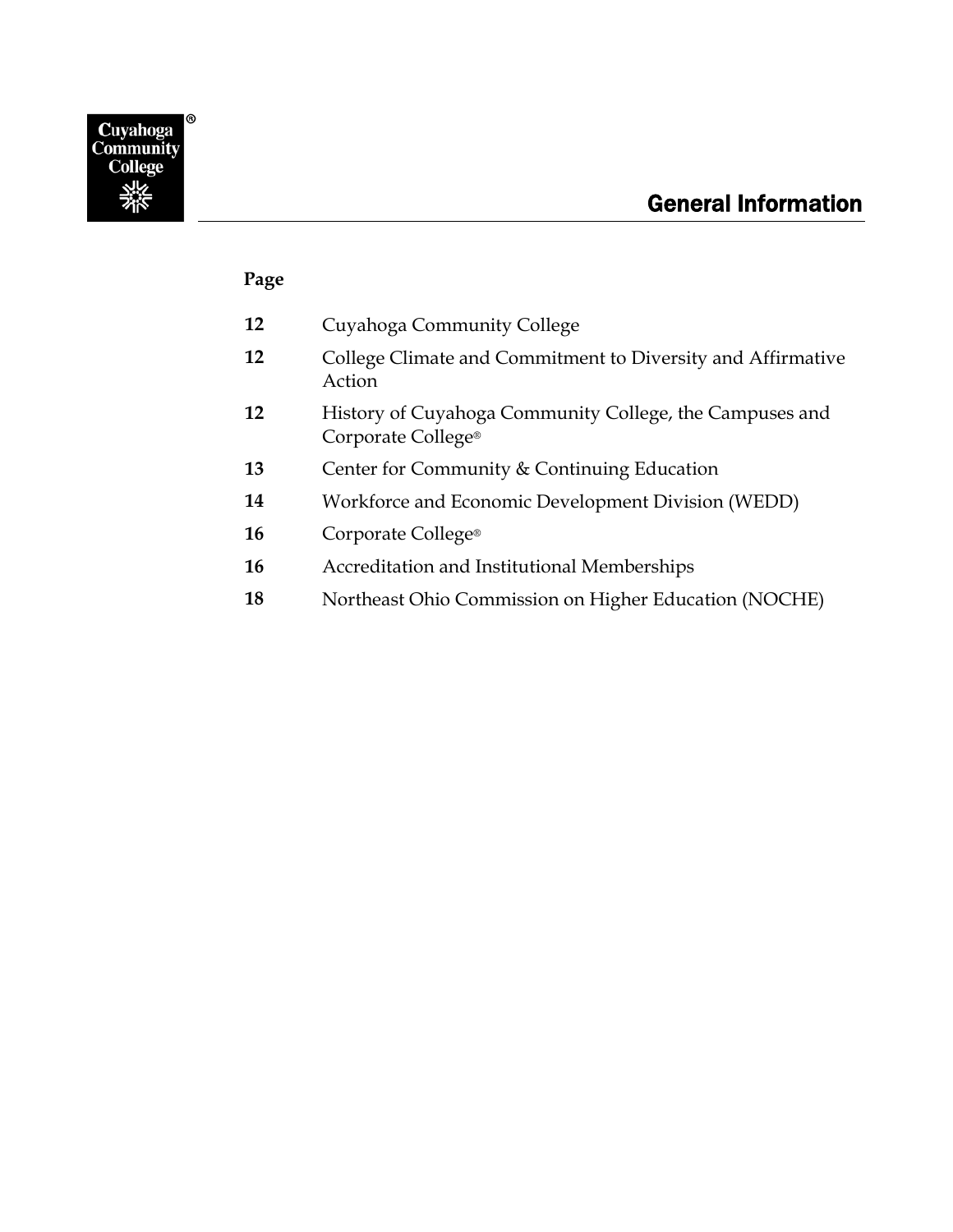# General Information

| Page | |
|---|---|
| **12** | Cuyahoga Community College |
| **12** | College Climate and Commitment to Diversity and Affirmative Action |
| **12** | History of Cuyahoga Community College, the Campuses and Corporate College® |
| **13** | Center for Community & Continuing Education |
| **14** | Workforce and Economic Development Division (WEDD) |
| **16** | Corporate College® |
| **16** | Accreditation and Institutional Memberships |
| **18** | Northeast Ohio Commission on Higher Education (NOCHE) |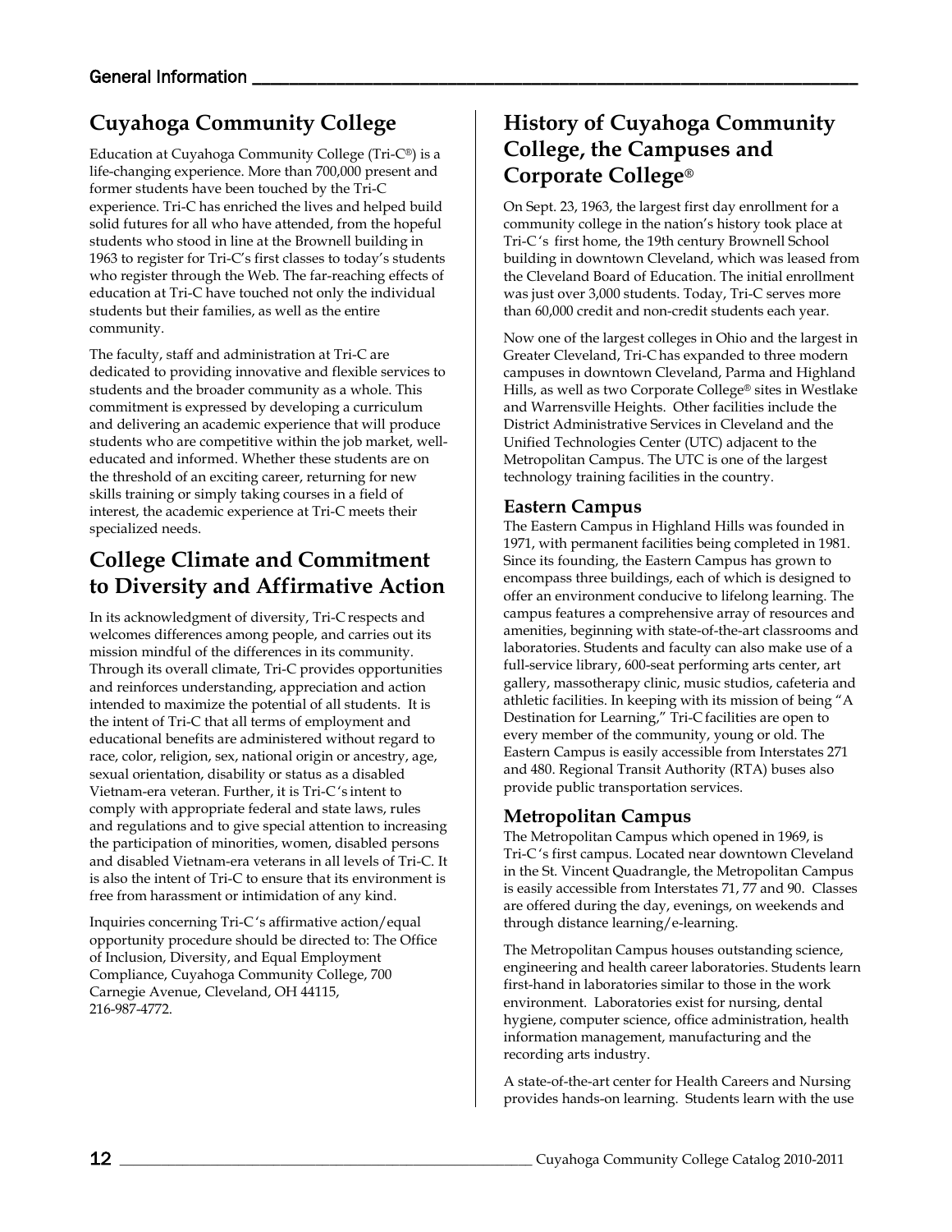## Cuyahoga Community College

Education at Cuyahoga Community College (Tri-C®) is a life-changing experience. More than 700,000 present and former students have been touched by the Tri-C experience. Tri-C has enriched the lives and helped build solid futures for all who have attended, from the hopeful students who stood in line at the Brownell building in 1963 to register for Tri-C's first classes to today's students who register through the Web. The far-reaching effects of education at Tri-C have touched not only the individual students but their families, as well as the entire community.

The faculty, staff and administration at Tri-C are dedicated to providing innovative and flexible services to students and the broader community as a whole. This commitment is expressed by developing a curriculum and delivering an academic experience that will produce students who are competitive within the job market, well-educated and informed. Whether these students are on the threshold of an exciting career, returning for new skills training or simply taking courses in a field of interest, the academic experience at Tri-C meets their specialized needs.

## College Climate and Commitment to Diversity and Affirmative Action

In its acknowledgment of diversity, Tri-C respects and welcomes differences among people, and carries out its mission mindful of the differences in its community. Through its overall climate, Tri-C provides opportunities and reinforces understanding, appreciation and action intended to maximize the potential of all students. It is the intent of Tri-C that all terms of employment and educational benefits are administered without regard to race, color, religion, sex, national origin or ancestry, age, sexual orientation, disability or status as a disabled Vietnam-era veteran. Further, it is Tri-C's intent to comply with appropriate federal and state laws, rules and regulations and to give special attention to increasing the participation of minorities, women, disabled persons and disabled Vietnam-era veterans in all levels of Tri-C. It is also the intent of Tri-C to ensure that its environment is free from harassment or intimidation of any kind.

Inquiries concerning Tri-C's affirmative action/equal opportunity procedure should be directed to: The Office of Inclusion, Diversity, and Equal Employment Compliance, Cuyahoga Community College, 700 Carnegie Avenue, Cleveland, OH 44115, 216-987-4772.

## History of Cuyahoga Community College, the Campuses and Corporate College®

On Sept. 23, 1963, the largest first day enrollment for a community college in the nation's history took place at Tri-C's first home, the 19th century Brownell School building in downtown Cleveland, which was leased from the Cleveland Board of Education. The initial enrollment was just over 3,000 students. Today, Tri-C serves more than 60,000 credit and non-credit students each year.

Now one of the largest colleges in Ohio and the largest in Greater Cleveland, Tri-C has expanded to three modern campuses in downtown Cleveland, Parma and Highland Hills, as well as two Corporate College® sites in Westlake and Warrensville Heights. Other facilities include the District Administrative Services in Cleveland and the Unified Technologies Center (UTC) adjacent to the Metropolitan Campus. The UTC is one of the largest technology training facilities in the country.

### Eastern Campus

The Eastern Campus in Highland Hills was founded in 1971, with permanent facilities being completed in 1981. Since its founding, the Eastern Campus has grown to encompass three buildings, each of which is designed to offer an environment conducive to lifelong learning. The campus features a comprehensive array of resources and amenities, beginning with state-of-the-art classrooms and laboratories. Students and faculty can also make use of a full-service library, 600-seat performing arts center, art gallery, massotherapy clinic, music studios, cafeteria and athletic facilities. In keeping with its mission of being "A Destination for Learning," Tri-C facilities are open to every member of the community, young or old. The Eastern Campus is easily accessible from Interstates 271 and 480. Regional Transit Authority (RTA) buses also provide public transportation services.

### Metropolitan Campus

The Metropolitan Campus which opened in 1969, is Tri-C's first campus. Located near downtown Cleveland in the St. Vincent Quadrangle, the Metropolitan Campus is easily accessible from Interstates 71, 77 and 90. Classes are offered during the day, evenings, on weekends and through distance learning/e-learning.

The Metropolitan Campus houses outstanding science, engineering and health career laboratories. Students learn first-hand in laboratories similar to those in the work environment. Laboratories exist for nursing, dental hygiene, computer science, office administration, health information management, manufacturing and the recording arts industry.

A state-of-the-art center for Health Careers and Nursing provides hands-on learning. Students learn with the use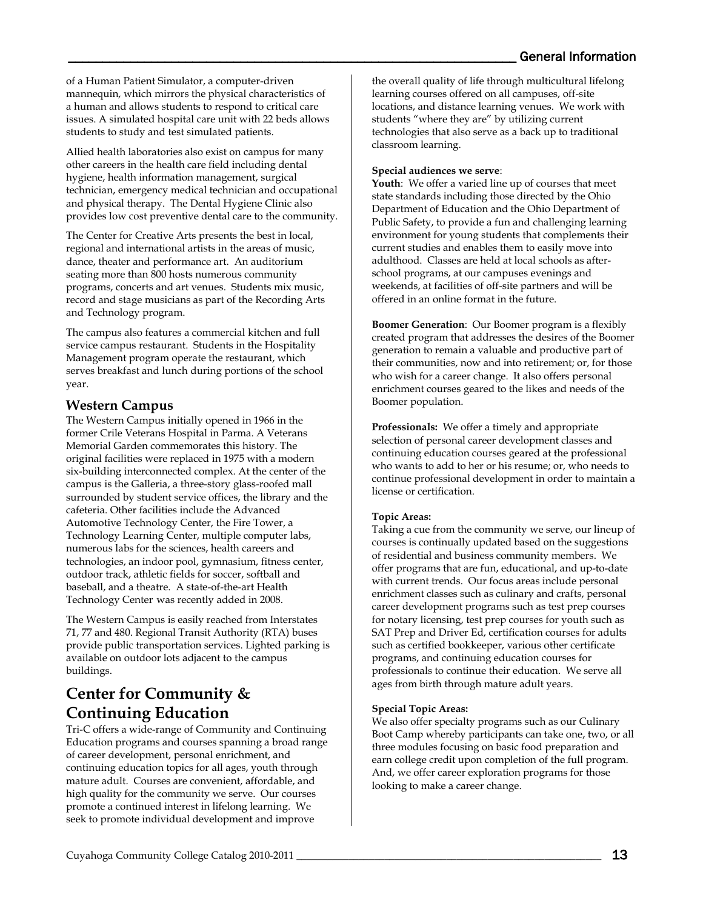of a Human Patient Simulator, a computer-driven mannequin, which mirrors the physical characteristics of a human and allows students to respond to critical care issues. A simulated hospital care unit with 22 beds allows students to study and test simulated patients.

Allied health laboratories also exist on campus for many other careers in the health care field including dental hygiene, health information management, surgical technician, emergency medical technician and occupational and physical therapy. The Dental Hygiene Clinic also provides low cost preventive dental care to the community.

The Center for Creative Arts presents the best in local, regional and international artists in the areas of music, dance, theater and performance art. An auditorium seating more than 800 hosts numerous community programs, concerts and art venues. Students mix music, record and stage musicians as part of the Recording Arts and Technology program.

The campus also features a commercial kitchen and full service campus restaurant. Students in the Hospitality Management program operate the restaurant, which serves breakfast and lunch during portions of the school year.

### Western Campus

The Western Campus initially opened in 1966 in the former Crile Veterans Hospital in Parma. A Veterans Memorial Garden commemorates this history. The original facilities were replaced in 1975 with a modern six-building interconnected complex. At the center of the campus is the Galleria, a three-story glass-roofed mall surrounded by student service offices, the library and the cafeteria. Other facilities include the Advanced Automotive Technology Center, the Fire Tower, a Technology Learning Center, multiple computer labs, numerous labs for the sciences, health careers and technologies, an indoor pool, gymnasium, fitness center, outdoor track, athletic fields for soccer, softball and baseball, and a theatre. A state-of-the-art Health Technology Center was recently added in 2008.

The Western Campus is easily reached from Interstates 71, 77 and 480. Regional Transit Authority (RTA) buses provide public transportation services. Lighted parking is available on outdoor lots adjacent to the campus buildings.

## Center for Community & Continuing Education

Tri-C offers a wide-range of Community and Continuing Education programs and courses spanning a broad range of career development, personal enrichment, and continuing education topics for all ages, youth through mature adult. Courses are convenient, affordable, and high quality for the community we serve. Our courses promote a continued interest in lifelong learning. We seek to promote individual development and improve the overall quality of life through multicultural lifelong learning courses offered on all campuses, off-site locations, and distance learning venues. We work with students "where they are" by utilizing current technologies that also serve as a back up to traditional classroom learning.

**Special audiences we serve**:

**Youth**: We offer a varied line up of courses that meet state standards including those directed by the Ohio Department of Education and the Ohio Department of Public Safety, to provide a fun and challenging learning environment for young students that complements their current studies and enables them to easily move into adulthood. Classes are held at local schools as after-school programs, at our campuses evenings and weekends, at facilities of off-site partners and will be offered in an online format in the future.

**Boomer Generation**: Our Boomer program is a flexibly created program that addresses the desires of the Boomer generation to remain a valuable and productive part of their communities, now and into retirement; or, for those who wish for a career change. It also offers personal enrichment courses geared to the likes and needs of the Boomer population.

**Professionals:** We offer a timely and appropriate selection of personal career development classes and continuing education courses geared at the professional who wants to add to her or his resume; or, who needs to continue professional development in order to maintain a license or certification.

**Topic Areas:**

Taking a cue from the community we serve, our lineup of courses is continually updated based on the suggestions of residential and business community members. We offer programs that are fun, educational, and up-to-date with current trends. Our focus areas include personal enrichment classes such as culinary and crafts, personal career development programs such as test prep courses for notary licensing, test prep courses for youth such as SAT Prep and Driver Ed, certification courses for adults such as certified bookkeeper, various other certificate programs, and continuing education courses for professionals to continue their education. We serve all ages from birth through mature adult years.

**Special Topic Areas:**

We also offer specialty programs such as our Culinary Boot Camp whereby participants can take one, two, or all three modules focusing on basic food preparation and earn college credit upon completion of the full program. And, we offer career exploration programs for those looking to make a career change.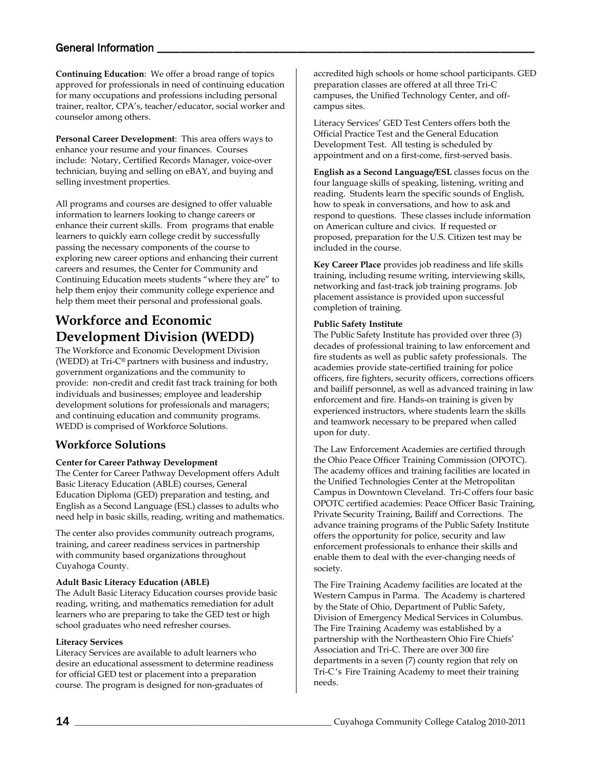**Continuing Education**: We offer a broad range of topics approved for professionals in need of continuing education for many occupations and professions including personal trainer, realtor, CPA's, teacher/educator, social worker and counselor among others.

**Personal Career Development**: This area offers ways to enhance your resume and your finances. Courses include: Notary, Certified Records Manager, voice-over technician, buying and selling on eBAY, and buying and selling investment properties.

All programs and courses are designed to offer valuable information to learners looking to change careers or enhance their current skills. From programs that enable learners to quickly earn college credit by successfully passing the necessary components of the course to exploring new career options and enhancing their current careers and resumes, the Center for Community and Continuing Education meets students "where they are" to help them enjoy their community college experience and help them meet their personal and professional goals.

# Workforce and Economic Development Division (WEDD)

The Workforce and Economic Development Division (WEDD) at Tri-C® partners with business and industry, government organizations and the community to provide: non-credit and credit fast track training for both individuals and businesses; employee and leadership development solutions for professionals and managers; and continuing education and community programs. WEDD is comprised of Workforce Solutions.

## Workforce Solutions

**Center for Career Pathway Development**
The Center for Career Pathway Development offers Adult Basic Literacy Education (ABLE) courses, General Education Diploma (GED) preparation and testing, and English as a Second Language (ESL) classes to adults who need help in basic skills, reading, writing and mathematics.

The center also provides community outreach programs, training, and career readiness services in partnership with community based organizations throughout Cuyahoga County.

**Adult Basic Literacy Education (ABLE)**
The Adult Basic Literacy Education courses provide basic reading, writing, and mathematics remediation for adult learners who are preparing to take the GED test or high school graduates who need refresher courses.

**Literacy Services**
Literacy Services are available to adult learners who desire an educational assessment to determine readiness for official GED test or placement into a preparation course. The program is designed for non-graduates of accredited high schools or home school participants. GED preparation classes are offered at all three Tri-C campuses, the Unified Technology Center, and off-campus sites.

Literacy Services' GED Test Centers offers both the Official Practice Test and the General Education Development Test. All testing is scheduled by appointment and on a first-come, first-served basis.

**English as a Second Language/ESL** classes focus on the four language skills of speaking, listening, writing and reading. Students learn the specific sounds of English, how to speak in conversations, and how to ask and respond to questions. These classes include information on American culture and civics. If requested or proposed, preparation for the U.S. Citizen test may be included in the course.

**Key Career Place** provides job readiness and life skills training, including resume writing, interviewing skills, networking and fast-track job training programs. Job placement assistance is provided upon successful completion of training.

**Public Safety Institute**
The Public Safety Institute has provided over three (3) decades of professional training to law enforcement and fire students as well as public safety professionals. The academies provide state-certified training for police officers, fire fighters, security officers, corrections officers and bailiff personnel, as well as advanced training in law enforcement and fire. Hands-on training is given by experienced instructors, where students learn the skills and teamwork necessary to be prepared when called upon for duty.

The Law Enforcement Academies are certified through the Ohio Peace Officer Training Commission (OPOTC). The academy offices and training facilities are located in the Unified Technologies Center at the Metropolitan Campus in Downtown Cleveland. Tri-C offers four basic OPOTC certified academies: Peace Officer Basic Training, Private Security Training, Bailiff and Corrections. The advance training programs of the Public Safety Institute offers the opportunity for police, security and law enforcement professionals to enhance their skills and enable them to deal with the ever-changing needs of society.

The Fire Training Academy facilities are located at the Western Campus in Parma. The Academy is chartered by the State of Ohio, Department of Public Safety, Division of Emergency Medical Services in Columbus. The Fire Training Academy was established by a partnership with the Northeastern Ohio Fire Chiefs' Association and Tri-C. There are over 300 fire departments in a seven (7) county region that rely on Tri-C's Fire Training Academy to meet their training needs.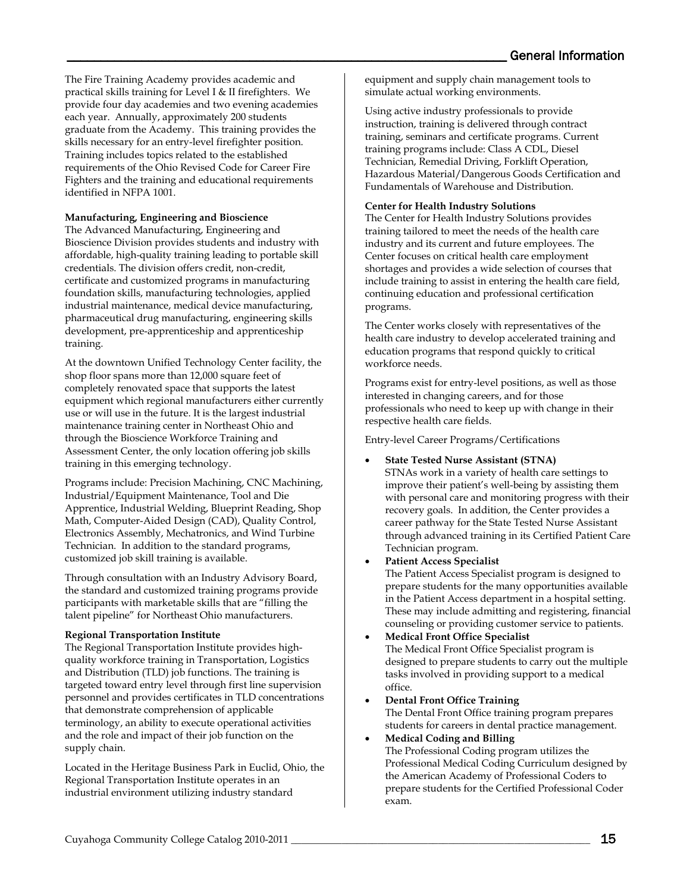The Fire Training Academy provides academic and practical skills training for Level I & II firefighters. We provide four day academies and two evening academies each year. Annually, approximately 200 students graduate from the Academy. This training provides the skills necessary for an entry-level firefighter position. Training includes topics related to the established requirements of the Ohio Revised Code for Career Fire Fighters and the training and educational requirements identified in NFPA 1001.

**Manufacturing, Engineering and Bioscience**

The Advanced Manufacturing, Engineering and Bioscience Division provides students and industry with affordable, high-quality training leading to portable skill credentials. The division offers credit, non-credit, certificate and customized programs in manufacturing foundation skills, manufacturing technologies, applied industrial maintenance, medical device manufacturing, pharmaceutical drug manufacturing, engineering skills development, pre-apprenticeship and apprenticeship training.

At the downtown Unified Technology Center facility, the shop floor spans more than 12,000 square feet of completely renovated space that supports the latest equipment which regional manufacturers either currently use or will use in the future. It is the largest industrial maintenance training center in Northeast Ohio and through the Bioscience Workforce Training and Assessment Center, the only location offering job skills training in this emerging technology.

Programs include: Precision Machining, CNC Machining, Industrial/Equipment Maintenance, Tool and Die Apprentice, Industrial Welding, Blueprint Reading, Shop Math, Computer-Aided Design (CAD), Quality Control, Electronics Assembly, Mechatronics, and Wind Turbine Technician. In addition to the standard programs, customized job skill training is available.

Through consultation with an Industry Advisory Board, the standard and customized training programs provide participants with marketable skills that are "filling the talent pipeline" for Northeast Ohio manufacturers.

**Regional Transportation Institute**

The Regional Transportation Institute provides high-quality workforce training in Transportation, Logistics and Distribution (TLD) job functions. The training is targeted toward entry level through first line supervision personnel and provides certificates in TLD concentrations that demonstrate comprehension of applicable terminology, an ability to execute operational activities and the role and impact of their job function on the supply chain.

Located in the Heritage Business Park in Euclid, Ohio, the Regional Transportation Institute operates in an industrial environment utilizing industry standard equipment and supply chain management tools to simulate actual working environments.

Using active industry professionals to provide instruction, training is delivered through contract training, seminars and certificate programs. Current training programs include: Class A CDL, Diesel Technician, Remedial Driving, Forklift Operation, Hazardous Material/Dangerous Goods Certification and Fundamentals of Warehouse and Distribution.

**Center for Health Industry Solutions**

The Center for Health Industry Solutions provides training tailored to meet the needs of the health care industry and its current and future employees. The Center focuses on critical health care employment shortages and provides a wide selection of courses that include training to assist in entering the health care field, continuing education and professional certification programs.

The Center works closely with representatives of the health care industry to develop accelerated training and education programs that respond quickly to critical workforce needs.

Programs exist for entry-level positions, as well as those interested in changing careers, and for those professionals who need to keep up with change in their respective health care fields.

Entry-level Career Programs/Certifications

- **State Tested Nurse Assistant (STNA)**
  STNAs work in a variety of health care settings to improve their patient's well-being by assisting them with personal care and monitoring progress with their recovery goals. In addition, the Center provides a career pathway for the State Tested Nurse Assistant through advanced training in its Certified Patient Care Technician program.
- **Patient Access Specialist**
  The Patient Access Specialist program is designed to prepare students for the many opportunities available in the Patient Access department in a hospital setting. These may include admitting and registering, financial counseling or providing customer service to patients.
- **Medical Front Office Specialist**
  The Medical Front Office Specialist program is designed to prepare students to carry out the multiple tasks involved in providing support to a medical office.
- **Dental Front Office Training**
  The Dental Front Office training program prepares students for careers in dental practice management.
- **Medical Coding and Billing**
  The Professional Coding program utilizes the Professional Medical Coding Curriculum designed by the American Academy of Professional Coders to prepare students for the Certified Professional Coder exam.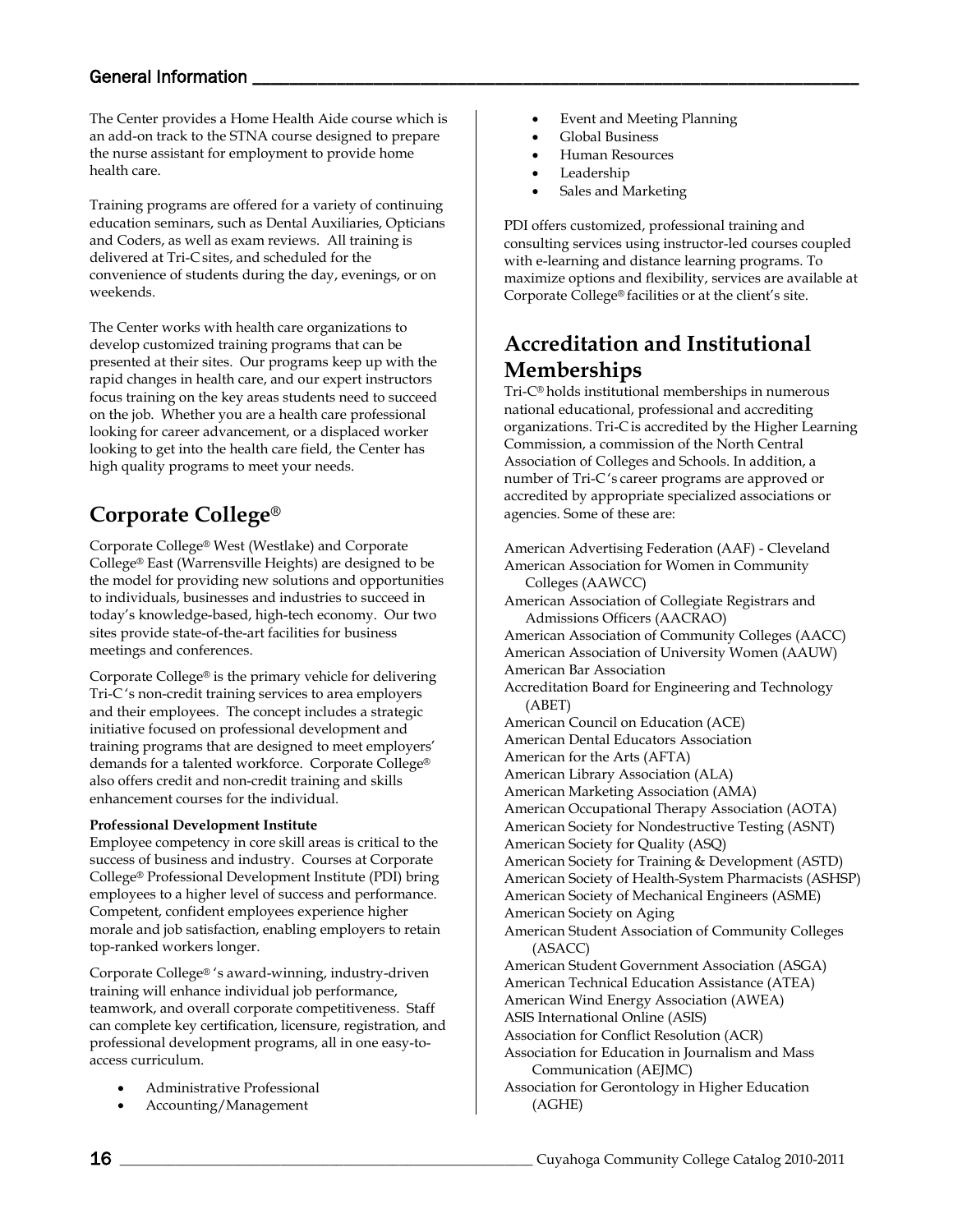The Center provides a Home Health Aide course which is an add-on track to the STNA course designed to prepare the nurse assistant for employment to provide home health care.

Training programs are offered for a variety of continuing education seminars, such as Dental Auxiliaries, Opticians and Coders, as well as exam reviews. All training is delivered at Tri-C sites, and scheduled for the convenience of students during the day, evenings, or on weekends.

The Center works with health care organizations to develop customized training programs that can be presented at their sites. Our programs keep up with the rapid changes in health care, and our expert instructors focus training on the key areas students need to succeed on the job. Whether you are a health care professional looking for career advancement, or a displaced worker looking to get into the health care field, the Center has high quality programs to meet your needs.

## Corporate College®

Corporate College® West (Westlake) and Corporate College® East (Warrensville Heights) are designed to be the model for providing new solutions and opportunities to individuals, businesses and industries to succeed in today's knowledge-based, high-tech economy. Our two sites provide state-of-the-art facilities for business meetings and conferences.

Corporate College® is the primary vehicle for delivering Tri-C 's non-credit training services to area employers and their employees. The concept includes a strategic initiative focused on professional development and training programs that are designed to meet employers' demands for a talented workforce. Corporate College® also offers credit and non-credit training and skills enhancement courses for the individual.

**Professional Development Institute**

Employee competency in core skill areas is critical to the success of business and industry. Courses at Corporate College® Professional Development Institute (PDI) bring employees to a higher level of success and performance. Competent, confident employees experience higher morale and job satisfaction, enabling employers to retain top-ranked workers longer.

Corporate College® 's award-winning, industry-driven training will enhance individual job performance, teamwork, and overall corporate competitiveness. Staff can complete key certification, licensure, registration, and professional development programs, all in one easy-to-access curriculum.

- Administrative Professional
- Accounting/Management
- Event and Meeting Planning
- Global Business
- Human Resources
- Leadership
- Sales and Marketing

PDI offers customized, professional training and consulting services using instructor-led courses coupled with e-learning and distance learning programs. To maximize options and flexibility, services are available at Corporate College® facilities or at the client's site.

## Accreditation and Institutional Memberships

Tri-C® holds institutional memberships in numerous national educational, professional and accrediting organizations. Tri-C is accredited by the Higher Learning Commission, a commission of the North Central Association of Colleges and Schools. In addition, a number of Tri-C 's career programs are approved or accredited by appropriate specialized associations or agencies. Some of these are:

American Advertising Federation (AAF) - Cleveland
American Association for Women in Community Colleges (AAWCC)
American Association of Collegiate Registrars and Admissions Officers (AACRAO)
American Association of Community Colleges (AACC)
American Association of University Women (AAUW)
American Bar Association
Accreditation Board for Engineering and Technology (ABET)
American Council on Education (ACE)
American Dental Educators Association
American for the Arts (AFTA)
American Library Association (ALA)
American Marketing Association (AMA)
American Occupational Therapy Association (AOTA)
American Society for Nondestructive Testing (ASNT)
American Society for Quality (ASQ)
American Society for Training & Development (ASTD)
American Society of Health-System Pharmacists (ASHSP)
American Society of Mechanical Engineers (ASME)
American Society on Aging
American Student Association of Community Colleges (ASACC)
American Student Government Association (ASGA)
American Technical Education Assistance (ATEA)
American Wind Energy Association (AWEA)
ASIS International Online (ASIS)
Association for Conflict Resolution (ACR)
Association for Education in Journalism and Mass Communication (AEJMC)
Association for Gerontology in Higher Education (AGHE)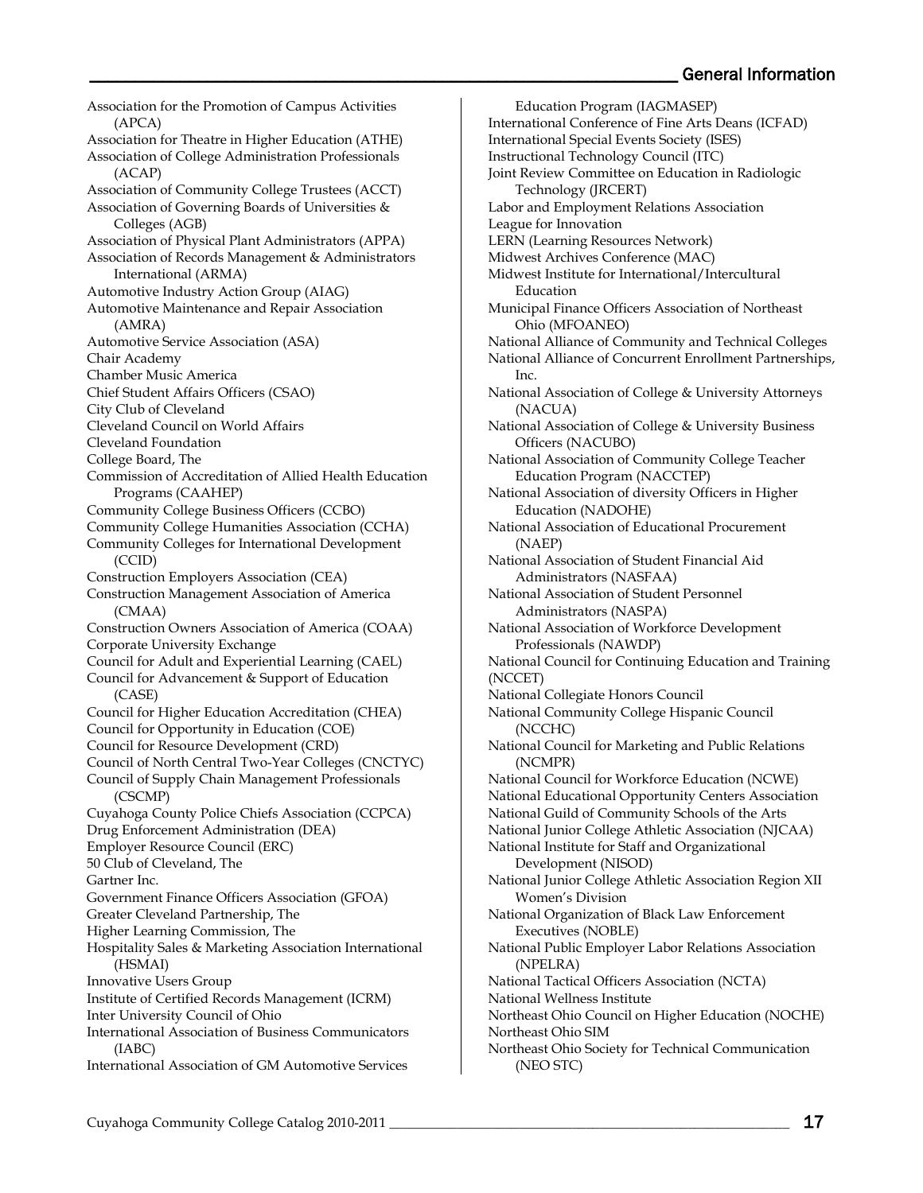Association for the Promotion of Campus Activities (APCA)
Association for Theatre in Higher Education (ATHE)
Association of College Administration Professionals (ACAP)
Association of Community College Trustees (ACCT)
Association of Governing Boards of Universities & Colleges (AGB)
Association of Physical Plant Administrators (APPA)
Association of Records Management & Administrators International (ARMA)
Automotive Industry Action Group (AIAG)
Automotive Maintenance and Repair Association (AMRA)
Automotive Service Association (ASA)
Chair Academy
Chamber Music America
Chief Student Affairs Officers (CSAO)
City Club of Cleveland
Cleveland Council on World Affairs
Cleveland Foundation
College Board, The
Commission of Accreditation of Allied Health Education Programs (CAAHEP)
Community College Business Officers (CCBO)
Community College Humanities Association (CCHA)
Community Colleges for International Development (CCID)
Construction Employers Association (CEA)
Construction Management Association of America (CMAA)
Construction Owners Association of America (COAA)
Corporate University Exchange
Council for Adult and Experiential Learning (CAEL)
Council for Advancement & Support of Education (CASE)
Council for Higher Education Accreditation (CHEA)
Council for Opportunity in Education (COE)
Council for Resource Development (CRD)
Council of North Central Two-Year Colleges (CNCTYC)
Council of Supply Chain Management Professionals (CSCMP)
Cuyahoga County Police Chiefs Association (CCPCA)
Drug Enforcement Administration (DEA)
Employer Resource Council (ERC)
50 Club of Cleveland, The
Gartner Inc.
Government Finance Officers Association (GFOA)
Greater Cleveland Partnership, The
Higher Learning Commission, The
Hospitality Sales & Marketing Association International (HSMAI)
Innovative Users Group
Institute of Certified Records Management (ICRM)
Inter University Council of Ohio
International Association of Business Communicators (IABC)
International Association of GM Automotive Services Education Program (IAGMASEP)
International Conference of Fine Arts Deans (ICFAD)
International Special Events Society (ISES)
Instructional Technology Council (ITC)
Joint Review Committee on Education in Radiologic Technology (JRCERT)
Labor and Employment Relations Association
League for Innovation
LERN (Learning Resources Network)
Midwest Archives Conference (MAC)
Midwest Institute for International/Intercultural Education
Municipal Finance Officers Association of Northeast Ohio (MFOANEO)
National Alliance of Community and Technical Colleges
National Alliance of Concurrent Enrollment Partnerships, Inc.
National Association of College & University Attorneys (NACUA)
National Association of College & University Business Officers (NACUBO)
National Association of Community College Teacher Education Program (NACCTEP)
National Association of diversity Officers in Higher Education (NADOHE)
National Association of Educational Procurement (NAEP)
National Association of Student Financial Aid Administrators (NASFAA)
National Association of Student Personnel Administrators (NASPA)
National Association of Workforce Development Professionals (NAWDP)
National Council for Continuing Education and Training (NCCET)
National Collegiate Honors Council
National Community College Hispanic Council (NCCHC)
National Council for Marketing and Public Relations (NCMPR)
National Council for Workforce Education (NCWE)
National Educational Opportunity Centers Association
National Guild of Community Schools of the Arts
National Junior College Athletic Association (NJCAA)
National Institute for Staff and Organizational Development (NISOD)
National Junior College Athletic Association Region XII Women's Division
National Organization of Black Law Enforcement Executives (NOBLE)
National Public Employer Labor Relations Association (NPELRA)
National Tactical Officers Association (NCTA)
National Wellness Institute
Northeast Ohio Council on Higher Education (NOCHE)
Northeast Ohio SIM
Northeast Ohio Society for Technical Communication (NEO STC)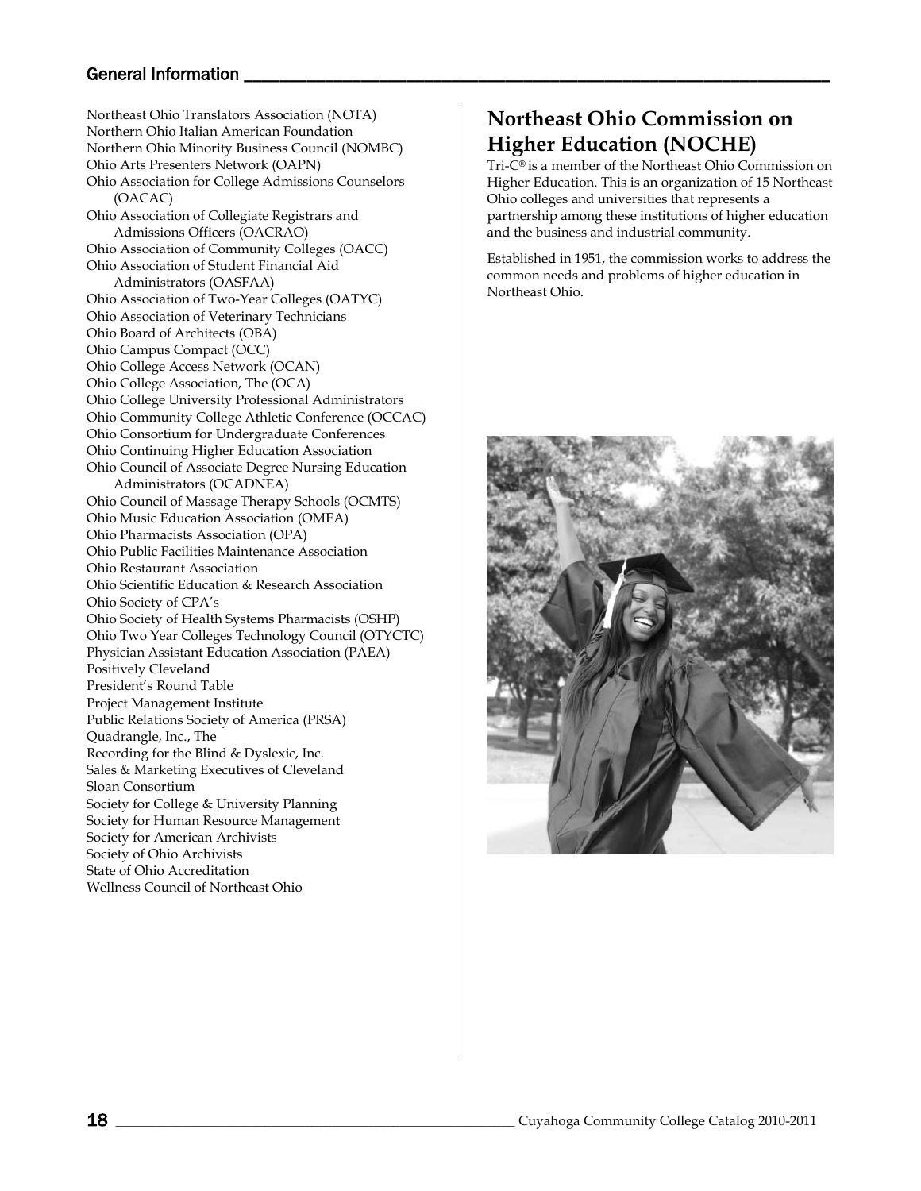Northeast Ohio Translators Association (NOTA)
Northern Ohio Italian American Foundation
Northern Ohio Minority Business Council (NOMBC)
Ohio Arts Presenters Network (OAPN)
Ohio Association for College Admissions Counselors (OACAC)
Ohio Association of Collegiate Registrars and Admissions Officers (OACRAO)
Ohio Association of Community Colleges (OACC)
Ohio Association of Student Financial Aid Administrators (OASFAA)
Ohio Association of Two-Year Colleges (OATYC)
Ohio Association of Veterinary Technicians
Ohio Board of Architects (OBA)
Ohio Campus Compact (OCC)
Ohio College Access Network (OCAN)
Ohio College Association, The (OCA)
Ohio College University Professional Administrators
Ohio Community College Athletic Conference (OCCAC)
Ohio Consortium for Undergraduate Conferences
Ohio Continuing Higher Education Association
Ohio Council of Associate Degree Nursing Education Administrators (OCADNEA)
Ohio Council of Massage Therapy Schools (OCMTS)
Ohio Music Education Association (OMEA)
Ohio Pharmacists Association (OPA)
Ohio Public Facilities Maintenance Association
Ohio Restaurant Association
Ohio Scientific Education & Research Association
Ohio Society of CPA's
Ohio Society of Health Systems Pharmacists (OSHP)
Ohio Two Year Colleges Technology Council (OTYCTC)
Physician Assistant Education Association (PAEA)
Positively Cleveland
President's Round Table
Project Management Institute
Public Relations Society of America (PRSA)
Quadrangle, Inc., The
Recording for the Blind & Dyslexic, Inc.
Sales & Marketing Executives of Cleveland
Sloan Consortium
Society for College & University Planning
Society for Human Resource Management
Society for American Archivists
Society of Ohio Archivists
State of Ohio Accreditation
Wellness Council of Northeast Ohio

## Northeast Ohio Commission on Higher Education (NOCHE)

Tri-C® is a member of the Northeast Ohio Commission on Higher Education. This is an organization of 15 Northeast Ohio colleges and universities that represents a partnership among these institutions of higher education and the business and industrial community.

Established in 1951, the commission works to address the common needs and problems of higher education in Northeast Ohio.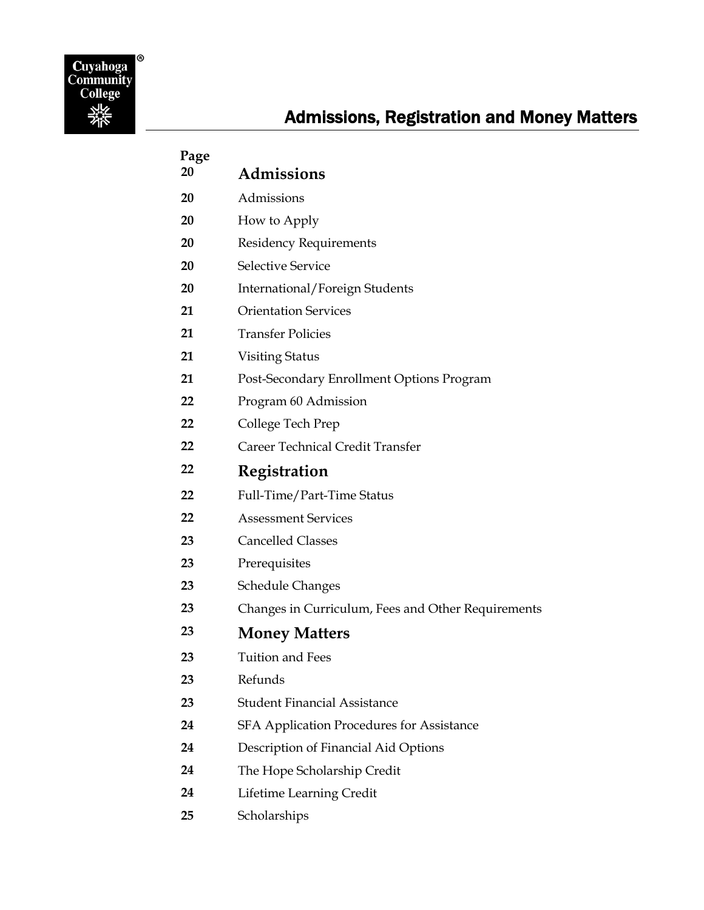# Admissions, Registration and Money Matters

| Page | |
|---|---|
| 20 | **Admissions** |
| 20 | Admissions |
| 20 | How to Apply |
| 20 | Residency Requirements |
| 20 | Selective Service |
| 20 | International/Foreign Students |
| 21 | Orientation Services |
| 21 | Transfer Policies |
| 21 | Visiting Status |
| 21 | Post-Secondary Enrollment Options Program |
| 22 | Program 60 Admission |
| 22 | College Tech Prep |
| 22 | Career Technical Credit Transfer |
| 22 | **Registration** |
| 22 | Full-Time/Part-Time Status |
| 22 | Assessment Services |
| 23 | Cancelled Classes |
| 23 | Prerequisites |
| 23 | Schedule Changes |
| 23 | Changes in Curriculum, Fees and Other Requirements |
| 23 | **Money Matters** |
| 23 | Tuition and Fees |
| 23 | Refunds |
| 23 | Student Financial Assistance |
| 24 | SFA Application Procedures for Assistance |
| 24 | Description of Financial Aid Options |
| 24 | The Hope Scholarship Credit |
| 24 | Lifetime Learning Credit |
| 25 | Scholarships |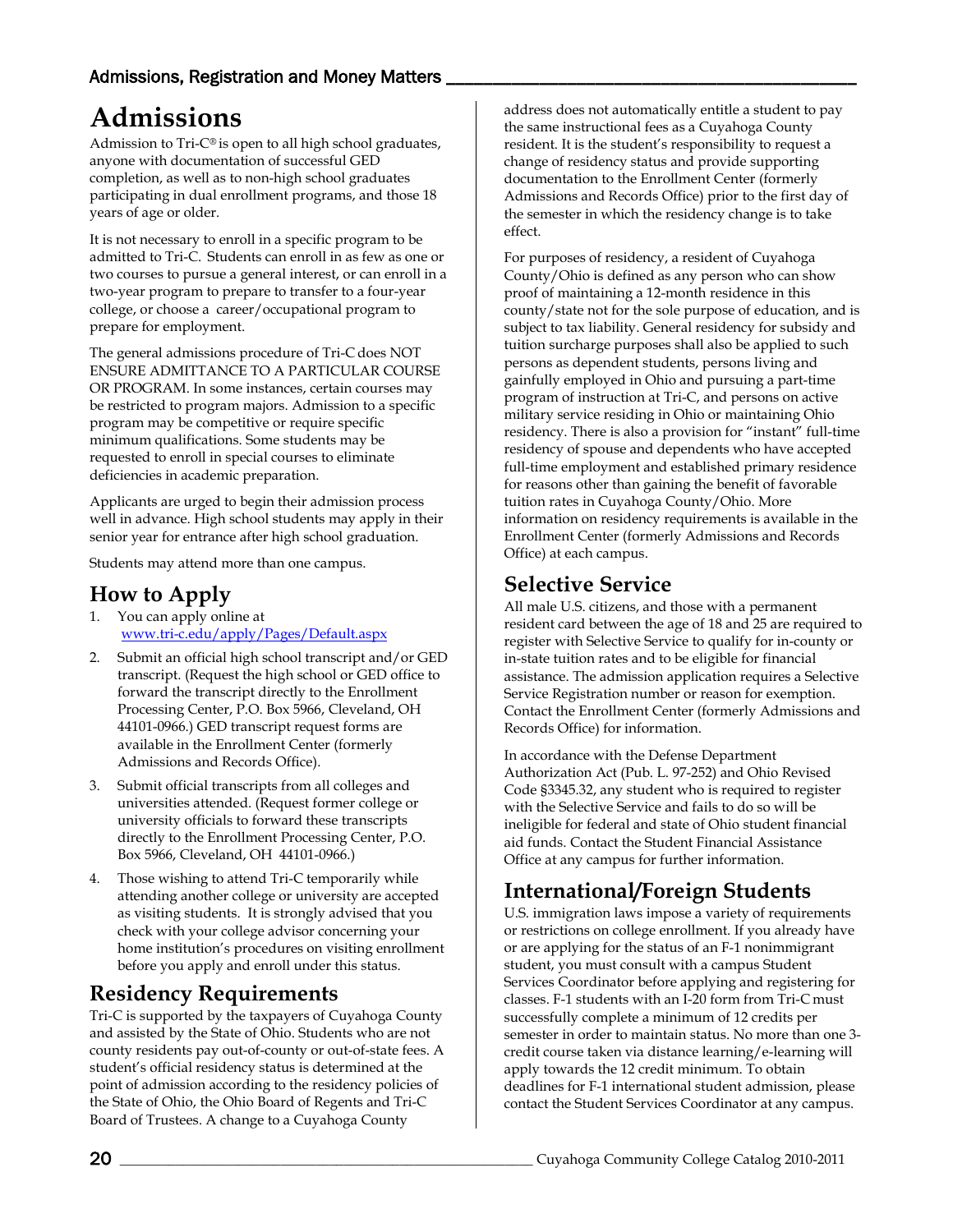# Admissions

Admission to Tri-C® is open to all high school graduates, anyone with documentation of successful GED completion, as well as to non-high school graduates participating in dual enrollment programs, and those 18 years of age or older.

It is not necessary to enroll in a specific program to be admitted to Tri-C. Students can enroll in as few as one or two courses to pursue a general interest, or can enroll in a two-year program to prepare to transfer to a four-year college, or choose a career/occupational program to prepare for employment.

The general admissions procedure of Tri-C does NOT ENSURE ADMITTANCE TO A PARTICULAR COURSE OR PROGRAM. In some instances, certain courses may be restricted to program majors. Admission to a specific program may be competitive or require specific minimum qualifications. Some students may be requested to enroll in special courses to eliminate deficiencies in academic preparation.

Applicants are urged to begin their admission process well in advance. High school students may apply in their senior year for entrance after high school graduation.

Students may attend more than one campus.

## How to Apply

1. You can apply online at www.tri-c.edu/apply/Pages/Default.aspx
2. Submit an official high school transcript and/or GED transcript. (Request the high school or GED office to forward the transcript directly to the Enrollment Processing Center, P.O. Box 5966, Cleveland, OH 44101-0966.) GED transcript request forms are available in the Enrollment Center (formerly Admissions and Records Office).
3. Submit official transcripts from all colleges and universities attended. (Request former college or university officials to forward these transcripts directly to the Enrollment Processing Center, P.O. Box 5966, Cleveland, OH 44101-0966.)
4. Those wishing to attend Tri-C temporarily while attending another college or university are accepted as visiting students. It is strongly advised that you check with your college advisor concerning your home institution's procedures on visiting enrollment before you apply and enroll under this status.

## Residency Requirements

Tri-C is supported by the taxpayers of Cuyahoga County and assisted by the State of Ohio. Students who are not county residents pay out-of-county or out-of-state fees. A student's official residency status is determined at the point of admission according to the residency policies of the State of Ohio, the Ohio Board of Regents and Tri-C Board of Trustees. A change to a Cuyahoga County address does not automatically entitle a student to pay the same instructional fees as a Cuyahoga County resident. It is the student's responsibility to request a change of residency status and provide supporting documentation to the Enrollment Center (formerly Admissions and Records Office) prior to the first day of the semester in which the residency change is to take effect.

For purposes of residency, a resident of Cuyahoga County/Ohio is defined as any person who can show proof of maintaining a 12-month residence in this county/state not for the sole purpose of education, and is subject to tax liability. General residency for subsidy and tuition surcharge purposes shall also be applied to such persons as dependent students, persons living and gainfully employed in Ohio and pursuing a part-time program of instruction at Tri-C, and persons on active military service residing in Ohio or maintaining Ohio residency. There is also a provision for "instant" full-time residency of spouse and dependents who have accepted full-time employment and established primary residence for reasons other than gaining the benefit of favorable tuition rates in Cuyahoga County/Ohio. More information on residency requirements is available in the Enrollment Center (formerly Admissions and Records Office) at each campus.

## Selective Service

All male U.S. citizens, and those with a permanent resident card between the age of 18 and 25 are required to register with Selective Service to qualify for in-county or in-state tuition rates and to be eligible for financial assistance. The admission application requires a Selective Service Registration number or reason for exemption. Contact the Enrollment Center (formerly Admissions and Records Office) for information.

In accordance with the Defense Department Authorization Act (Pub. L. 97-252) and Ohio Revised Code §3345.32, any student who is required to register with the Selective Service and fails to do so will be ineligible for federal and state of Ohio student financial aid funds. Contact the Student Financial Assistance Office at any campus for further information.

## International/Foreign Students

U.S. immigration laws impose a variety of requirements or restrictions on college enrollment. If you already have or are applying for the status of an F-1 nonimmigrant student, you must consult with a campus Student Services Coordinator before applying and registering for classes. F-1 students with an I-20 form from Tri-C must successfully complete a minimum of 12 credits per semester in order to maintain status. No more than one 3-credit course taken via distance learning/e-learning will apply towards the 12 credit minimum. To obtain deadlines for F-1 international student admission, please contact the Student Services Coordinator at any campus.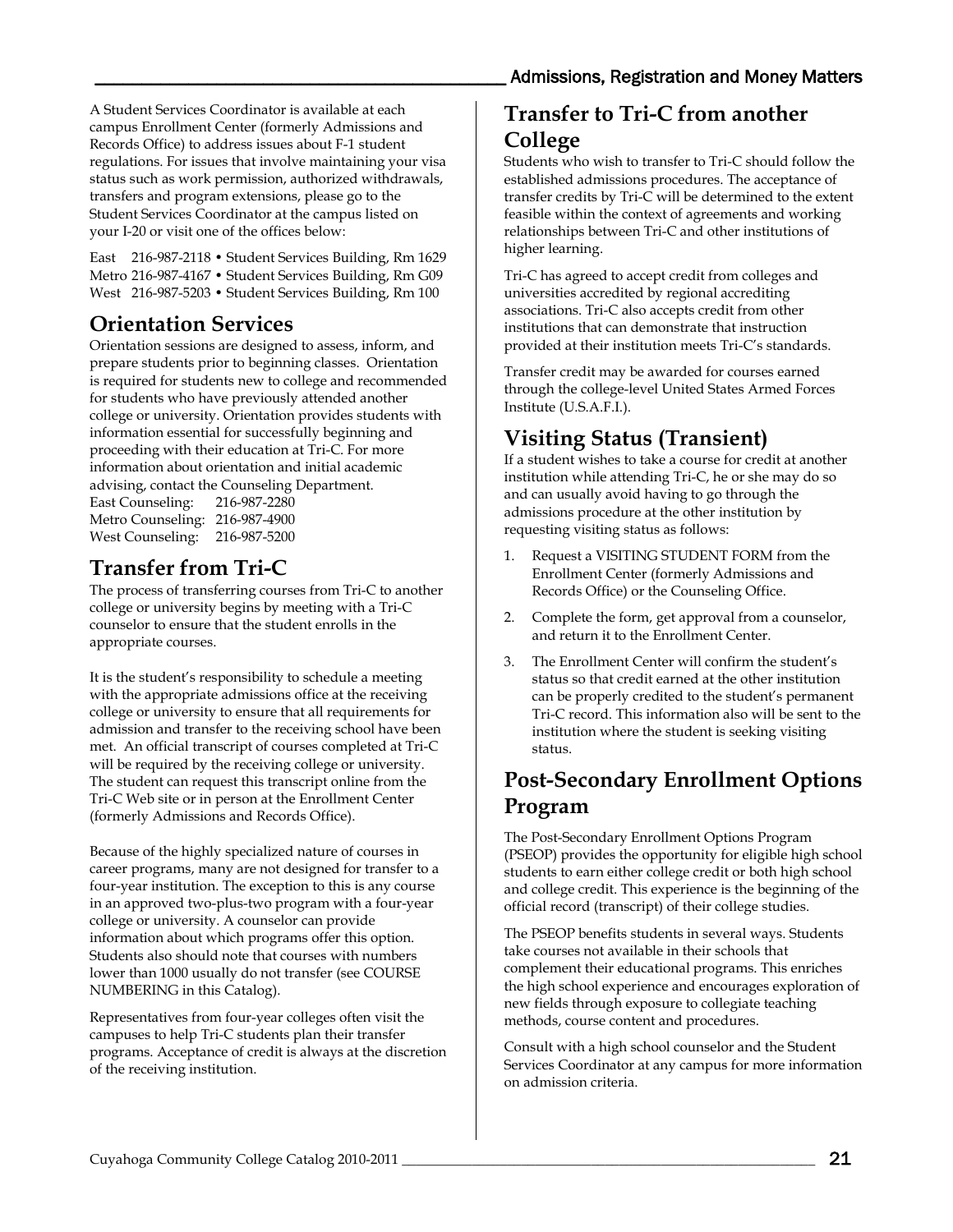A Student Services Coordinator is available at each campus Enrollment Center (formerly Admissions and Records Office) to address issues about F-1 student regulations. For issues that involve maintaining your visa status such as work permission, authorized withdrawals, transfers and program extensions, please go to the Student Services Coordinator at the campus listed on your I-20 or visit one of the offices below:

East 216-987-2118 • Student Services Building, Rm 1629
Metro 216-987-4167 • Student Services Building, Rm G09
West 216-987-5203 • Student Services Building, Rm 100

## Orientation Services

Orientation sessions are designed to assess, inform, and prepare students prior to beginning classes. Orientation is required for students new to college and recommended for students who have previously attended another college or university. Orientation provides students with information essential for successfully beginning and proceeding with their education at Tri-C. For more information about orientation and initial academic advising, contact the Counseling Department.

East Counseling: 216-987-2280
Metro Counseling: 216-987-4900
West Counseling: 216-987-5200

## Transfer from Tri-C

The process of transferring courses from Tri-C to another college or university begins by meeting with a Tri-C counselor to ensure that the student enrolls in the appropriate courses.

It is the student's responsibility to schedule a meeting with the appropriate admissions office at the receiving college or university to ensure that all requirements for admission and transfer to the receiving school have been met. An official transcript of courses completed at Tri-C will be required by the receiving college or university. The student can request this transcript online from the Tri-C Web site or in person at the Enrollment Center (formerly Admissions and Records Office).

Because of the highly specialized nature of courses in career programs, many are not designed for transfer to a four-year institution. The exception to this is any course in an approved two-plus-two program with a four-year college or university. A counselor can provide information about which programs offer this option. Students also should note that courses with numbers lower than 1000 usually do not transfer (see COURSE NUMBERING in this Catalog).

Representatives from four-year colleges often visit the campuses to help Tri-C students plan their transfer programs. Acceptance of credit is always at the discretion of the receiving institution.

## Transfer to Tri-C from another College

Students who wish to transfer to Tri-C should follow the established admissions procedures. The acceptance of transfer credits by Tri-C will be determined to the extent feasible within the context of agreements and working relationships between Tri-C and other institutions of higher learning.

Tri-C has agreed to accept credit from colleges and universities accredited by regional accrediting associations. Tri-C also accepts credit from other institutions that can demonstrate that instruction provided at their institution meets Tri-C's standards.

Transfer credit may be awarded for courses earned through the college-level United States Armed Forces Institute (U.S.A.F.I.).

## Visiting Status (Transient)

If a student wishes to take a course for credit at another institution while attending Tri-C, he or she may do so and can usually avoid having to go through the admissions procedure at the other institution by requesting visiting status as follows:

1. Request a VISITING STUDENT FORM from the Enrollment Center (formerly Admissions and Records Office) or the Counseling Office.
2. Complete the form, get approval from a counselor, and return it to the Enrollment Center.
3. The Enrollment Center will confirm the student's status so that credit earned at the other institution can be properly credited to the student's permanent Tri-C record. This information also will be sent to the institution where the student is seeking visiting status.

## Post-Secondary Enrollment Options Program

The Post-Secondary Enrollment Options Program (PSEOP) provides the opportunity for eligible high school students to earn either college credit or both high school and college credit. This experience is the beginning of the official record (transcript) of their college studies.

The PSEOP benefits students in several ways. Students take courses not available in their schools that complement their educational programs. This enriches the high school experience and encourages exploration of new fields through exposure to collegiate teaching methods, course content and procedures.

Consult with a high school counselor and the Student Services Coordinator at any campus for more information on admission criteria.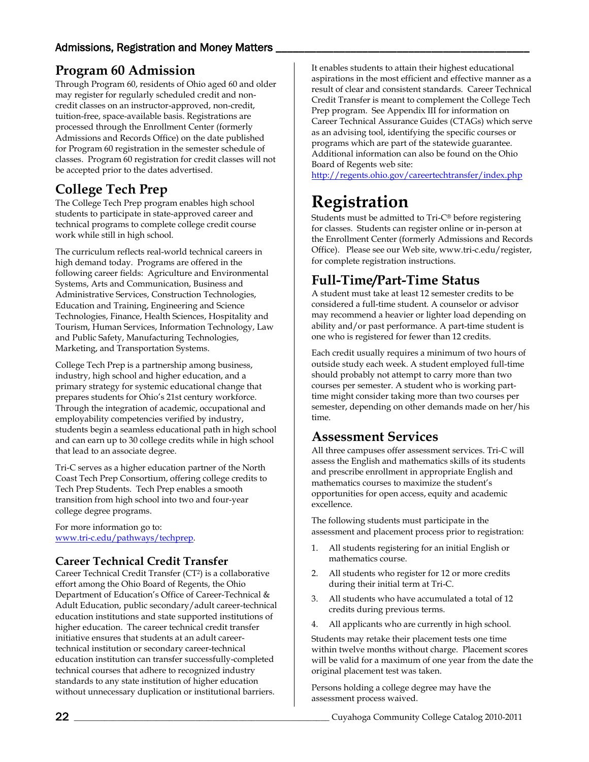## Program 60 Admission

Through Program 60, residents of Ohio aged 60 and older may register for regularly scheduled credit and non-credit classes on an instructor-approved, non-credit, tuition-free, space-available basis. Registrations are processed through the Enrollment Center (formerly Admissions and Records Office) on the date published for Program 60 registration in the semester schedule of classes. Program 60 registration for credit classes will not be accepted prior to the dates advertised.

## College Tech Prep

The College Tech Prep program enables high school students to participate in state-approved career and technical programs to complete college credit course work while still in high school.

The curriculum reflects real-world technical careers in high demand today. Programs are offered in the following career fields: Agriculture and Environmental Systems, Arts and Communication, Business and Administrative Services, Construction Technologies, Education and Training, Engineering and Science Technologies, Finance, Health Sciences, Hospitality and Tourism, Human Services, Information Technology, Law and Public Safety, Manufacturing Technologies, Marketing, and Transportation Systems.

College Tech Prep is a partnership among business, industry, high school and higher education, and a primary strategy for systemic educational change that prepares students for Ohio's 21st century workforce. Through the integration of academic, occupational and employability competencies verified by industry, students begin a seamless educational path in high school and can earn up to 30 college credits while in high school that lead to an associate degree.

Tri-C serves as a higher education partner of the North Coast Tech Prep Consortium, offering college credits to Tech Prep Students. Tech Prep enables a smooth transition from high school into two and four-year college degree programs.

For more information go to: www.tri-c.edu/pathways/techprep.

### Career Technical Credit Transfer

Career Technical Credit Transfer (CT$^2$) is a collaborative effort among the Ohio Board of Regents, the Ohio Department of Education's Office of Career-Technical & Adult Education, public secondary/adult career-technical education institutions and state supported institutions of higher education. The career technical credit transfer initiative ensures that students at an adult career-technical institution or secondary career-technical education institution can transfer successfully-completed technical courses that adhere to recognized industry standards to any state institution of higher education without unnecessary duplication or institutional barriers. It enables students to attain their highest educational aspirations in the most efficient and effective manner as a result of clear and consistent standards. Career Technical Credit Transfer is meant to complement the College Tech Prep program. See Appendix III for information on Career Technical Assurance Guides (CTAGs) which serve as an advising tool, identifying the specific courses or programs which are part of the statewide guarantee. Additional information can also be found on the Ohio Board of Regents web site: http://regents.ohio.gov/careertechtransfer/index.php

# Registration

Students must be admitted to Tri-C® before registering for classes. Students can register online or in-person at the Enrollment Center (formerly Admissions and Records Office). Please see our Web site, www.tri-c.edu/register, for complete registration instructions.

## Full-Time/Part-Time Status

A student must take at least 12 semester credits to be considered a full-time student. A counselor or advisor may recommend a heavier or lighter load depending on ability and/or past performance. A part-time student is one who is registered for fewer than 12 credits.

Each credit usually requires a minimum of two hours of outside study each week. A student employed full-time should probably not attempt to carry more than two courses per semester. A student who is working part-time might consider taking more than two courses per semester, depending on other demands made on her/his time.

## Assessment Services

All three campuses offer assessment services. Tri-C will assess the English and mathematics skills of its students and prescribe enrollment in appropriate English and mathematics courses to maximize the student's opportunities for open access, equity and academic excellence.

The following students must participate in the assessment and placement process prior to registration:

1. All students registering for an initial English or mathematics course.
2. All students who register for 12 or more credits during their initial term at Tri-C.
3. All students who have accumulated a total of 12 credits during previous terms.
4. All applicants who are currently in high school.

Students may retake their placement tests one time within twelve months without charge. Placement scores will be valid for a maximum of one year from the date the original placement test was taken.

Persons holding a college degree may have the assessment process waived.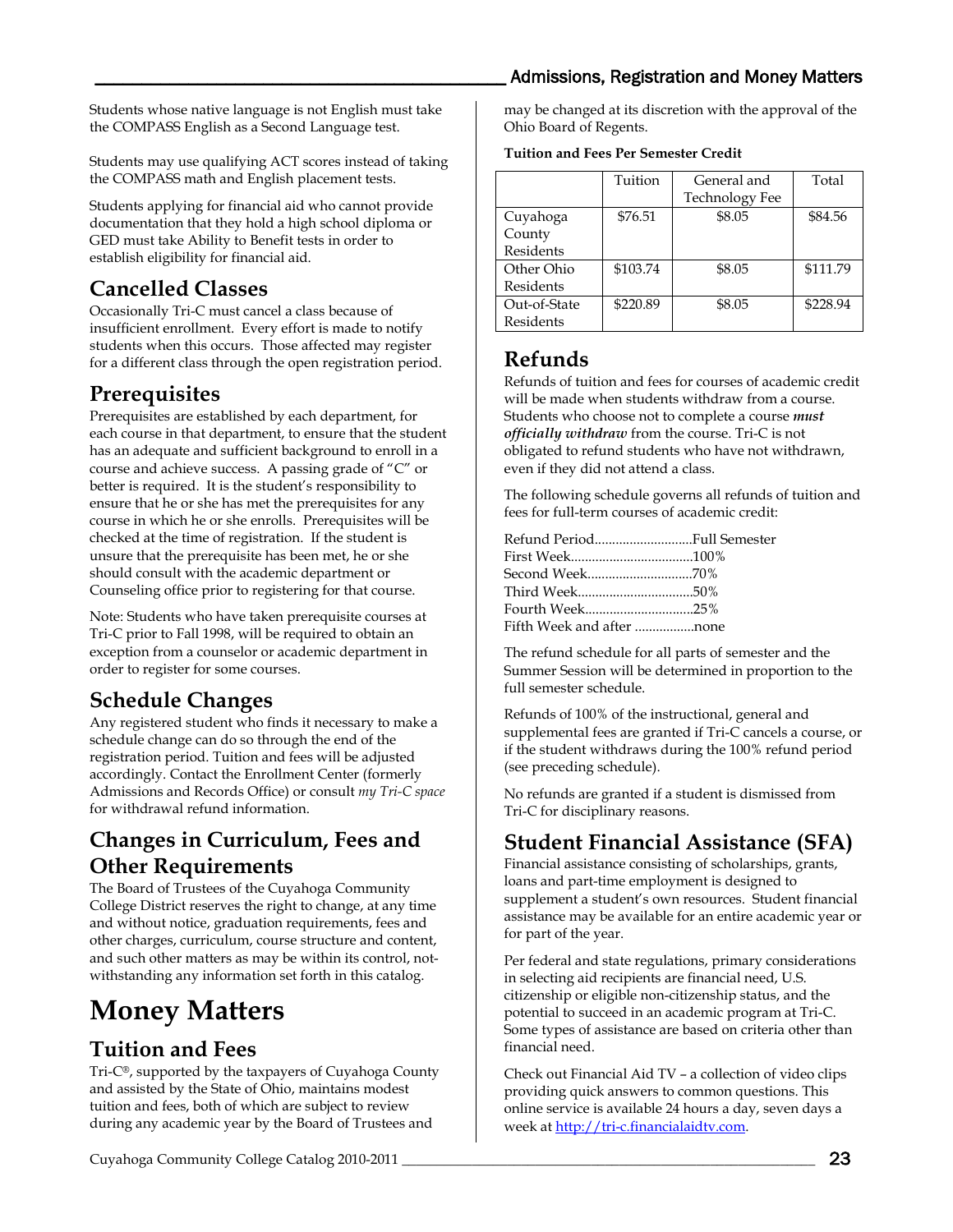Students whose native language is not English must take the COMPASS English as a Second Language test.

Students may use qualifying ACT scores instead of taking the COMPASS math and English placement tests.

Students applying for financial aid who cannot provide documentation that they hold a high school diploma or GED must take Ability to Benefit tests in order to establish eligibility for financial aid.

## Cancelled Classes

Occasionally Tri-C must cancel a class because of insufficient enrollment. Every effort is made to notify students when this occurs. Those affected may register for a different class through the open registration period.

## Prerequisites

Prerequisites are established by each department, for each course in that department, to ensure that the student has an adequate and sufficient background to enroll in a course and achieve success. A passing grade of "C" or better is required. It is the student's responsibility to ensure that he or she has met the prerequisites for any course in which he or she enrolls. Prerequisites will be checked at the time of registration. If the student is unsure that the prerequisite has been met, he or she should consult with the academic department or Counseling office prior to registering for that course.

Note: Students who have taken prerequisite courses at Tri-C prior to Fall 1998, will be required to obtain an exception from a counselor or academic department in order to register for some courses.

## Schedule Changes

Any registered student who finds it necessary to make a schedule change can do so through the end of the registration period. Tuition and fees will be adjusted accordingly. Contact the Enrollment Center (formerly Admissions and Records Office) or consult *my Tri-C space* for withdrawal refund information.

## Changes in Curriculum, Fees and Other Requirements

The Board of Trustees of the Cuyahoga Community College District reserves the right to change, at any time and without notice, graduation requirements, fees and other charges, curriculum, course structure and content, and such other matters as may be within its control, not-withstanding any information set forth in this catalog.

# Money Matters

## Tuition and Fees

Tri-C®, supported by the taxpayers of Cuyahoga County and assisted by the State of Ohio, maintains modest tuition and fees, both of which are subject to review during any academic year by the Board of Trustees and may be changed at its discretion with the approval of the Ohio Board of Regents.

**Tuition and Fees Per Semester Credit**

| | Tuition | General and Technology Fee | Total |
|---|---|---|---|
| Cuyahoga County Residents | $76.51 | $8.05 | $84.56 |
| Other Ohio Residents | $103.74 | $8.05 | $111.79 |
| Out-of-State Residents | $220.89 | $8.05 | $228.94 |

## Refunds

Refunds of tuition and fees for courses of academic credit will be made when students withdraw from a course. Students who choose not to complete a course ***must officially withdraw*** from the course. Tri-C is not obligated to refund students who have not withdrawn, even if they did not attend a class.

The following schedule governs all refunds of tuition and fees for full-term courses of academic credit:

Refund Period............................Full Semester
First Week...................................100%
Second Week..............................70%
Third Week.................................50%
Fourth Week...............................25%
Fifth Week and after .................none

The refund schedule for all parts of semester and the Summer Session will be determined in proportion to the full semester schedule.

Refunds of 100% of the instructional, general and supplemental fees are granted if Tri-C cancels a course, or if the student withdraws during the 100% refund period (see preceding schedule).

No refunds are granted if a student is dismissed from Tri-C for disciplinary reasons.

## Student Financial Assistance (SFA)

Financial assistance consisting of scholarships, grants, loans and part-time employment is designed to supplement a student's own resources. Student financial assistance may be available for an entire academic year or for part of the year.

Per federal and state regulations, primary considerations in selecting aid recipients are financial need, U.S. citizenship or eligible non-citizenship status, and the potential to succeed in an academic program at Tri-C. Some types of assistance are based on criteria other than financial need.

Check out Financial Aid TV – a collection of video clips providing quick answers to common questions. This online service is available 24 hours a day, seven days a week at http://tri-c.financialaidtv.com.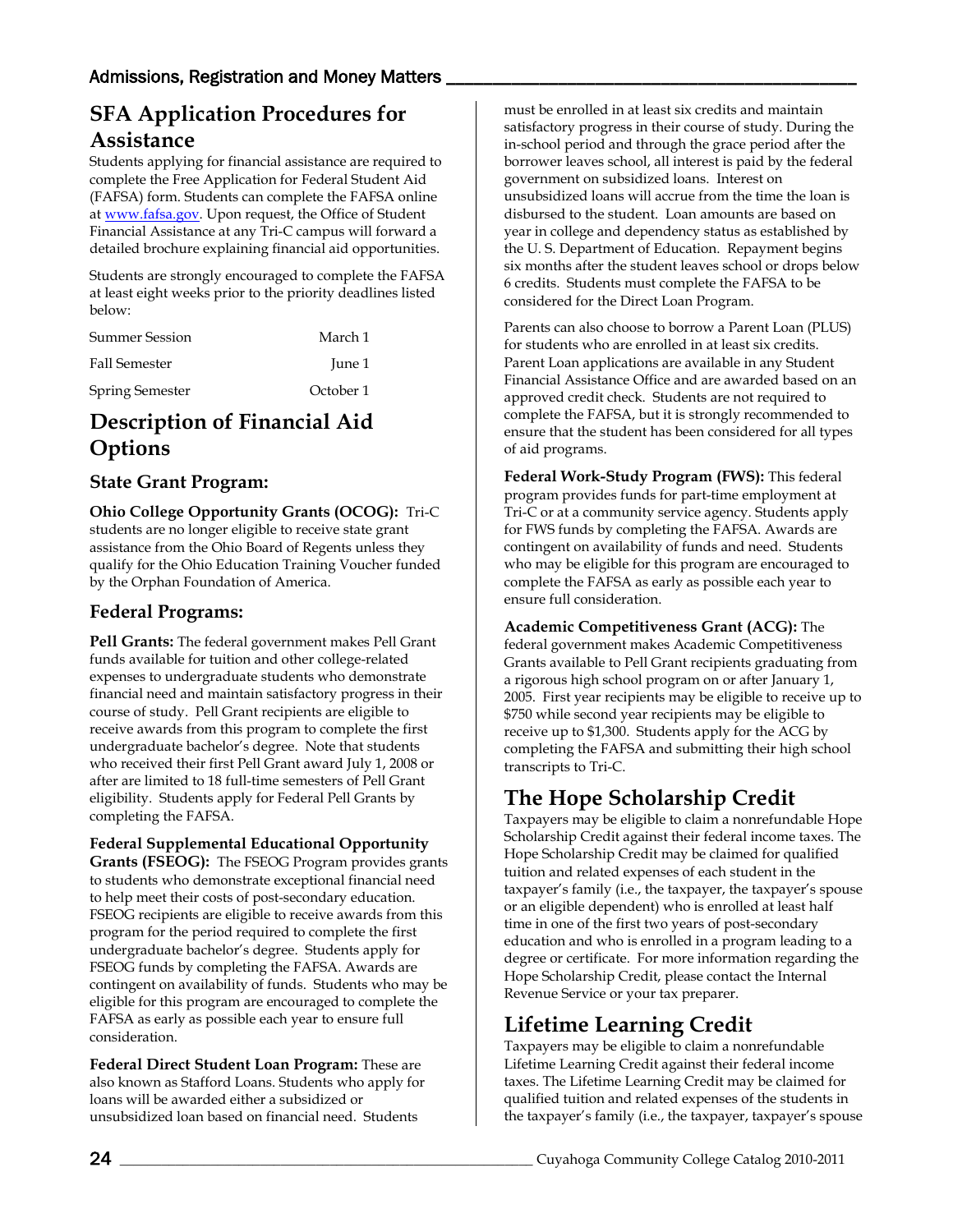## SFA Application Procedures for Assistance

Students applying for financial assistance are required to complete the Free Application for Federal Student Aid (FAFSA) form. Students can complete the FAFSA online at [www.fafsa.gov](http://www.fafsa.gov). Upon request, the Office of Student Financial Assistance at any Tri-C campus will forward a detailed brochure explaining financial aid opportunities.

Students are strongly encouraged to complete the FAFSA at least eight weeks prior to the priority deadlines listed below:

| | |
|---|---|
| Summer Session | March 1 |
| Fall Semester | June 1 |
| Spring Semester | October 1 |

## Description of Financial Aid Options

### State Grant Program:

**Ohio College Opportunity Grants (OCOG):** Tri-C students are no longer eligible to receive state grant assistance from the Ohio Board of Regents unless they qualify for the Ohio Education Training Voucher funded by the Orphan Foundation of America.

### Federal Programs:

**Pell Grants:** The federal government makes Pell Grant funds available for tuition and other college-related expenses to undergraduate students who demonstrate financial need and maintain satisfactory progress in their course of study. Pell Grant recipients are eligible to receive awards from this program to complete the first undergraduate bachelor's degree. Note that students who received their first Pell Grant award July 1, 2008 or after are limited to 18 full-time semesters of Pell Grant eligibility. Students apply for Federal Pell Grants by completing the FAFSA.

**Federal Supplemental Educational Opportunity Grants (FSEOG):** The FSEOG Program provides grants to students who demonstrate exceptional financial need to help meet their costs of post-secondary education. FSEOG recipients are eligible to receive awards from this program for the period required to complete the first undergraduate bachelor's degree. Students apply for FSEOG funds by completing the FAFSA. Awards are contingent on availability of funds. Students who may be eligible for this program are encouraged to complete the FAFSA as early as possible each year to ensure full consideration.

**Federal Direct Student Loan Program:** These are also known as Stafford Loans. Students who apply for loans will be awarded either a subsidized or unsubsidized loan based on financial need. Students must be enrolled in at least six credits and maintain satisfactory progress in their course of study. During the in-school period and through the grace period after the borrower leaves school, all interest is paid by the federal government on subsidized loans. Interest on unsubsidized loans will accrue from the time the loan is disbursed to the student. Loan amounts are based on year in college and dependency status as established by the U. S. Department of Education. Repayment begins six months after the student leaves school or drops below 6 credits. Students must complete the FAFSA to be considered for the Direct Loan Program.

Parents can also choose to borrow a Parent Loan (PLUS) for students who are enrolled in at least six credits. Parent Loan applications are available in any Student Financial Assistance Office and are awarded based on an approved credit check. Students are not required to complete the FAFSA, but it is strongly recommended to ensure that the student has been considered for all types of aid programs.

**Federal Work-Study Program (FWS):** This federal program provides funds for part-time employment at Tri-C or at a community service agency. Students apply for FWS funds by completing the FAFSA. Awards are contingent on availability of funds and need. Students who may be eligible for this program are encouraged to complete the FAFSA as early as possible each year to ensure full consideration.

**Academic Competitiveness Grant (ACG):** The federal government makes Academic Competitiveness Grants available to Pell Grant recipients graduating from a rigorous high school program on or after January 1, 2005. First year recipients may be eligible to receive up to $750 while second year recipients may be eligible to receive up to $1,300. Students apply for the ACG by completing the FAFSA and submitting their high school transcripts to Tri-C.

## The Hope Scholarship Credit

Taxpayers may be eligible to claim a nonrefundable Hope Scholarship Credit against their federal income taxes. The Hope Scholarship Credit may be claimed for qualified tuition and related expenses of each student in the taxpayer's family (i.e., the taxpayer, the taxpayer's spouse or an eligible dependent) who is enrolled at least half time in one of the first two years of post-secondary education and who is enrolled in a program leading to a degree or certificate. For more information regarding the Hope Scholarship Credit, please contact the Internal Revenue Service or your tax preparer.

## Lifetime Learning Credit

Taxpayers may be eligible to claim a nonrefundable Lifetime Learning Credit against their federal income taxes. The Lifetime Learning Credit may be claimed for qualified tuition and related expenses of the students in the taxpayer's family (i.e., the taxpayer, taxpayer's spouse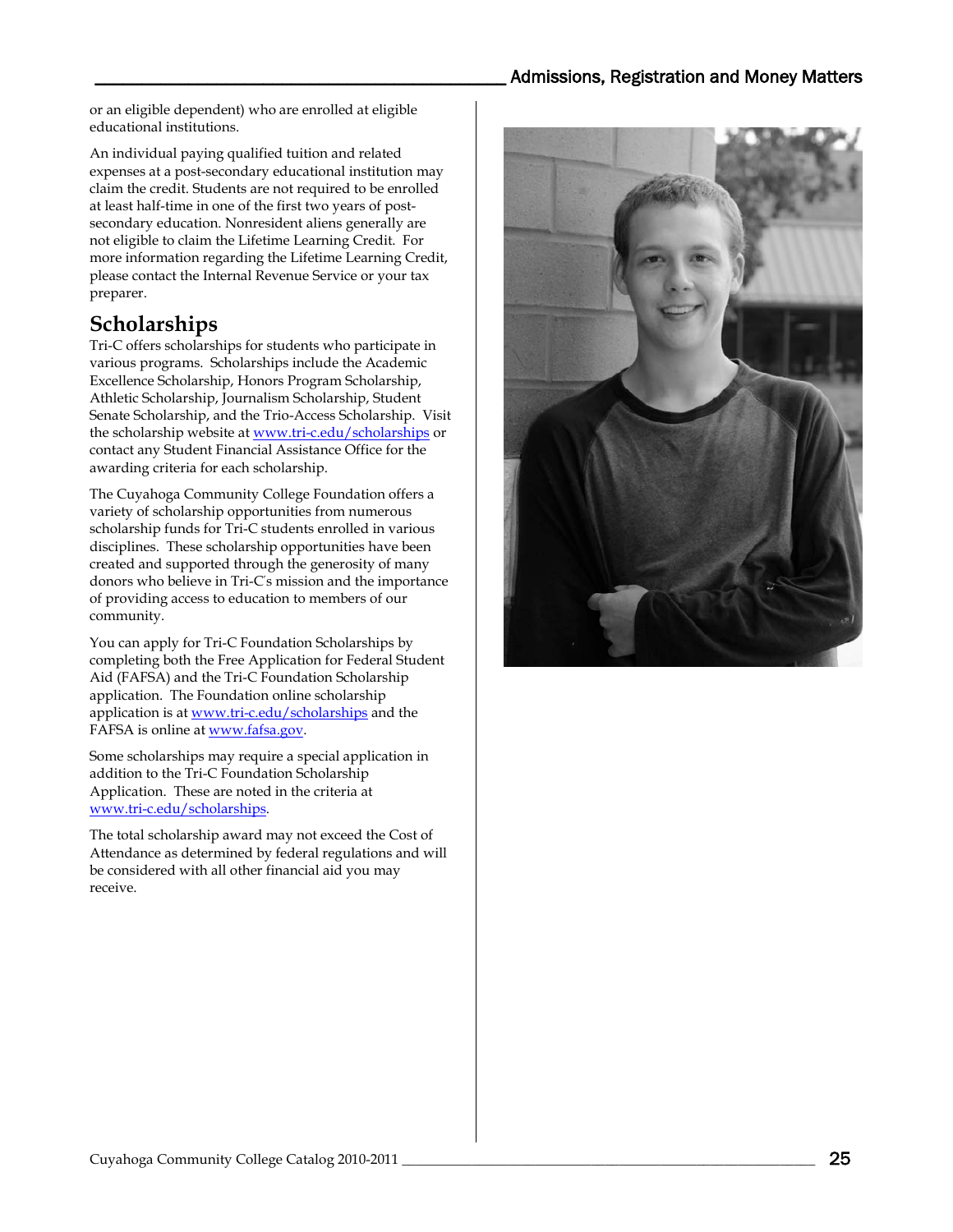or an eligible dependent) who are enrolled at eligible educational institutions.

An individual paying qualified tuition and related expenses at a post-secondary educational institution may claim the credit. Students are not required to be enrolled at least half-time in one of the first two years of post-secondary education. Nonresident aliens generally are not eligible to claim the Lifetime Learning Credit. For more information regarding the Lifetime Learning Credit, please contact the Internal Revenue Service or your tax preparer.

## Scholarships

Tri-C offers scholarships for students who participate in various programs. Scholarships include the Academic Excellence Scholarship, Honors Program Scholarship, Athletic Scholarship, Journalism Scholarship, Student Senate Scholarship, and the Trio-Access Scholarship. Visit the scholarship website at www.tri-c.edu/scholarships or contact any Student Financial Assistance Office for the awarding criteria for each scholarship.

The Cuyahoga Community College Foundation offers a variety of scholarship opportunities from numerous scholarship funds for Tri-C students enrolled in various disciplines. These scholarship opportunities have been created and supported through the generosity of many donors who believe in Tri-C's mission and the importance of providing access to education to members of our community.

You can apply for Tri-C Foundation Scholarships by completing both the Free Application for Federal Student Aid (FAFSA) and the Tri-C Foundation Scholarship application. The Foundation online scholarship application is at www.tri-c.edu/scholarships and the FAFSA is online at www.fafsa.gov.

Some scholarships may require a special application in addition to the Tri-C Foundation Scholarship Application. These are noted in the criteria at www.tri-c.edu/scholarships.

The total scholarship award may not exceed the Cost of Attendance as determined by federal regulations and will be considered with all other financial aid you may receive.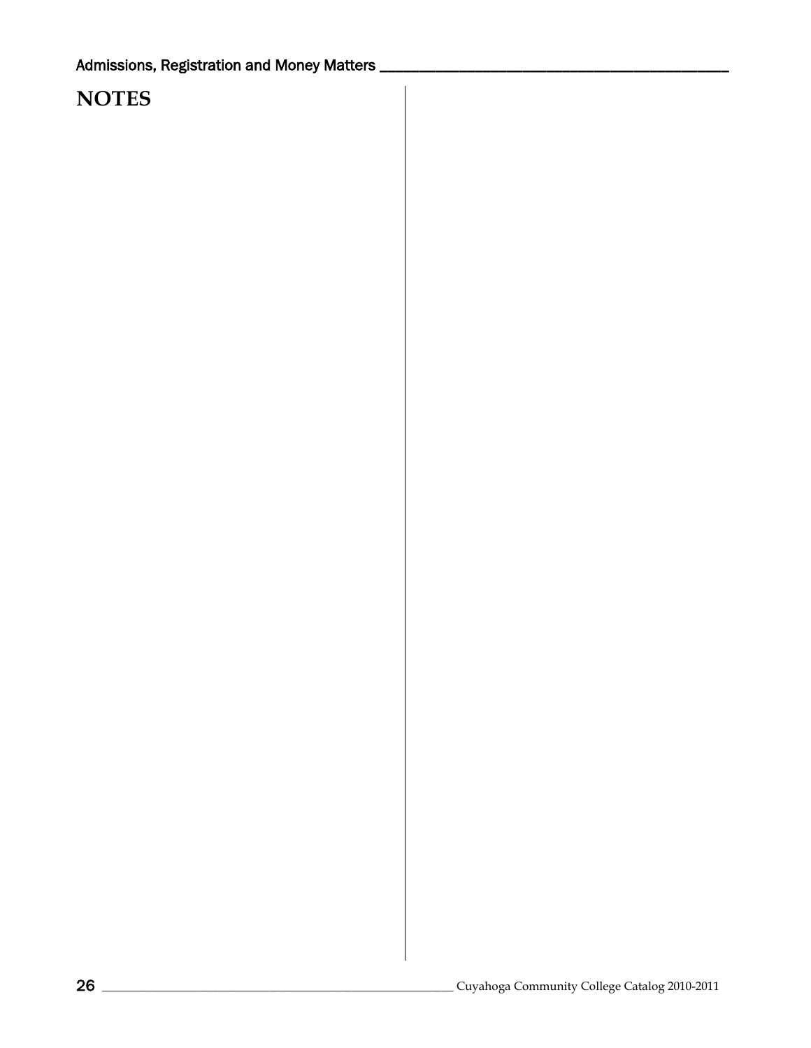# NOTES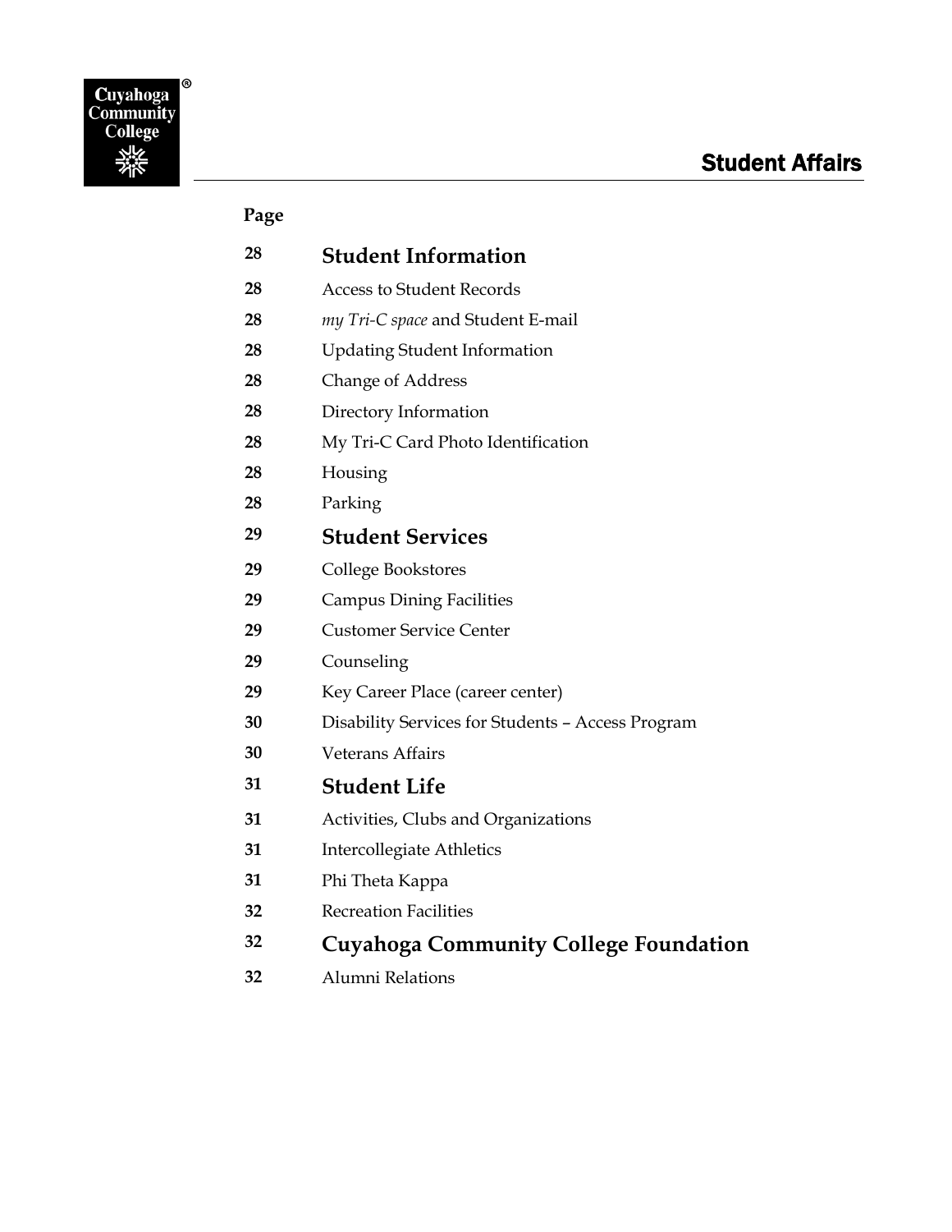# Student Affairs

| Page | |
|---|---|
| **28** | **Student Information** |
| **28** | Access to Student Records |
| **28** | *my Tri-C space* and Student E-mail |
| **28** | Updating Student Information |
| **28** | Change of Address |
| **28** | Directory Information |
| **28** | My Tri-C Card Photo Identification |
| **28** | Housing |
| **28** | Parking |
| **29** | **Student Services** |
| **29** | College Bookstores |
| **29** | Campus Dining Facilities |
| **29** | Customer Service Center |
| **29** | Counseling |
| **29** | Key Career Place (career center) |
| **30** | Disability Services for Students – Access Program |
| **30** | Veterans Affairs |
| **31** | **Student Life** |
| **31** | Activities, Clubs and Organizations |
| **31** | Intercollegiate Athletics |
| **31** | Phi Theta Kappa |
| **32** | Recreation Facilities |
| **32** | **Cuyahoga Community College Foundation** |
| **32** | Alumni Relations |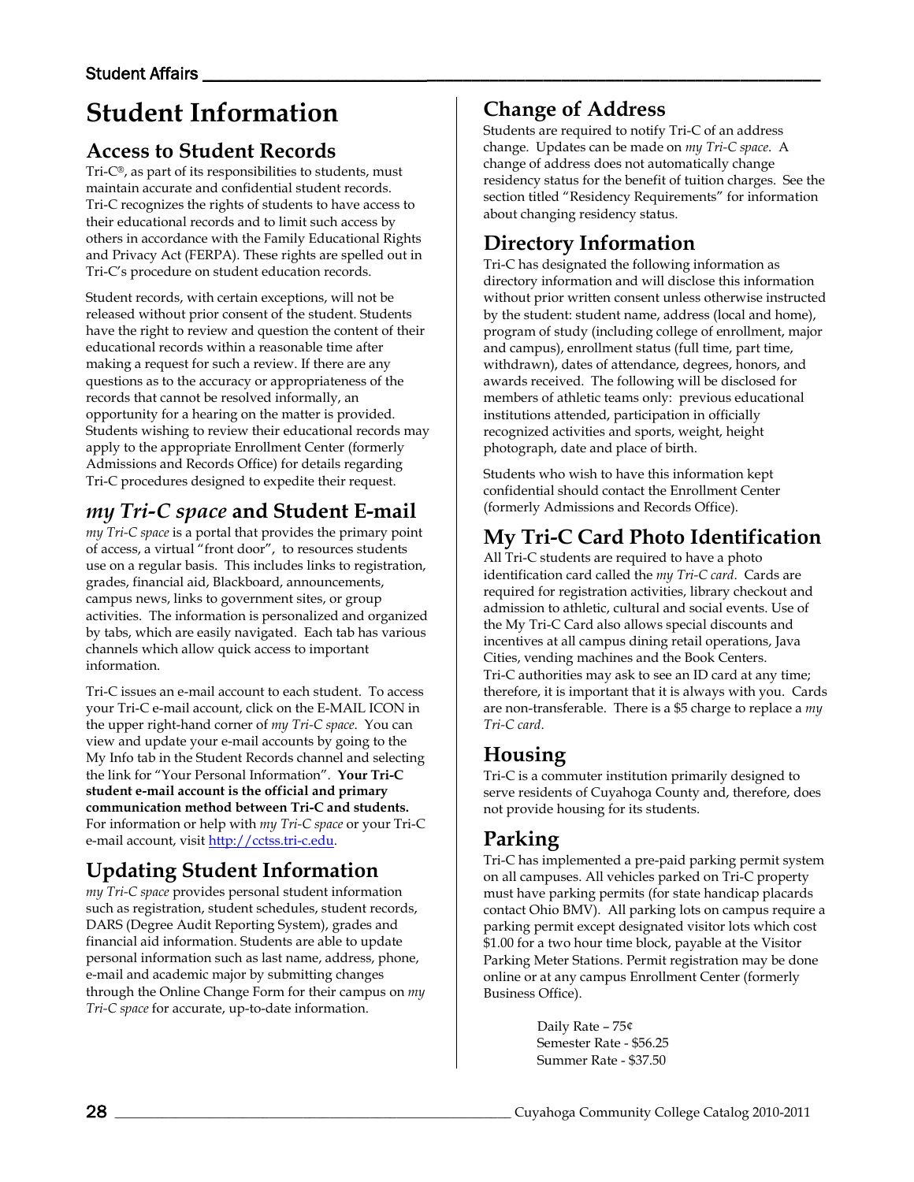# Student Information

## Access to Student Records

Tri-C®, as part of its responsibilities to students, must maintain accurate and confidential student records. Tri-C recognizes the rights of students to have access to their educational records and to limit such access by others in accordance with the Family Educational Rights and Privacy Act (FERPA). These rights are spelled out in Tri-C's procedure on student education records.

Student records, with certain exceptions, will not be released without prior consent of the student. Students have the right to review and question the content of their educational records within a reasonable time after making a request for such a review. If there are any questions as to the accuracy or appropriateness of the records that cannot be resolved informally, an opportunity for a hearing on the matter is provided. Students wishing to review their educational records may apply to the appropriate Enrollment Center (formerly Admissions and Records Office) for details regarding Tri-C procedures designed to expedite their request.

## *my Tri-C space* and Student E-mail

*my Tri-C space* is a portal that provides the primary point of access, a virtual "front door", to resources students use on a regular basis. This includes links to registration, grades, financial aid, Blackboard, announcements, campus news, links to government sites, or group activities. The information is personalized and organized by tabs, which are easily navigated. Each tab has various channels which allow quick access to important information.

Tri-C issues an e-mail account to each student. To access your Tri-C e-mail account, click on the E-MAIL ICON in the upper right-hand corner of *my Tri-C space*. You can view and update your e-mail accounts by going to the My Info tab in the Student Records channel and selecting the link for "Your Personal Information". **Your Tri-C student e-mail account is the official and primary communication method between Tri-C and students.** For information or help with *my Tri-C space* or your Tri-C e-mail account, visit http://cctss.tri-c.edu.

## Updating Student Information

*my Tri-C space* provides personal student information such as registration, student schedules, student records, DARS (Degree Audit Reporting System), grades and financial aid information. Students are able to update personal information such as last name, address, phone, e-mail and academic major by submitting changes through the Online Change Form for their campus on *my Tri-C space* for accurate, up-to-date information.

## Change of Address

Students are required to notify Tri-C of an address change. Updates can be made on *my Tri-C space*. A change of address does not automatically change residency status for the benefit of tuition charges. See the section titled "Residency Requirements" for information about changing residency status.

## Directory Information

Tri-C has designated the following information as directory information and will disclose this information without prior written consent unless otherwise instructed by the student: student name, address (local and home), program of study (including college of enrollment, major and campus), enrollment status (full time, part time, withdrawn), dates of attendance, degrees, honors, and awards received. The following will be disclosed for members of athletic teams only: previous educational institutions attended, participation in officially recognized activities and sports, weight, height photograph, date and place of birth.

Students who wish to have this information kept confidential should contact the Enrollment Center (formerly Admissions and Records Office).

## My Tri-C Card Photo Identification

All Tri-C students are required to have a photo identification card called the *my Tri-C card*. Cards are required for registration activities, library checkout and admission to athletic, cultural and social events. Use of the My Tri-C Card also allows special discounts and incentives at all campus dining retail operations, Java Cities, vending machines and the Book Centers. Tri-C authorities may ask to see an ID card at any time; therefore, it is important that it is always with you. Cards are non-transferable. There is a $5 charge to replace a *my Tri-C card*.

## Housing

Tri-C is a commuter institution primarily designed to serve residents of Cuyahoga County and, therefore, does not provide housing for its students.

## Parking

Tri-C has implemented a pre-paid parking permit system on all campuses. All vehicles parked on Tri-C property must have parking permits (for state handicap placards contact Ohio BMV). All parking lots on campus require a parking permit except designated visitor lots which cost $1.00 for a two hour time block, payable at the Visitor Parking Meter Stations. Permit registration may be done online or at any campus Enrollment Center (formerly Business Office).

Daily Rate – 75¢
Semester Rate - $56.25
Summer Rate - $37.50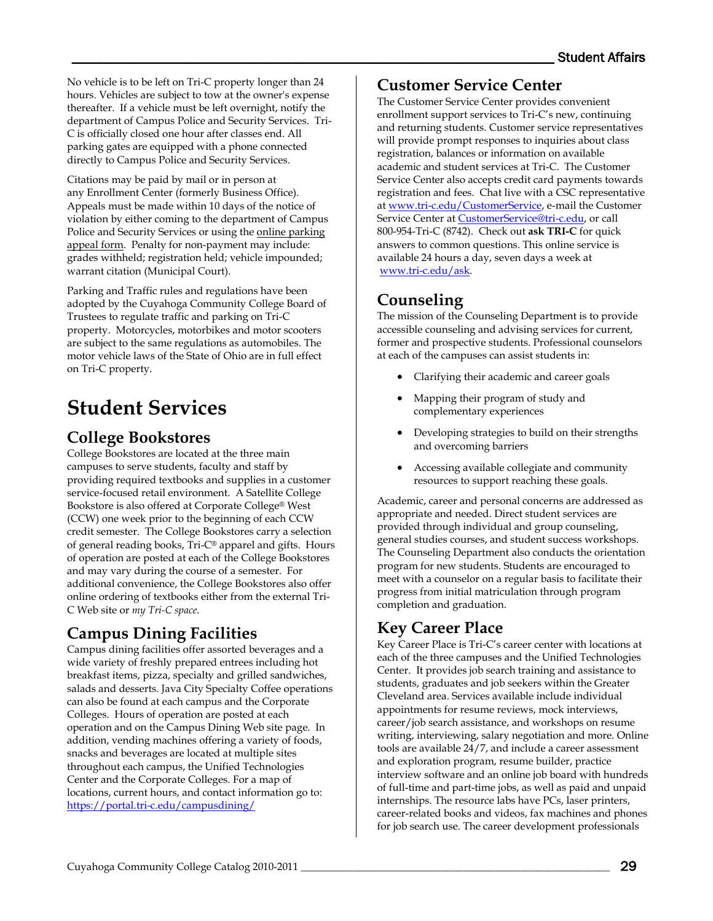No vehicle is to be left on Tri-C property longer than 24 hours. Vehicles are subject to tow at the owner's expense thereafter. If a vehicle must be left overnight, notify the department of Campus Police and Security Services. Tri-C is officially closed one hour after classes end. All parking gates are equipped with a phone connected directly to Campus Police and Security Services.

Citations may be paid by mail or in person at any Enrollment Center (formerly Business Office). Appeals must be made within 10 days of the notice of violation by either coming to the department of Campus Police and Security Services or using the online parking appeal form. Penalty for non-payment may include: grades withheld; registration held; vehicle impounded; warrant citation (Municipal Court).

Parking and Traffic rules and regulations have been adopted by the Cuyahoga Community College Board of Trustees to regulate traffic and parking on Tri-C property. Motorcycles, motorbikes and motor scooters are subject to the same regulations as automobiles. The motor vehicle laws of the State of Ohio are in full effect on Tri-C property.

# Student Services

## College Bookstores

College Bookstores are located at the three main campuses to serve students, faculty and staff by providing required textbooks and supplies in a customer service-focused retail environment. A Satellite College Bookstore is also offered at Corporate College® West (CCW) one week prior to the beginning of each CCW credit semester. The College Bookstores carry a selection of general reading books, Tri-C® apparel and gifts. Hours of operation are posted at each of the College Bookstores and may vary during the course of a semester. For additional convenience, the College Bookstores also offer online ordering of textbooks either from the external Tri-C Web site or *my Tri-C space*.

## Campus Dining Facilities

Campus dining facilities offer assorted beverages and a wide variety of freshly prepared entrees including hot breakfast items, pizza, specialty and grilled sandwiches, salads and desserts. Java City Specialty Coffee operations can also be found at each campus and the Corporate Colleges. Hours of operation are posted at each operation and on the Campus Dining Web site page. In addition, vending machines offering a variety of foods, snacks and beverages are located at multiple sites throughout each campus, the Unified Technologies Center and the Corporate Colleges. For a map of locations, current hours, and contact information go to: https://portal.tri-c.edu/campusdining/

## Customer Service Center

The Customer Service Center provides convenient enrollment support services to Tri-C's new, continuing and returning students. Customer service representatives will provide prompt responses to inquiries about class registration, balances or information on available academic and student services at Tri-C. The Customer Service Center also accepts credit card payments towards registration and fees. Chat live with a CSC representative at www.tri-c.edu/CustomerService, e-mail the Customer Service Center at CustomerService@tri-c.edu, or call 800-954-Tri-C (8742). Check out **ask TRI-C** for quick answers to common questions. This online service is available 24 hours a day, seven days a week at www.tri-c.edu/ask.

## Counseling

The mission of the Counseling Department is to provide accessible counseling and advising services for current, former and prospective students. Professional counselors at each of the campuses can assist students in:

- Clarifying their academic and career goals
- Mapping their program of study and complementary experiences
- Developing strategies to build on their strengths and overcoming barriers
- Accessing available collegiate and community resources to support reaching these goals.

Academic, career and personal concerns are addressed as appropriate and needed. Direct student services are provided through individual and group counseling, general studies courses, and student success workshops. The Counseling Department also conducts the orientation program for new students. Students are encouraged to meet with a counselor on a regular basis to facilitate their progress from initial matriculation through program completion and graduation.

## Key Career Place

Key Career Place is Tri-C's career center with locations at each of the three campuses and the Unified Technologies Center. It provides job search training and assistance to students, graduates and job seekers within the Greater Cleveland area. Services available include individual appointments for resume reviews, mock interviews, career/job search assistance, and workshops on resume writing, interviewing, salary negotiation and more. Online tools are available 24/7, and include a career assessment and exploration program, resume builder, practice interview software and an online job board with hundreds of full-time and part-time jobs, as well as paid and unpaid internships. The resource labs have PCs, laser printers, career-related books and videos, fax machines and phones for job search use. The career development professionals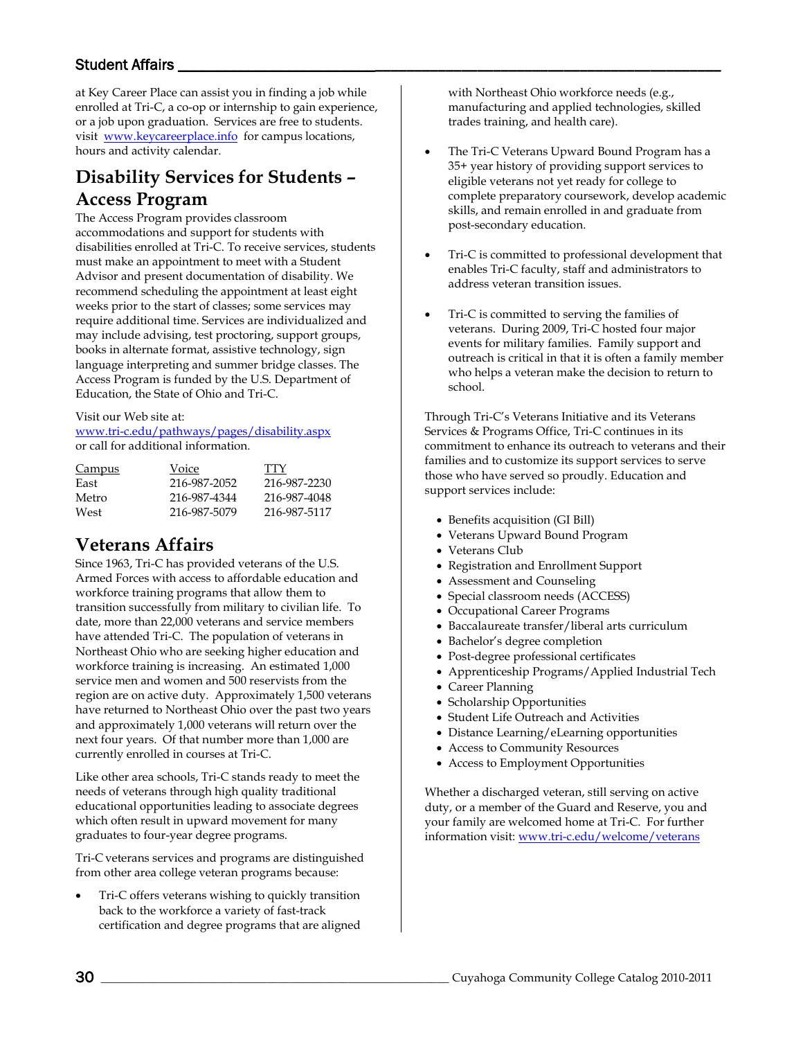at Key Career Place can assist you in finding a job while enrolled at Tri-C, a co-op or internship to gain experience, or a job upon graduation. Services are free to students. visit www.keycareerplace.info for campus locations, hours and activity calendar.

## Disability Services for Students – Access Program

The Access Program provides classroom accommodations and support for students with disabilities enrolled at Tri-C. To receive services, students must make an appointment to meet with a Student Advisor and present documentation of disability. We recommend scheduling the appointment at least eight weeks prior to the start of classes; some services may require additional time. Services are individualized and may include advising, test proctoring, support groups, books in alternate format, assistive technology, sign language interpreting and summer bridge classes. The Access Program is funded by the U.S. Department of Education, the State of Ohio and Tri-C.

Visit our Web site at:
www.tri-c.edu/pathways/pages/disability.aspx
or call for additional information.

| Campus | Voice | TTY |
|---|---|---|
| East | 216-987-2052 | 216-987-2230 |
| Metro | 216-987-4344 | 216-987-4048 |
| West | 216-987-5079 | 216-987-5117 |

## Veterans Affairs

Since 1963, Tri-C has provided veterans of the U.S. Armed Forces with access to affordable education and workforce training programs that allow them to transition successfully from military to civilian life. To date, more than 22,000 veterans and service members have attended Tri-C. The population of veterans in Northeast Ohio who are seeking higher education and workforce training is increasing. An estimated 1,000 service men and women and 500 reservists from the region are on active duty. Approximately 1,500 veterans have returned to Northeast Ohio over the past two years and approximately 1,000 veterans will return over the next four years. Of that number more than 1,000 are currently enrolled in courses at Tri-C.

Like other area schools, Tri-C stands ready to meet the needs of veterans through high quality traditional educational opportunities leading to associate degrees which often result in upward movement for many graduates to four-year degree programs.

Tri-C veterans services and programs are distinguished from other area college veteran programs because:

- Tri-C offers veterans wishing to quickly transition back to the workforce a variety of fast-track certification and degree programs that are aligned with Northeast Ohio workforce needs (e.g., manufacturing and applied technologies, skilled trades training, and health care).
- The Tri-C Veterans Upward Bound Program has a 35+ year history of providing support services to eligible veterans not yet ready for college to complete preparatory coursework, develop academic skills, and remain enrolled in and graduate from post-secondary education.
- Tri-C is committed to professional development that enables Tri-C faculty, staff and administrators to address veteran transition issues.
- Tri-C is committed to serving the families of veterans. During 2009, Tri-C hosted four major events for military families. Family support and outreach is critical in that it is often a family member who helps a veteran make the decision to return to school.

Through Tri-C's Veterans Initiative and its Veterans Services & Programs Office, Tri-C continues in its commitment to enhance its outreach to veterans and their families and to customize its support services to serve those who have served so proudly. Education and support services include:

- Benefits acquisition (GI Bill)
- Veterans Upward Bound Program
- Veterans Club
- Registration and Enrollment Support
- Assessment and Counseling
- Special classroom needs (ACCESS)
- Occupational Career Programs
- Baccalaureate transfer/liberal arts curriculum
- Bachelor's degree completion
- Post-degree professional certificates
- Apprenticeship Programs/Applied Industrial Tech
- Career Planning
- Scholarship Opportunities
- Student Life Outreach and Activities
- Distance Learning/eLearning opportunities
- Access to Community Resources
- Access to Employment Opportunities

Whether a discharged veteran, still serving on active duty, or a member of the Guard and Reserve, you and your family are welcomed home at Tri-C. For further information visit: www.tri-c.edu/welcome/veterans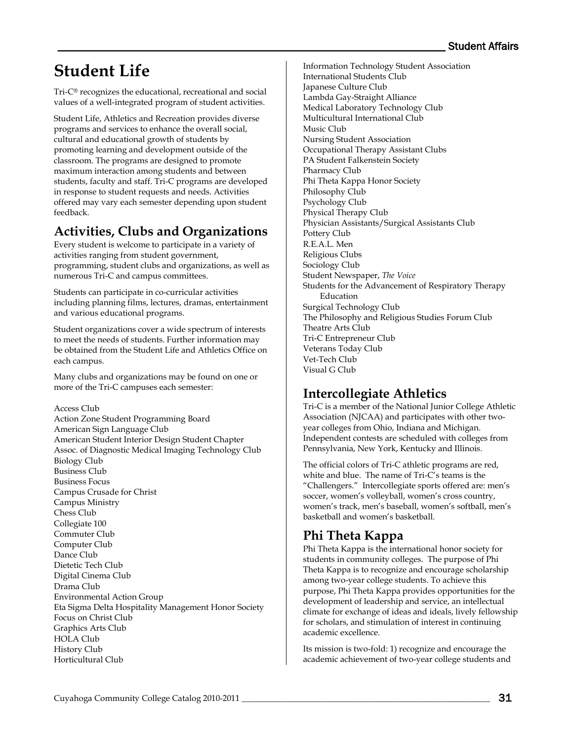# Student Life

Tri-C® recognizes the educational, recreational and social values of a well-integrated program of student activities.

Student Life, Athletics and Recreation provides diverse programs and services to enhance the overall social, cultural and educational growth of students by promoting learning and development outside of the classroom. The programs are designed to promote maximum interaction among students and between students, faculty and staff. Tri-C programs are developed in response to student requests and needs. Activities offered may vary each semester depending upon student feedback.

## Activities, Clubs and Organizations

Every student is welcome to participate in a variety of activities ranging from student government, programming, student clubs and organizations, as well as numerous Tri-C and campus committees.

Students can participate in co-curricular activities including planning films, lectures, dramas, entertainment and various educational programs.

Student organizations cover a wide spectrum of interests to meet the needs of students. Further information may be obtained from the Student Life and Athletics Office on each campus.

Many clubs and organizations may be found on one or more of the Tri-C campuses each semester:

Access Club
Action Zone Student Programming Board
American Sign Language Club
American Student Interior Design Student Chapter
Assoc. of Diagnostic Medical Imaging Technology Club
Biology Club
Business Club
Business Focus
Campus Crusade for Christ
Campus Ministry
Chess Club
Collegiate 100
Commuter Club
Computer Club
Dance Club
Dietetic Tech Club
Digital Cinema Club
Drama Club
Environmental Action Group
Eta Sigma Delta Hospitality Management Honor Society
Focus on Christ Club
Graphics Arts Club
HOLA Club
History Club
Horticultural Club
Information Technology Student Association
International Students Club
Japanese Culture Club
Lambda Gay-Straight Alliance
Medical Laboratory Technology Club
Multicultural International Club
Music Club
Nursing Student Association
Occupational Therapy Assistant Clubs
PA Student Falkenstein Society
Pharmacy Club
Phi Theta Kappa Honor Society
Philosophy Club
Psychology Club
Physical Therapy Club
Physician Assistants/Surgical Assistants Club
Pottery Club
R.E.A.L. Men
Religious Clubs
Sociology Club
Student Newspaper, *The Voice*
Students for the Advancement of Respiratory Therapy Education
Surgical Technology Club
The Philosophy and Religious Studies Forum Club
Theatre Arts Club
Tri-C Entrepreneur Club
Veterans Today Club
Vet-Tech Club
Visual G Club

## Intercollegiate Athletics

Tri-C is a member of the National Junior College Athletic Association (NJCAA) and participates with other two-year colleges from Ohio, Indiana and Michigan. Independent contests are scheduled with colleges from Pennsylvania, New York, Kentucky and Illinois.

The official colors of Tri-C athletic programs are red, white and blue. The name of Tri-C's teams is the "Challengers." Intercollegiate sports offered are: men's soccer, women's volleyball, women's cross country, women's track, men's baseball, women's softball, men's basketball and women's basketball.

## Phi Theta Kappa

Phi Theta Kappa is the international honor society for students in community colleges. The purpose of Phi Theta Kappa is to recognize and encourage scholarship among two-year college students. To achieve this purpose, Phi Theta Kappa provides opportunities for the development of leadership and service, an intellectual climate for exchange of ideas and ideals, lively fellowship for scholars, and stimulation of interest in continuing academic excellence.

Its mission is two-fold: 1) recognize and encourage the academic achievement of two-year college students and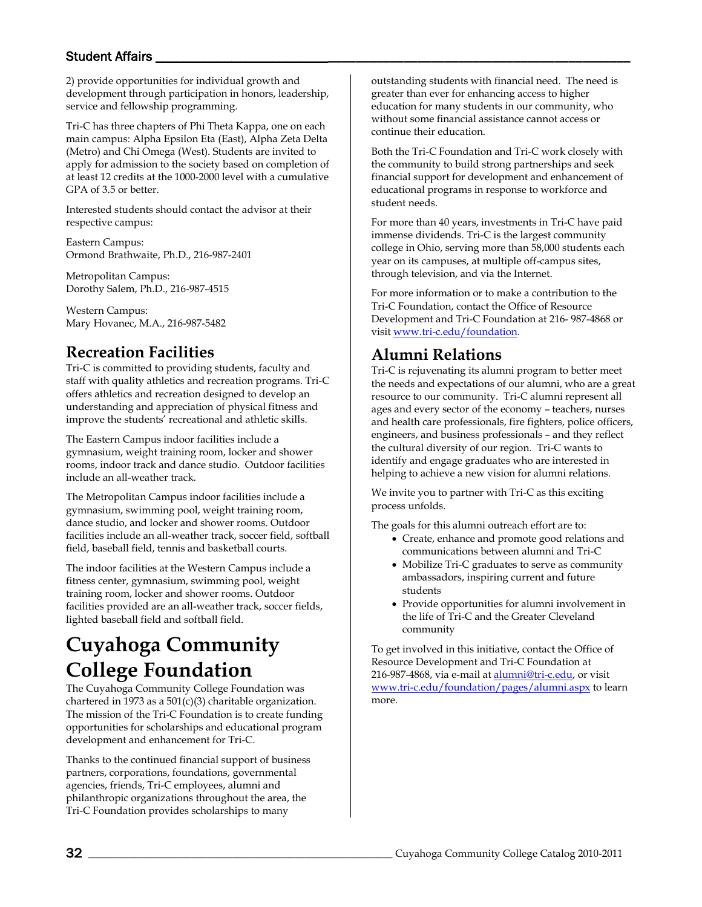2) provide opportunities for individual growth and development through participation in honors, leadership, service and fellowship programming.

Tri-C has three chapters of Phi Theta Kappa, one on each main campus: Alpha Epsilon Eta (East), Alpha Zeta Delta (Metro) and Chi Omega (West). Students are invited to apply for admission to the society based on completion of at least 12 credits at the 1000-2000 level with a cumulative GPA of 3.5 or better.

Interested students should contact the advisor at their respective campus:

Eastern Campus:
Ormond Brathwaite, Ph.D., 216-987-2401

Metropolitan Campus:
Dorothy Salem, Ph.D., 216-987-4515

Western Campus:
Mary Hovanec, M.A., 216-987-5482

## Recreation Facilities

Tri-C is committed to providing students, faculty and staff with quality athletics and recreation programs. Tri-C offers athletics and recreation designed to develop an understanding and appreciation of physical fitness and improve the students' recreational and athletic skills.

The Eastern Campus indoor facilities include a gymnasium, weight training room, locker and shower rooms, indoor track and dance studio. Outdoor facilities include an all-weather track.

The Metropolitan Campus indoor facilities include a gymnasium, swimming pool, weight training room, dance studio, and locker and shower rooms. Outdoor facilities include an all-weather track, soccer field, softball field, baseball field, tennis and basketball courts.

The indoor facilities at the Western Campus include a fitness center, gymnasium, swimming pool, weight training room, locker and shower rooms. Outdoor facilities provided are an all-weather track, soccer fields, lighted baseball field and softball field.

# Cuyahoga Community College Foundation

The Cuyahoga Community College Foundation was chartered in 1973 as a 501(c)(3) charitable organization. The mission of the Tri-C Foundation is to create funding opportunities for scholarships and educational program development and enhancement for Tri-C.

Thanks to the continued financial support of business partners, corporations, foundations, governmental agencies, friends, Tri-C employees, alumni and philanthropic organizations throughout the area, the Tri-C Foundation provides scholarships to many outstanding students with financial need. The need is greater than ever for enhancing access to higher education for many students in our community, who without some financial assistance cannot access or continue their education.

Both the Tri-C Foundation and Tri-C work closely with the community to build strong partnerships and seek financial support for development and enhancement of educational programs in response to workforce and student needs.

For more than 40 years, investments in Tri-C have paid immense dividends. Tri-C is the largest community college in Ohio, serving more than 58,000 students each year on its campuses, at multiple off-campus sites, through television, and via the Internet.

For more information or to make a contribution to the Tri-C Foundation, contact the Office of Resource Development and Tri-C Foundation at 216- 987-4868 or visit www.tri-c.edu/foundation.

## Alumni Relations

Tri-C is rejuvenating its alumni program to better meet the needs and expectations of our alumni, who are a great resource to our community. Tri-C alumni represent all ages and every sector of the economy – teachers, nurses and health care professionals, fire fighters, police officers, engineers, and business professionals – and they reflect the cultural diversity of our region. Tri-C wants to identify and engage graduates who are interested in helping to achieve a new vision for alumni relations.

We invite you to partner with Tri-C as this exciting process unfolds.

The goals for this alumni outreach effort are to:

- Create, enhance and promote good relations and communications between alumni and Tri-C
- Mobilize Tri-C graduates to serve as community ambassadors, inspiring current and future students
- Provide opportunities for alumni involvement in the life of Tri-C and the Greater Cleveland community

To get involved in this initiative, contact the Office of Resource Development and Tri-C Foundation at 216-987-4868, via e-mail at alumni@tri-c.edu, or visit www.tri-c.edu/foundation/pages/alumni.aspx to learn more.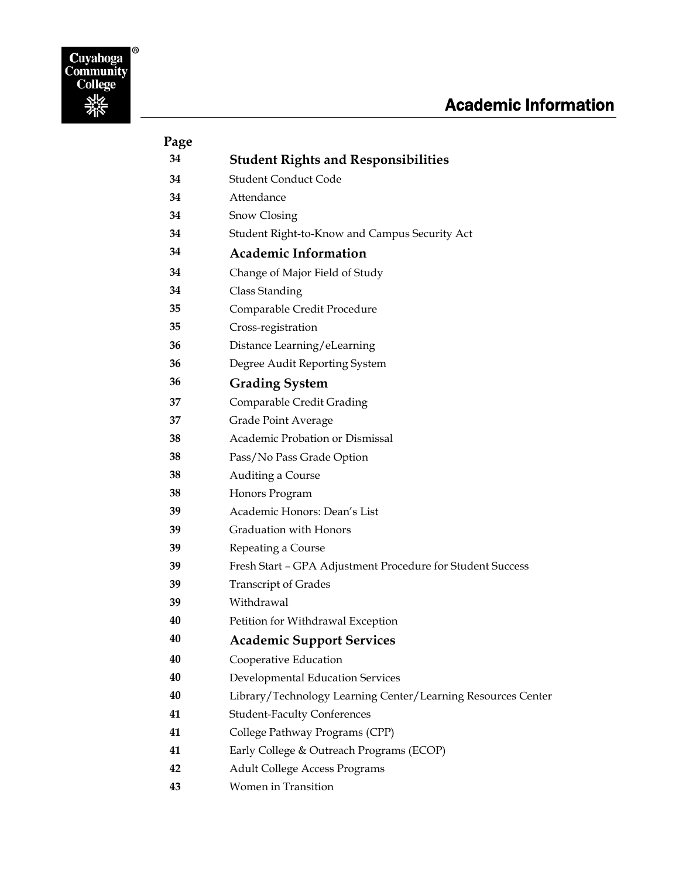# Academic Information

| Page | |
|---|---|
| 34 | **Student Rights and Responsibilities** |
| 34 | Student Conduct Code |
| 34 | Attendance |
| 34 | Snow Closing |
| 34 | Student Right-to-Know and Campus Security Act |
| 34 | **Academic Information** |
| 34 | Change of Major Field of Study |
| 34 | Class Standing |
| 35 | Comparable Credit Procedure |
| 35 | Cross-registration |
| 36 | Distance Learning/eLearning |
| 36 | Degree Audit Reporting System |
| 36 | **Grading System** |
| 37 | Comparable Credit Grading |
| 37 | Grade Point Average |
| 38 | Academic Probation or Dismissal |
| 38 | Pass/No Pass Grade Option |
| 38 | Auditing a Course |
| 38 | Honors Program |
| 39 | Academic Honors: Dean's List |
| 39 | Graduation with Honors |
| 39 | Repeating a Course |
| 39 | Fresh Start – GPA Adjustment Procedure for Student Success |
| 39 | Transcript of Grades |
| 39 | Withdrawal |
| 40 | Petition for Withdrawal Exception |
| 40 | **Academic Support Services** |
| 40 | Cooperative Education |
| 40 | Developmental Education Services |
| 40 | Library/Technology Learning Center/Learning Resources Center |
| 41 | Student-Faculty Conferences |
| 41 | College Pathway Programs (CPP) |
| 41 | Early College & Outreach Programs (ECOP) |
| 42 | Adult College Access Programs |
| 43 | Women in Transition |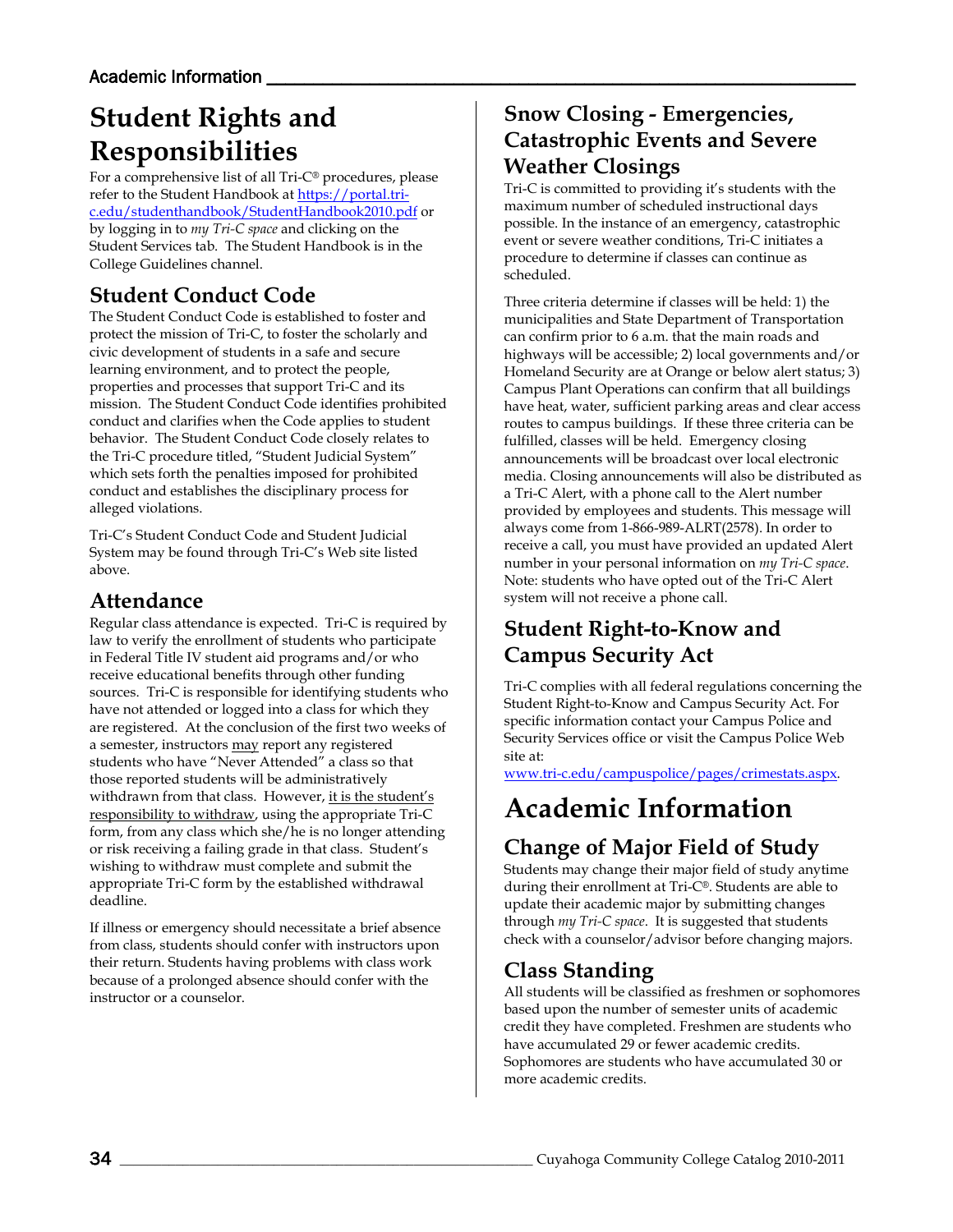# Student Rights and Responsibilities

For a comprehensive list of all Tri-C® procedures, please refer to the Student Handbook at https://portal.tri-c.edu/studenthandbook/StudentHandbook2010.pdf or by logging in to *my Tri-C space* and clicking on the Student Services tab. The Student Handbook is in the College Guidelines channel.

## Student Conduct Code

The Student Conduct Code is established to foster and protect the mission of Tri-C, to foster the scholarly and civic development of students in a safe and secure learning environment, and to protect the people, properties and processes that support Tri-C and its mission. The Student Conduct Code identifies prohibited conduct and clarifies when the Code applies to student behavior. The Student Conduct Code closely relates to the Tri-C procedure titled, "Student Judicial System" which sets forth the penalties imposed for prohibited conduct and establishes the disciplinary process for alleged violations.

Tri-C's Student Conduct Code and Student Judicial System may be found through Tri-C's Web site listed above.

## Attendance

Regular class attendance is expected. Tri-C is required by law to verify the enrollment of students who participate in Federal Title IV student aid programs and/or who receive educational benefits through other funding sources. Tri-C is responsible for identifying students who have not attended or logged into a class for which they are registered. At the conclusion of the first two weeks of a semester, instructors may report any registered students who have "Never Attended" a class so that those reported students will be administratively withdrawn from that class. However, it is the student's responsibility to withdraw, using the appropriate Tri-C form, from any class which she/he is no longer attending or risk receiving a failing grade in that class. Student's wishing to withdraw must complete and submit the appropriate Tri-C form by the established withdrawal deadline.

If illness or emergency should necessitate a brief absence from class, students should confer with instructors upon their return. Students having problems with class work because of a prolonged absence should confer with the instructor or a counselor.

## Snow Closing - Emergencies, Catastrophic Events and Severe Weather Closings

Tri-C is committed to providing it's students with the maximum number of scheduled instructional days possible. In the instance of an emergency, catastrophic event or severe weather conditions, Tri-C initiates a procedure to determine if classes can continue as scheduled.

Three criteria determine if classes will be held: 1) the municipalities and State Department of Transportation can confirm prior to 6 a.m. that the main roads and highways will be accessible; 2) local governments and/or Homeland Security are at Orange or below alert status; 3) Campus Plant Operations can confirm that all buildings have heat, water, sufficient parking areas and clear access routes to campus buildings. If these three criteria can be fulfilled, classes will be held. Emergency closing announcements will be broadcast over local electronic media. Closing announcements will also be distributed as a Tri-C Alert, with a phone call to the Alert number provided by employees and students. This message will always come from 1-866-989-ALRT(2578). In order to receive a call, you must have provided an updated Alert number in your personal information on *my Tri-C space*. Note: students who have opted out of the Tri-C Alert system will not receive a phone call.

## Student Right-to-Know and Campus Security Act

Tri-C complies with all federal regulations concerning the Student Right-to-Know and Campus Security Act. For specific information contact your Campus Police and Security Services office or visit the Campus Police Web site at: www.tri-c.edu/campuspolice/pages/crimestats.aspx.

# Academic Information

## Change of Major Field of Study

Students may change their major field of study anytime during their enrollment at Tri-C®. Students are able to update their academic major by submitting changes through *my Tri-C space*. It is suggested that students check with a counselor/advisor before changing majors.

## Class Standing

All students will be classified as freshmen or sophomores based upon the number of semester units of academic credit they have completed. Freshmen are students who have accumulated 29 or fewer academic credits. Sophomores are students who have accumulated 30 or more academic credits.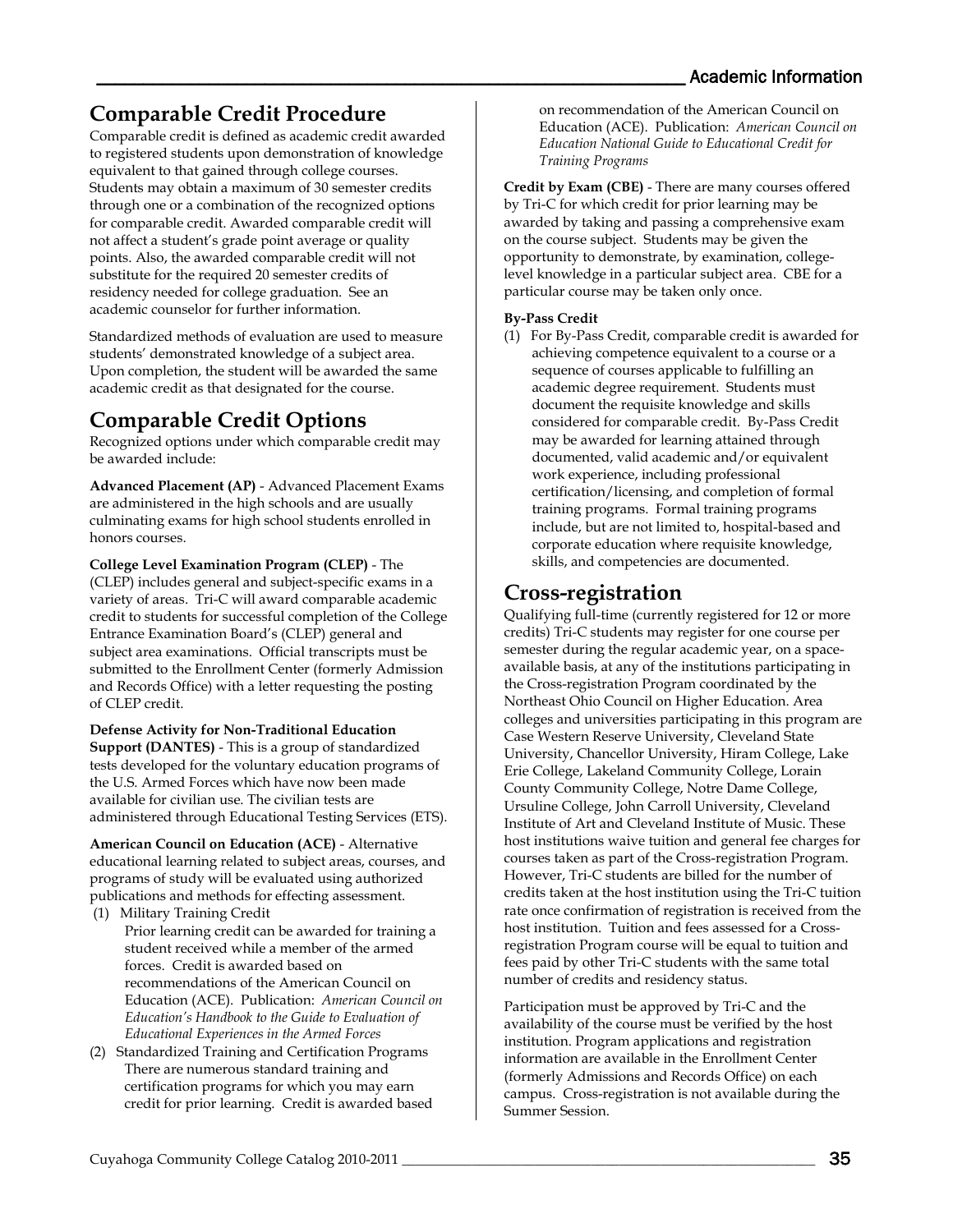## Comparable Credit Procedure

Comparable credit is defined as academic credit awarded to registered students upon demonstration of knowledge equivalent to that gained through college courses. Students may obtain a maximum of 30 semester credits through one or a combination of the recognized options for comparable credit. Awarded comparable credit will not affect a student's grade point average or quality points. Also, the awarded comparable credit will not substitute for the required 20 semester credits of residency needed for college graduation. See an academic counselor for further information.

Standardized methods of evaluation are used to measure students' demonstrated knowledge of a subject area. Upon completion, the student will be awarded the same academic credit as that designated for the course.

## Comparable Credit Options

Recognized options under which comparable credit may be awarded include:

**Advanced Placement (AP)** - Advanced Placement Exams are administered in the high schools and are usually culminating exams for high school students enrolled in honors courses.

**College Level Examination Program (CLEP)** - The (CLEP) includes general and subject-specific exams in a variety of areas. Tri-C will award comparable academic credit to students for successful completion of the College Entrance Examination Board's (CLEP) general and subject area examinations. Official transcripts must be submitted to the Enrollment Center (formerly Admission and Records Office) with a letter requesting the posting of CLEP credit.

**Defense Activity for Non-Traditional Education Support (DANTES)** - This is a group of standardized tests developed for the voluntary education programs of the U.S. Armed Forces which have now been made available for civilian use. The civilian tests are administered through Educational Testing Services (ETS).

**American Council on Education (ACE)** - Alternative educational learning related to subject areas, courses, and programs of study will be evaluated using authorized publications and methods for effecting assessment.

(1) Military Training Credit
Prior learning credit can be awarded for training a student received while a member of the armed forces. Credit is awarded based on recommendations of the American Council on Education (ACE). Publication: *American Council on Education's Handbook to the Guide to Evaluation of Educational Experiences in the Armed Forces*

(2) Standardized Training and Certification Programs
There are numerous standard training and certification programs for which you may earn credit for prior learning. Credit is awarded based on recommendation of the American Council on Education (ACE). Publication: *American Council on Education National Guide to Educational Credit for Training Programs*

**Credit by Exam (CBE)** - There are many courses offered by Tri-C for which credit for prior learning may be awarded by taking and passing a comprehensive exam on the course subject. Students may be given the opportunity to demonstrate, by examination, college-level knowledge in a particular subject area. CBE for a particular course may be taken only once.

**By-Pass Credit**

(1) For By-Pass Credit, comparable credit is awarded for achieving competence equivalent to a course or a sequence of courses applicable to fulfilling an academic degree requirement. Students must document the requisite knowledge and skills considered for comparable credit. By-Pass Credit may be awarded for learning attained through documented, valid academic and/or equivalent work experience, including professional certification/licensing, and completion of formal training programs. Formal training programs include, but are not limited to, hospital-based and corporate education where requisite knowledge, skills, and competencies are documented.

## Cross-registration

Qualifying full-time (currently registered for 12 or more credits) Tri-C students may register for one course per semester during the regular academic year, on a space-available basis, at any of the institutions participating in the Cross-registration Program coordinated by the Northeast Ohio Council on Higher Education. Area colleges and universities participating in this program are Case Western Reserve University, Cleveland State University, Chancellor University, Hiram College, Lake Erie College, Lakeland Community College, Lorain County Community College, Notre Dame College, Ursuline College, John Carroll University, Cleveland Institute of Art and Cleveland Institute of Music. These host institutions waive tuition and general fee charges for courses taken as part of the Cross-registration Program. However, Tri-C students are billed for the number of credits taken at the host institution using the Tri-C tuition rate once confirmation of registration is received from the host institution. Tuition and fees assessed for a Cross-registration Program course will be equal to tuition and fees paid by other Tri-C students with the same total number of credits and residency status.

Participation must be approved by Tri-C and the availability of the course must be verified by the host institution. Program applications and registration information are available in the Enrollment Center (formerly Admissions and Records Office) on each campus. Cross-registration is not available during the Summer Session.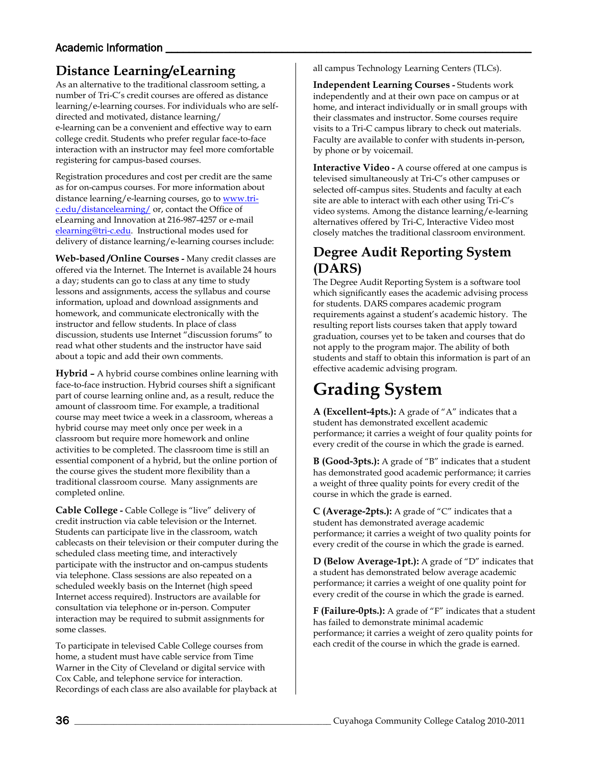## Distance Learning/eLearning

As an alternative to the traditional classroom setting, a number of Tri-C's credit courses are offered as distance learning/e-learning courses. For individuals who are self-directed and motivated, distance learning/e-learning can be a convenient and effective way to earn college credit. Students who prefer regular face-to-face interaction with an instructor may feel more comfortable registering for campus-based courses.

Registration procedures and cost per credit are the same as for on-campus courses. For more information about distance learning/e-learning courses, go to www.tri-c.edu/distancelearning/ or, contact the Office of eLearning and Innovation at 216-987-4257 or e-mail elearning@tri-c.edu. Instructional modes used for delivery of distance learning/e-learning courses include:

**Web-based /Online Courses -** Many credit classes are offered via the Internet. The Internet is available 24 hours a day; students can go to class at any time to study lessons and assignments, access the syllabus and course information, upload and download assignments and homework, and communicate electronically with the instructor and fellow students. In place of class discussion, students use Internet "discussion forums" to read what other students and the instructor have said about a topic and add their own comments.

**Hybrid –** A hybrid course combines online learning with face-to-face instruction. Hybrid courses shift a significant part of course learning online and, as a result, reduce the amount of classroom time. For example, a traditional course may meet twice a week in a classroom, whereas a hybrid course may meet only once per week in a classroom but require more homework and online activities to be completed. The classroom time is still an essential component of a hybrid, but the online portion of the course gives the student more flexibility than a traditional classroom course. Many assignments are completed online.

**Cable College -** Cable College is "live" delivery of credit instruction via cable television or the Internet. Students can participate live in the classroom, watch cablecasts on their television or their computer during the scheduled class meeting time, and interactively participate with the instructor and on-campus students via telephone. Class sessions are also repeated on a scheduled weekly basis on the Internet (high speed Internet access required). Instructors are available for consultation via telephone or in-person. Computer interaction may be required to submit assignments for some classes.

To participate in televised Cable College courses from home, a student must have cable service from Time Warner in the City of Cleveland or digital service with Cox Cable, and telephone service for interaction. Recordings of each class are also available for playback at all campus Technology Learning Centers (TLCs).

**Independent Learning Courses -** Students work independently and at their own pace on campus or at home, and interact individually or in small groups with their classmates and instructor. Some courses require visits to a Tri-C campus library to check out materials. Faculty are available to confer with students in-person, by phone or by voicemail.

**Interactive Video -** A course offered at one campus is televised simultaneously at Tri-C's other campuses or selected off-campus sites. Students and faculty at each site are able to interact with each other using Tri-C's video systems. Among the distance learning/e-learning alternatives offered by Tri-C, Interactive Video most closely matches the traditional classroom environment.

## Degree Audit Reporting System (DARS)

The Degree Audit Reporting System is a software tool which significantly eases the academic advising process for students. DARS compares academic program requirements against a student's academic history. The resulting report lists courses taken that apply toward graduation, courses yet to be taken and courses that do not apply to the program major. The ability of both students and staff to obtain this information is part of an effective academic advising program.

# Grading System

**A (Excellent-4pts.):** A grade of "A" indicates that a student has demonstrated excellent academic performance; it carries a weight of four quality points for every credit of the course in which the grade is earned.

**B (Good-3pts.):** A grade of "B" indicates that a student has demonstrated good academic performance; it carries a weight of three quality points for every credit of the course in which the grade is earned.

**C (Average-2pts.):** A grade of "C" indicates that a student has demonstrated average academic performance; it carries a weight of two quality points for every credit of the course in which the grade is earned.

**D (Below Average-1pt.):** A grade of "D" indicates that a student has demonstrated below average academic performance; it carries a weight of one quality point for every credit of the course in which the grade is earned.

**F (Failure-0pts.):** A grade of "F" indicates that a student has failed to demonstrate minimal academic performance; it carries a weight of zero quality points for each credit of the course in which the grade is earned.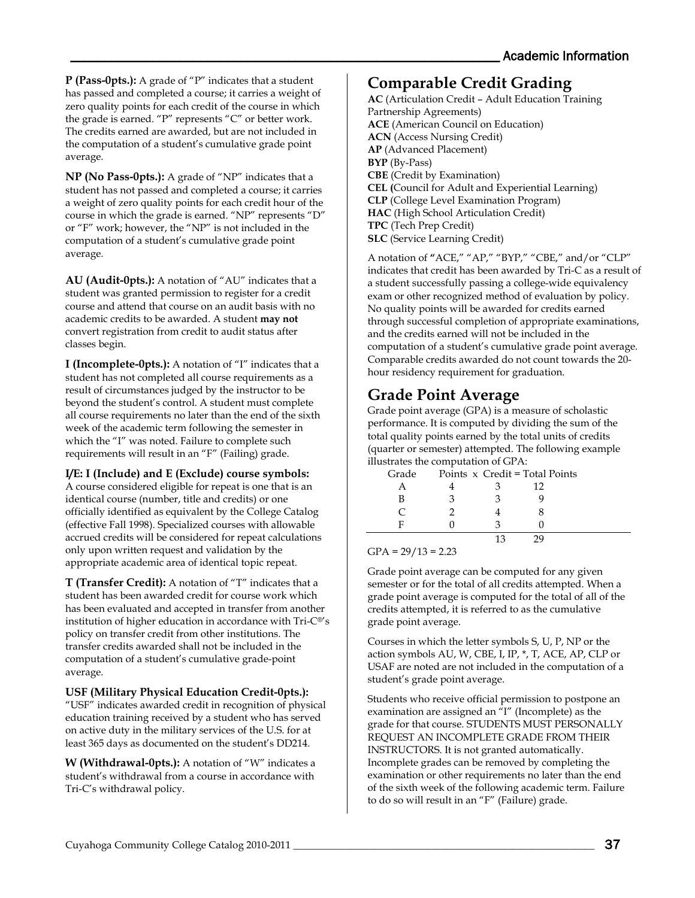**P (Pass-0pts.):** A grade of "P" indicates that a student has passed and completed a course; it carries a weight of zero quality points for each credit of the course in which the grade is earned. "P" represents "C" or better work. The credits earned are awarded, but are not included in the computation of a student's cumulative grade point average.

**NP (No Pass-0pts.):** A grade of "NP" indicates that a student has not passed and completed a course; it carries a weight of zero quality points for each credit hour of the course in which the grade is earned. "NP" represents "D" or "F" work; however, the "NP" is not included in the computation of a student's cumulative grade point average.

**AU (Audit-0pts.):** A notation of "AU" indicates that a student was granted permission to register for a credit course and attend that course on an audit basis with no academic credits to be awarded. A student **may not** convert registration from credit to audit status after classes begin.

**I (Incomplete-0pts.):** A notation of "I" indicates that a student has not completed all course requirements as a result of circumstances judged by the instructor to be beyond the student's control. A student must complete all course requirements no later than the end of the sixth week of the academic term following the semester in which the "I" was noted. Failure to complete such requirements will result in an "F" (Failing) grade.

**I/E: I (Include) and E (Exclude) course symbols:** A course considered eligible for repeat is one that is an identical course (number, title and credits) or one officially identified as equivalent by the College Catalog (effective Fall 1998). Specialized courses with allowable accrued credits will be considered for repeat calculations only upon written request and validation by the appropriate academic area of identical topic repeat.

**T (Transfer Credit):** A notation of "T" indicates that a student has been awarded credit for course work which has been evaluated and accepted in transfer from another institution of higher education in accordance with Tri-C®'s policy on transfer credit from other institutions. The transfer credits awarded shall not be included in the computation of a student's cumulative grade-point average.

**USF (Military Physical Education Credit-0pts.):** "USF" indicates awarded credit in recognition of physical education training received by a student who has served on active duty in the military services of the U.S. for at least 365 days as documented on the student's DD214.

**W (Withdrawal-0pts.):** A notation of "W" indicates a student's withdrawal from a course in accordance with Tri-C's withdrawal policy.

## Comparable Credit Grading

**AC** (Articulation Credit – Adult Education Training Partnership Agreements)
**ACE** (American Council on Education)
**ACN** (Access Nursing Credit)
**AP** (Advanced Placement)
**BYP** (By-Pass)
**CBE** (Credit by Examination)
**CEL (**Council for Adult and Experiential Learning)
**CLP** (College Level Examination Program)
**HAC** (High School Articulation Credit)
**TPC** (Tech Prep Credit)
**SLC** (Service Learning Credit)

A notation of "ACE," "AP," "BYP," "CBE," and/or "CLP" indicates that credit has been awarded by Tri-C as a result of a student successfully passing a college-wide equivalency exam or other recognized method of evaluation by policy. No quality points will be awarded for credits earned through successful completion of appropriate examinations, and the credits earned will not be included in the computation of a student's cumulative grade point average. Comparable credits awarded do not count towards the 20-hour residency requirement for graduation.

## Grade Point Average

Grade point average (GPA) is a measure of scholastic performance. It is computed by dividing the sum of the total quality points earned by the total units of credits (quarter or semester) attempted. The following example illustrates the computation of GPA:

| Grade | Points x | Credit = | Total Points |
|---|---|---|---|
| A | 4 | 3 | 12 |
| B | 3 | 3 | 9 |
| C | 2 | 4 | 8 |
| F | 0 | 3 | 0 |
| | | 13 | 29 |

GPA = 29/13 = 2.23

Grade point average can be computed for any given semester or for the total of all credits attempted. When a grade point average is computed for the total of all of the credits attempted, it is referred to as the cumulative grade point average.

Courses in which the letter symbols S, U, P, NP or the action symbols AU, W, CBE, I, IP, *, T, ACE, AP, CLP or USAF are noted are not included in the computation of a student's grade point average.

Students who receive official permission to postpone an examination are assigned an "I" (Incomplete) as the grade for that course. STUDENTS MUST PERSONALLY REQUEST AN INCOMPLETE GRADE FROM THEIR INSTRUCTORS. It is not granted automatically. Incomplete grades can be removed by completing the examination or other requirements no later than the end of the sixth week of the following academic term. Failure to do so will result in an "F" (Failure) grade.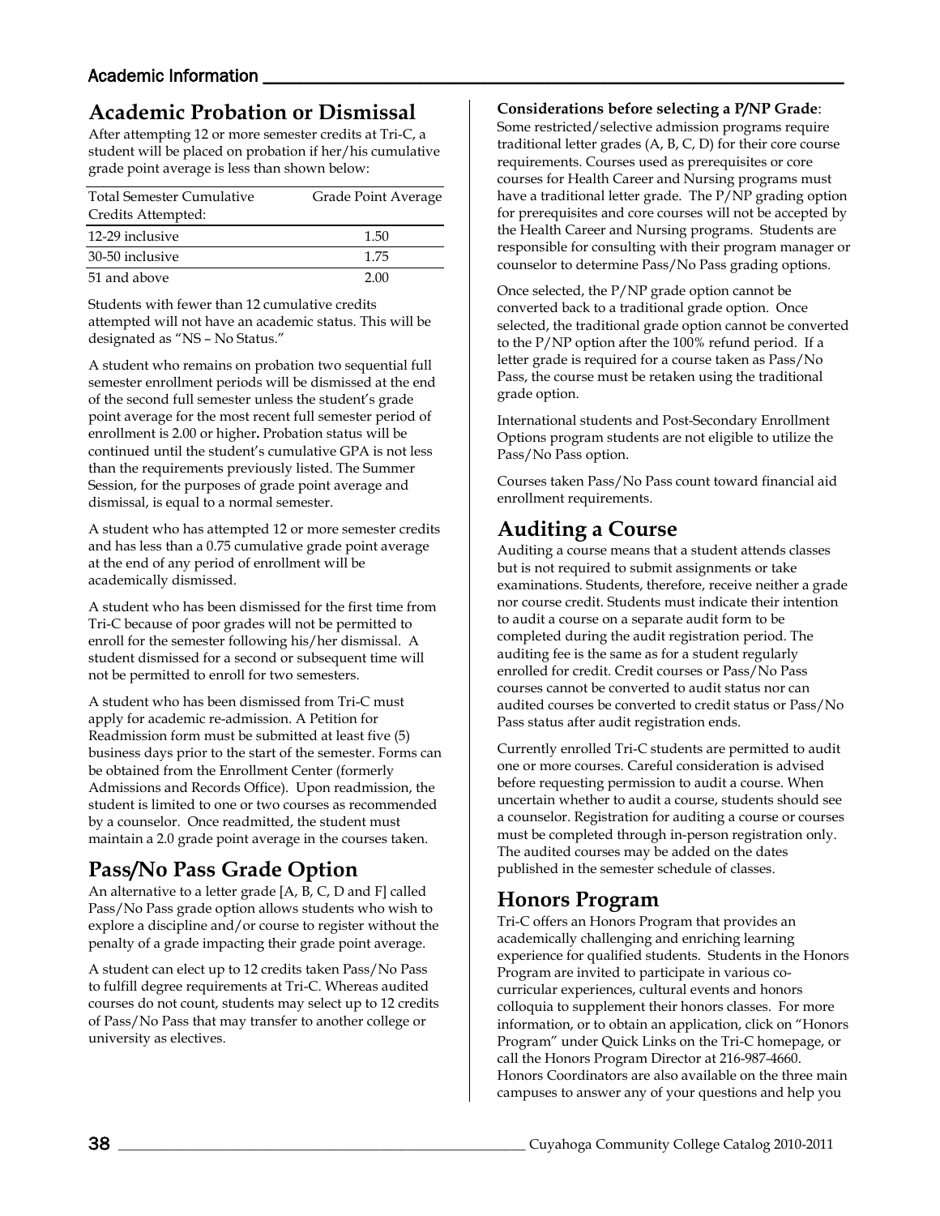## Academic Probation or Dismissal

After attempting 12 or more semester credits at Tri-C, a student will be placed on probation if her/his cumulative grade point average is less than shown below:

| Total Semester Cumulative Credits Attempted: | Grade Point Average |
|---|---|
| 12-29 inclusive | 1.50 |
| 30-50 inclusive | 1.75 |
| 51 and above | 2.00 |

Students with fewer than 12 cumulative credits attempted will not have an academic status. This will be designated as "NS – No Status."

A student who remains on probation two sequential full semester enrollment periods will be dismissed at the end of the second full semester unless the student's grade point average for the most recent full semester period of enrollment is 2.00 or higher**.** Probation status will be continued until the student's cumulative GPA is not less than the requirements previously listed. The Summer Session, for the purposes of grade point average and dismissal, is equal to a normal semester.

A student who has attempted 12 or more semester credits and has less than a 0.75 cumulative grade point average at the end of any period of enrollment will be academically dismissed.

A student who has been dismissed for the first time from Tri-C because of poor grades will not be permitted to enroll for the semester following his/her dismissal. A student dismissed for a second or subsequent time will not be permitted to enroll for two semesters.

A student who has been dismissed from Tri-C must apply for academic re-admission. A Petition for Readmission form must be submitted at least five (5) business days prior to the start of the semester. Forms can be obtained from the Enrollment Center (formerly Admissions and Records Office). Upon readmission, the student is limited to one or two courses as recommended by a counselor. Once readmitted, the student must maintain a 2.0 grade point average in the courses taken.

## Pass/No Pass Grade Option

An alternative to a letter grade [A, B, C, D and F] called Pass/No Pass grade option allows students who wish to explore a discipline and/or course to register without the penalty of a grade impacting their grade point average.

A student can elect up to 12 credits taken Pass/No Pass to fulfill degree requirements at Tri-C. Whereas audited courses do not count, students may select up to 12 credits of Pass/No Pass that may transfer to another college or university as electives.

**Considerations before selecting a P/NP Grade**:
Some restricted/selective admission programs require traditional letter grades (A, B, C, D) for their core course requirements. Courses used as prerequisites or core courses for Health Career and Nursing programs must have a traditional letter grade. The P/NP grading option for prerequisites and core courses will not be accepted by the Health Career and Nursing programs. Students are responsible for consulting with their program manager or counselor to determine Pass/No Pass grading options.

Once selected, the P/NP grade option cannot be converted back to a traditional grade option. Once selected, the traditional grade option cannot be converted to the P/NP option after the 100% refund period. If a letter grade is required for a course taken as Pass/No Pass, the course must be retaken using the traditional grade option.

International students and Post-Secondary Enrollment Options program students are not eligible to utilize the Pass/No Pass option.

Courses taken Pass/No Pass count toward financial aid enrollment requirements.

## Auditing a Course

Auditing a course means that a student attends classes but is not required to submit assignments or take examinations. Students, therefore, receive neither a grade nor course credit. Students must indicate their intention to audit a course on a separate audit form to be completed during the audit registration period. The auditing fee is the same as for a student regularly enrolled for credit. Credit courses or Pass/No Pass courses cannot be converted to audit status nor can audited courses be converted to credit status or Pass/No Pass status after audit registration ends.

Currently enrolled Tri-C students are permitted to audit one or more courses. Careful consideration is advised before requesting permission to audit a course. When uncertain whether to audit a course, students should see a counselor. Registration for auditing a course or courses must be completed through in-person registration only. The audited courses may be added on the dates published in the semester schedule of classes.

## Honors Program

Tri-C offers an Honors Program that provides an academically challenging and enriching learning experience for qualified students. Students in the Honors Program are invited to participate in various co-curricular experiences, cultural events and honors colloquia to supplement their honors classes. For more information, or to obtain an application, click on "Honors Program" under Quick Links on the Tri-C homepage, or call the Honors Program Director at 216-987-4660. Honors Coordinators are also available on the three main campuses to answer any of your questions and help you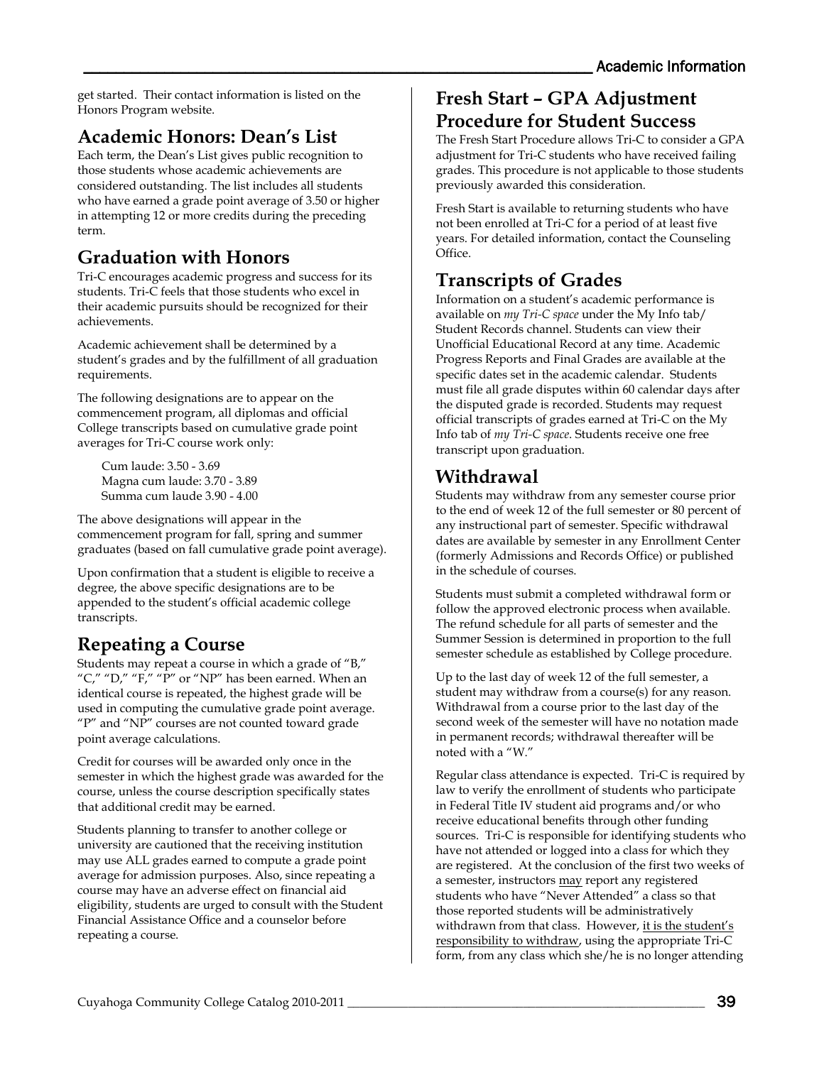get started. Their contact information is listed on the Honors Program website.

## Academic Honors: Dean's List

Each term, the Dean's List gives public recognition to those students whose academic achievements are considered outstanding. The list includes all students who have earned a grade point average of 3.50 or higher in attempting 12 or more credits during the preceding term.

## Graduation with Honors

Tri-C encourages academic progress and success for its students. Tri-C feels that those students who excel in their academic pursuits should be recognized for their achievements.

Academic achievement shall be determined by a student's grades and by the fulfillment of all graduation requirements.

The following designations are to appear on the commencement program, all diplomas and official College transcripts based on cumulative grade point averages for Tri-C course work only:

Cum laude: 3.50 - 3.69
Magna cum laude: 3.70 - 3.89
Summa cum laude 3.90 - 4.00

The above designations will appear in the commencement program for fall, spring and summer graduates (based on fall cumulative grade point average).

Upon confirmation that a student is eligible to receive a degree, the above specific designations are to be appended to the student's official academic college transcripts.

## Repeating a Course

Students may repeat a course in which a grade of "B," "C," "D," "F," "P" or "NP" has been earned. When an identical course is repeated, the highest grade will be used in computing the cumulative grade point average. "P" and "NP" courses are not counted toward grade point average calculations.

Credit for courses will be awarded only once in the semester in which the highest grade was awarded for the course, unless the course description specifically states that additional credit may be earned.

Students planning to transfer to another college or university are cautioned that the receiving institution may use ALL grades earned to compute a grade point average for admission purposes. Also, since repeating a course may have an adverse effect on financial aid eligibility, students are urged to consult with the Student Financial Assistance Office and a counselor before repeating a course.

## Fresh Start – GPA Adjustment Procedure for Student Success

The Fresh Start Procedure allows Tri-C to consider a GPA adjustment for Tri-C students who have received failing grades. This procedure is not applicable to those students previously awarded this consideration.

Fresh Start is available to returning students who have not been enrolled at Tri-C for a period of at least five years. For detailed information, contact the Counseling Office.

## Transcripts of Grades

Information on a student's academic performance is available on *my Tri-C space* under the My Info tab/ Student Records channel. Students can view their Unofficial Educational Record at any time. Academic Progress Reports and Final Grades are available at the specific dates set in the academic calendar. Students must file all grade disputes within 60 calendar days after the disputed grade is recorded. Students may request official transcripts of grades earned at Tri-C on the My Info tab of *my Tri-C space*. Students receive one free transcript upon graduation.

## Withdrawal

Students may withdraw from any semester course prior to the end of week 12 of the full semester or 80 percent of any instructional part of semester. Specific withdrawal dates are available by semester in any Enrollment Center (formerly Admissions and Records Office) or published in the schedule of courses.

Students must submit a completed withdrawal form or follow the approved electronic process when available. The refund schedule for all parts of semester and the Summer Session is determined in proportion to the full semester schedule as established by College procedure.

Up to the last day of week 12 of the full semester, a student may withdraw from a course(s) for any reason. Withdrawal from a course prior to the last day of the second week of the semester will have no notation made in permanent records; withdrawal thereafter will be noted with a "W."

Regular class attendance is expected. Tri-C is required by law to verify the enrollment of students who participate in Federal Title IV student aid programs and/or who receive educational benefits through other funding sources. Tri-C is responsible for identifying students who have not attended or logged into a class for which they are registered. At the conclusion of the first two weeks of a semester, instructors may report any registered students who have "Never Attended" a class so that those reported students will be administratively withdrawn from that class. However, it is the student's responsibility to withdraw, using the appropriate Tri-C form, from any class which she/he is no longer attending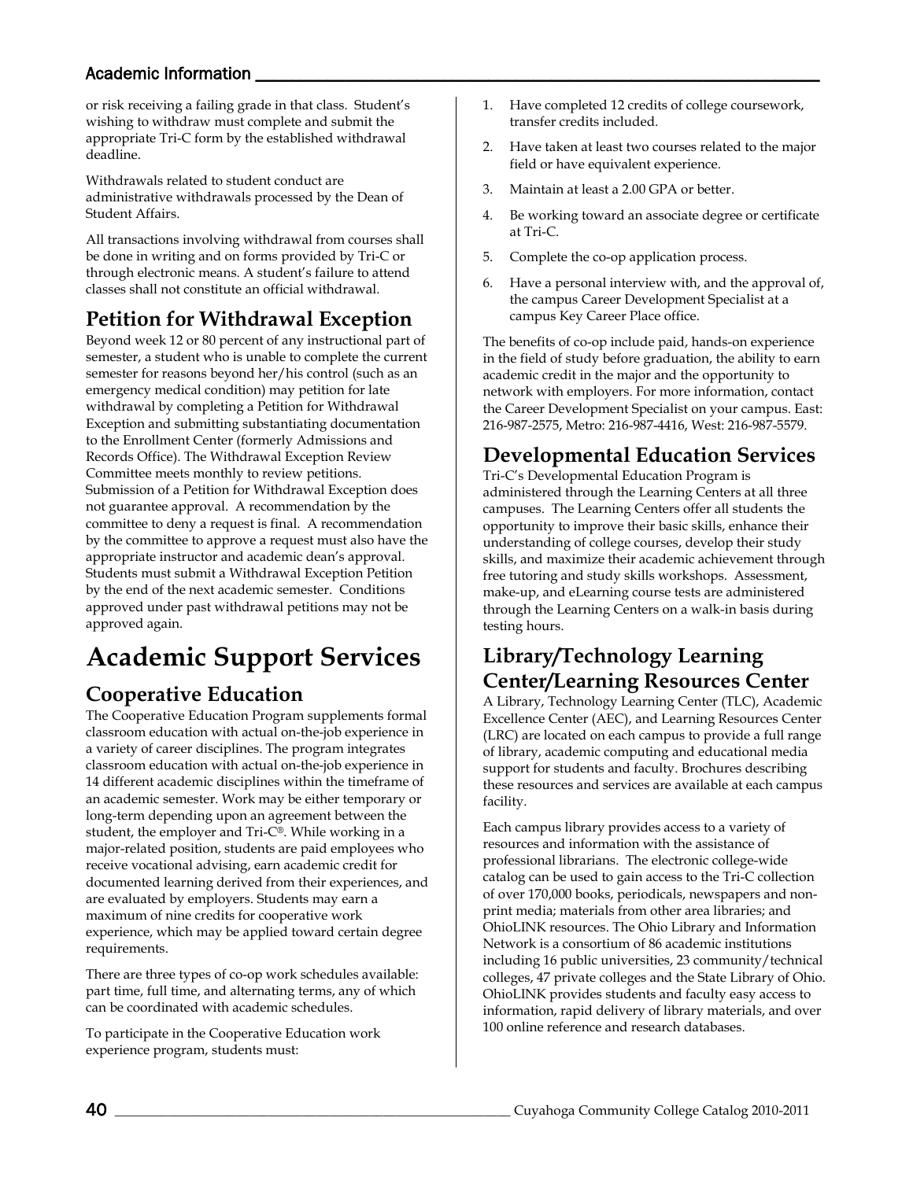or risk receiving a failing grade in that class. Student's wishing to withdraw must complete and submit the appropriate Tri-C form by the established withdrawal deadline.

Withdrawals related to student conduct are administrative withdrawals processed by the Dean of Student Affairs.

All transactions involving withdrawal from courses shall be done in writing and on forms provided by Tri-C or through electronic means. A student's failure to attend classes shall not constitute an official withdrawal.

## Petition for Withdrawal Exception

Beyond week 12 or 80 percent of any instructional part of semester, a student who is unable to complete the current semester for reasons beyond her/his control (such as an emergency medical condition) may petition for late withdrawal by completing a Petition for Withdrawal Exception and submitting substantiating documentation to the Enrollment Center (formerly Admissions and Records Office). The Withdrawal Exception Review Committee meets monthly to review petitions. Submission of a Petition for Withdrawal Exception does not guarantee approval. A recommendation by the committee to deny a request is final. A recommendation by the committee to approve a request must also have the appropriate instructor and academic dean's approval. Students must submit a Withdrawal Exception Petition by the end of the next academic semester. Conditions approved under past withdrawal petitions may not be approved again.

# Academic Support Services

## Cooperative Education

The Cooperative Education Program supplements formal classroom education with actual on-the-job experience in a variety of career disciplines. The program integrates classroom education with actual on-the-job experience in 14 different academic disciplines within the timeframe of an academic semester. Work may be either temporary or long-term depending upon an agreement between the student, the employer and Tri-C®. While working in a major-related position, students are paid employees who receive vocational advising, earn academic credit for documented learning derived from their experiences, and are evaluated by employers. Students may earn a maximum of nine credits for cooperative work experience, which may be applied toward certain degree requirements.

There are three types of co-op work schedules available: part time, full time, and alternating terms, any of which can be coordinated with academic schedules.

To participate in the Cooperative Education work experience program, students must:

1. Have completed 12 credits of college coursework, transfer credits included.
2. Have taken at least two courses related to the major field or have equivalent experience.
3. Maintain at least a 2.00 GPA or better.
4. Be working toward an associate degree or certificate at Tri-C.
5. Complete the co-op application process.
6. Have a personal interview with, and the approval of, the campus Career Development Specialist at a campus Key Career Place office.

The benefits of co-op include paid, hands-on experience in the field of study before graduation, the ability to earn academic credit in the major and the opportunity to network with employers. For more information, contact the Career Development Specialist on your campus. East: 216-987-2575, Metro: 216-987-4416, West: 216-987-5579.

## Developmental Education Services

Tri-C's Developmental Education Program is administered through the Learning Centers at all three campuses. The Learning Centers offer all students the opportunity to improve their basic skills, enhance their understanding of college courses, develop their study skills, and maximize their academic achievement through free tutoring and study skills workshops. Assessment, make-up, and eLearning course tests are administered through the Learning Centers on a walk-in basis during testing hours.

## Library/Technology Learning Center/Learning Resources Center

A Library, Technology Learning Center (TLC), Academic Excellence Center (AEC), and Learning Resources Center (LRC) are located on each campus to provide a full range of library, academic computing and educational media support for students and faculty. Brochures describing these resources and services are available at each campus facility.

Each campus library provides access to a variety of resources and information with the assistance of professional librarians. The electronic college-wide catalog can be used to gain access to the Tri-C collection of over 170,000 books, periodicals, newspapers and non-print media; materials from other area libraries; and OhioLINK resources. The Ohio Library and Information Network is a consortium of 86 academic institutions including 16 public universities, 23 community/technical colleges, 47 private colleges and the State Library of Ohio. OhioLINK provides students and faculty easy access to information, rapid delivery of library materials, and over 100 online reference and research databases.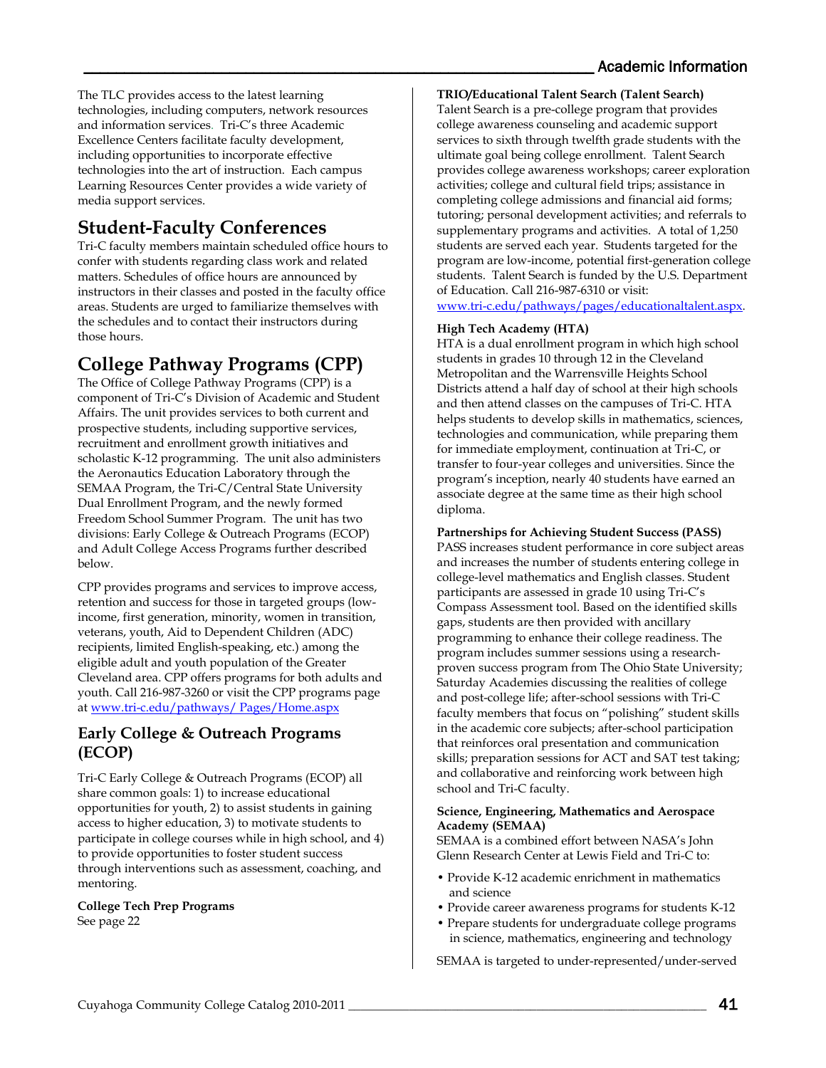The TLC provides access to the latest learning technologies, including computers, network resources and information services. Tri-C's three Academic Excellence Centers facilitate faculty development, including opportunities to incorporate effective technologies into the art of instruction. Each campus Learning Resources Center provides a wide variety of media support services.

## Student-Faculty Conferences

Tri-C faculty members maintain scheduled office hours to confer with students regarding class work and related matters. Schedules of office hours are announced by instructors in their classes and posted in the faculty office areas. Students are urged to familiarize themselves with the schedules and to contact their instructors during those hours.

## College Pathway Programs (CPP)

The Office of College Pathway Programs (CPP) is a component of Tri-C's Division of Academic and Student Affairs. The unit provides services to both current and prospective students, including supportive services, recruitment and enrollment growth initiatives and scholastic K-12 programming. The unit also administers the Aeronautics Education Laboratory through the SEMAA Program, the Tri-C/Central State University Dual Enrollment Program, and the newly formed Freedom School Summer Program. The unit has two divisions: Early College & Outreach Programs (ECOP) and Adult College Access Programs further described below.

CPP provides programs and services to improve access, retention and success for those in targeted groups (low-income, first generation, minority, women in transition, veterans, youth, Aid to Dependent Children (ADC) recipients, limited English-speaking, etc.) among the eligible adult and youth population of the Greater Cleveland area. CPP offers programs for both adults and youth. Call 216-987-3260 or visit the CPP programs page at www.tri-c.edu/pathways/ Pages/Home.aspx

### Early College & Outreach Programs (ECOP)

Tri-C Early College & Outreach Programs (ECOP) all share common goals: 1) to increase educational opportunities for youth, 2) to assist students in gaining access to higher education, 3) to motivate students to participate in college courses while in high school, and 4) to provide opportunities to foster student success through interventions such as assessment, coaching, and mentoring.

**College Tech Prep Programs**
See page 22

**TRIO/Educational Talent Search (Talent Search)**
Talent Search is a pre-college program that provides college awareness counseling and academic support services to sixth through twelfth grade students with the ultimate goal being college enrollment. Talent Search provides college awareness workshops; career exploration activities; college and cultural field trips; assistance in completing college admissions and financial aid forms; tutoring; personal development activities; and referrals to supplementary programs and activities. A total of 1,250 students are served each year. Students targeted for the program are low-income, potential first-generation college students. Talent Search is funded by the U.S. Department of Education. Call 216-987-6310 or visit: www.tri-c.edu/pathways/pages/educationaltalent.aspx.

**High Tech Academy (HTA)**
HTA is a dual enrollment program in which high school students in grades 10 through 12 in the Cleveland Metropolitan and the Warrensville Heights School Districts attend a half day of school at their high schools and then attend classes on the campuses of Tri-C. HTA helps students to develop skills in mathematics, sciences, technologies and communication, while preparing them for immediate employment, continuation at Tri-C, or transfer to four-year colleges and universities. Since the program's inception, nearly 40 students have earned an associate degree at the same time as their high school diploma.

**Partnerships for Achieving Student Success (PASS)**
PASS increases student performance in core subject areas and increases the number of students entering college in college-level mathematics and English classes. Student participants are assessed in grade 10 using Tri-C's Compass Assessment tool. Based on the identified skills gaps, students are then provided with ancillary programming to enhance their college readiness. The program includes summer sessions using a research-proven success program from The Ohio State University; Saturday Academies discussing the realities of college and post-college life; after-school sessions with Tri-C faculty members that focus on "polishing" student skills in the academic core subjects; after-school participation that reinforces oral presentation and communication skills; preparation sessions for ACT and SAT test taking; and collaborative and reinforcing work between high school and Tri-C faculty.

**Science, Engineering, Mathematics and Aerospace Academy (SEMAA)**
SEMAA is a combined effort between NASA's John Glenn Research Center at Lewis Field and Tri-C to:

- Provide K-12 academic enrichment in mathematics and science
- Provide career awareness programs for students K-12
- Prepare students for undergraduate college programs in science, mathematics, engineering and technology

SEMAA is targeted to under-represented/under-served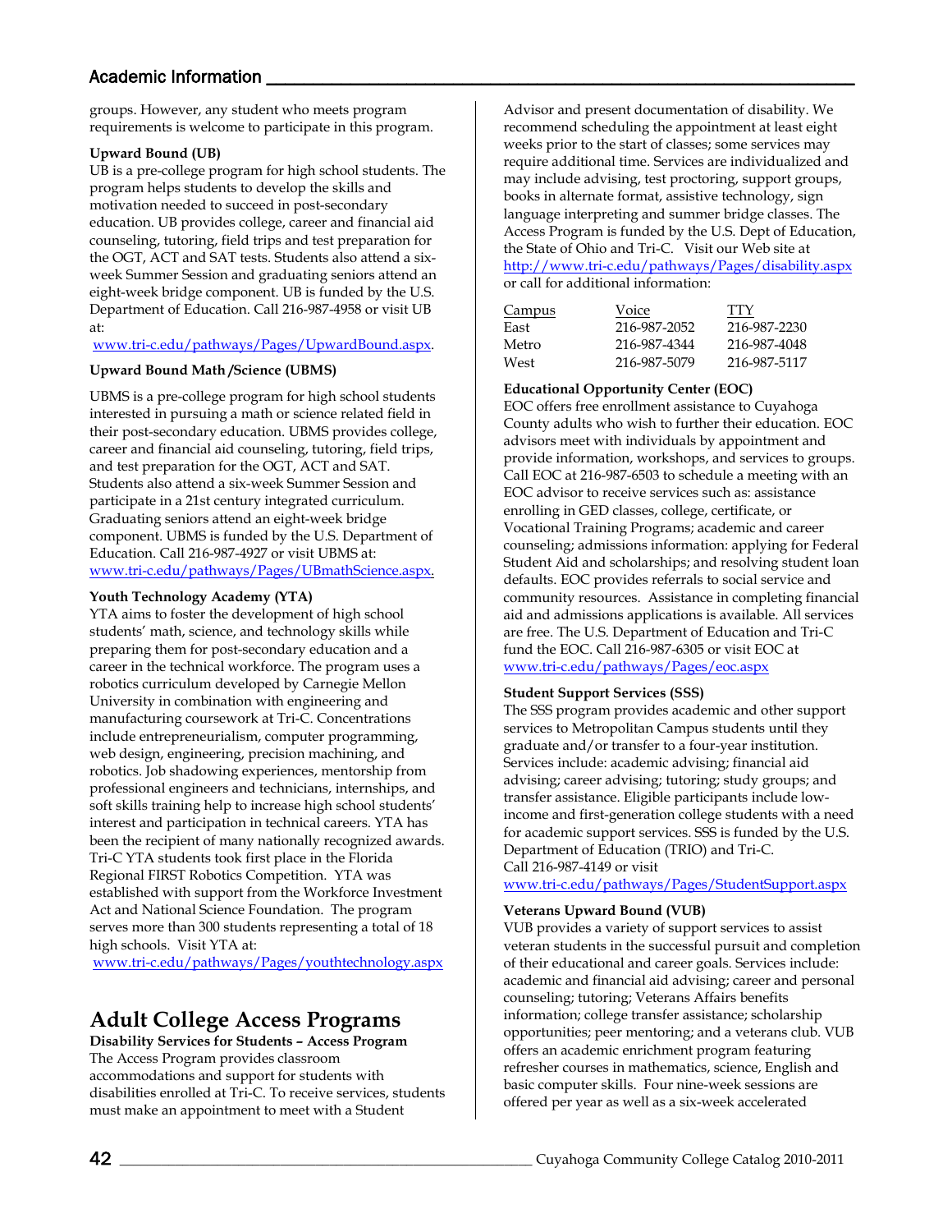groups. However, any student who meets program requirements is welcome to participate in this program.

**Upward Bound (UB)**

UB is a pre-college program for high school students. The program helps students to develop the skills and motivation needed to succeed in post-secondary education. UB provides college, career and financial aid counseling, tutoring, field trips and test preparation for the OGT, ACT and SAT tests. Students also attend a six-week Summer Session and graduating seniors attend an eight-week bridge component. UB is funded by the U.S. Department of Education. Call 216-987-4958 or visit UB at:
www.tri-c.edu/pathways/Pages/UpwardBound.aspx.

**Upward Bound Math /Science (UBMS)**

UBMS is a pre-college program for high school students interested in pursuing a math or science related field in their post-secondary education. UBMS provides college, career and financial aid counseling, tutoring, field trips, and test preparation for the OGT, ACT and SAT. Students also attend a six-week Summer Session and participate in a 21st century integrated curriculum. Graduating seniors attend an eight-week bridge component. UBMS is funded by the U.S. Department of Education. Call 216-987-4927 or visit UBMS at:
www.tri-c.edu/pathways/Pages/UBmathScience.aspx.

**Youth Technology Academy (YTA)**

YTA aims to foster the development of high school students' math, science, and technology skills while preparing them for post-secondary education and a career in the technical workforce. The program uses a robotics curriculum developed by Carnegie Mellon University in combination with engineering and manufacturing coursework at Tri-C. Concentrations include entrepreneurialism, computer programming, web design, engineering, precision machining, and robotics. Job shadowing experiences, mentorship from professional engineers and technicians, internships, and soft skills training help to increase high school students' interest and participation in technical careers. YTA has been the recipient of many nationally recognized awards. Tri-C YTA students took first place in the Florida Regional FIRST Robotics Competition. YTA was established with support from the Workforce Investment Act and National Science Foundation. The program serves more than 300 students representing a total of 18 high schools. Visit YTA at:
www.tri-c.edu/pathways/Pages/youthtechnology.aspx

## Adult College Access Programs

**Disability Services for Students – Access Program**

The Access Program provides classroom accommodations and support for students with disabilities enrolled at Tri-C. To receive services, students must make an appointment to meet with a Student Advisor and present documentation of disability. We recommend scheduling the appointment at least eight weeks prior to the start of classes; some services may require additional time. Services are individualized and may include advising, test proctoring, support groups, books in alternate format, assistive technology, sign language interpreting and summer bridge classes. The Access Program is funded by the U.S. Dept of Education, the State of Ohio and Tri-C. Visit our Web site at http://www.tri-c.edu/pathways/Pages/disability.aspx or call for additional information:

| Campus | Voice | TTY |
|---|---|---|
| East | 216-987-2052 | 216-987-2230 |
| Metro | 216-987-4344 | 216-987-4048 |
| West | 216-987-5079 | 216-987-5117 |

**Educational Opportunity Center (EOC)**

EOC offers free enrollment assistance to Cuyahoga County adults who wish to further their education. EOC advisors meet with individuals by appointment and provide information, workshops, and services to groups. Call EOC at 216-987-6503 to schedule a meeting with an EOC advisor to receive services such as: assistance enrolling in GED classes, college, certificate, or Vocational Training Programs; academic and career counseling; admissions information: applying for Federal Student Aid and scholarships; and resolving student loan defaults. EOC provides referrals to social service and community resources. Assistance in completing financial aid and admissions applications is available. All services are free. The U.S. Department of Education and Tri-C fund the EOC. Call 216-987-6305 or visit EOC at
www.tri-c.edu/pathways/Pages/eoc.aspx

**Student Support Services (SSS)**

The SSS program provides academic and other support services to Metropolitan Campus students until they graduate and/or transfer to a four-year institution. Services include: academic advising; financial aid advising; career advising; tutoring; study groups; and transfer assistance. Eligible participants include low-income and first-generation college students with a need for academic support services. SSS is funded by the U.S. Department of Education (TRIO) and Tri-C.
Call 216-987-4149 or visit
www.tri-c.edu/pathways/Pages/StudentSupport.aspx

**Veterans Upward Bound (VUB)**

VUB provides a variety of support services to assist veteran students in the successful pursuit and completion of their educational and career goals. Services include: academic and financial aid advising; career and personal counseling; tutoring; Veterans Affairs benefits information; college transfer assistance; scholarship opportunities; peer mentoring; and a veterans club. VUB offers an academic enrichment program featuring refresher courses in mathematics, science, English and basic computer skills. Four nine-week sessions are offered per year as well as a six-week accelerated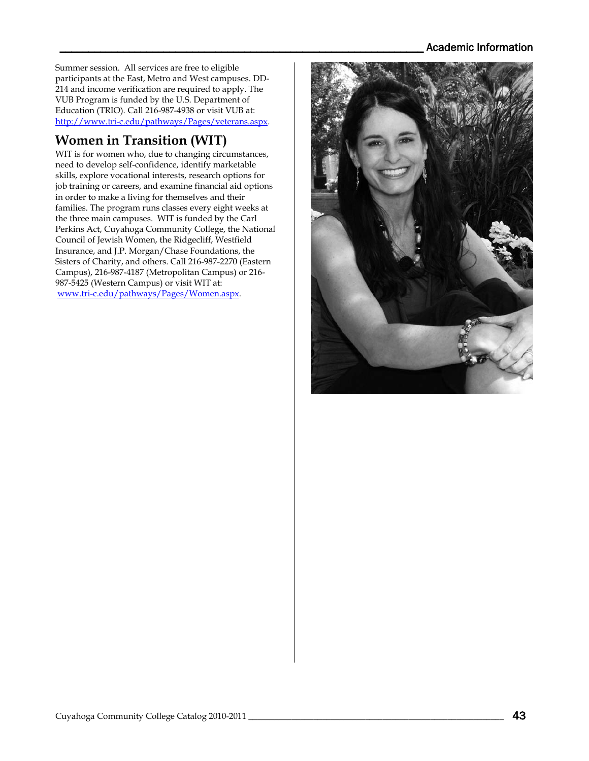Summer session. All services are free to eligible participants at the East, Metro and West campuses. DD-214 and income verification are required to apply. The VUB Program is funded by the U.S. Department of Education (TRIO). Call 216-987-4938 or visit VUB at: http://www.tri-c.edu/pathways/Pages/veterans.aspx.

## Women in Transition (WIT)

WIT is for women who, due to changing circumstances, need to develop self-confidence, identify marketable skills, explore vocational interests, research options for job training or careers, and examine financial aid options in order to make a living for themselves and their families. The program runs classes every eight weeks at the three main campuses. WIT is funded by the Carl Perkins Act, Cuyahoga Community College, the National Council of Jewish Women, the Ridgecliff, Westfield Insurance, and J.P. Morgan/Chase Foundations, the Sisters of Charity, and others. Call 216-987-2270 (Eastern Campus), 216-987-4187 (Metropolitan Campus) or 216-987-5425 (Western Campus) or visit WIT at: www.tri-c.edu/pathways/Pages/Women.aspx.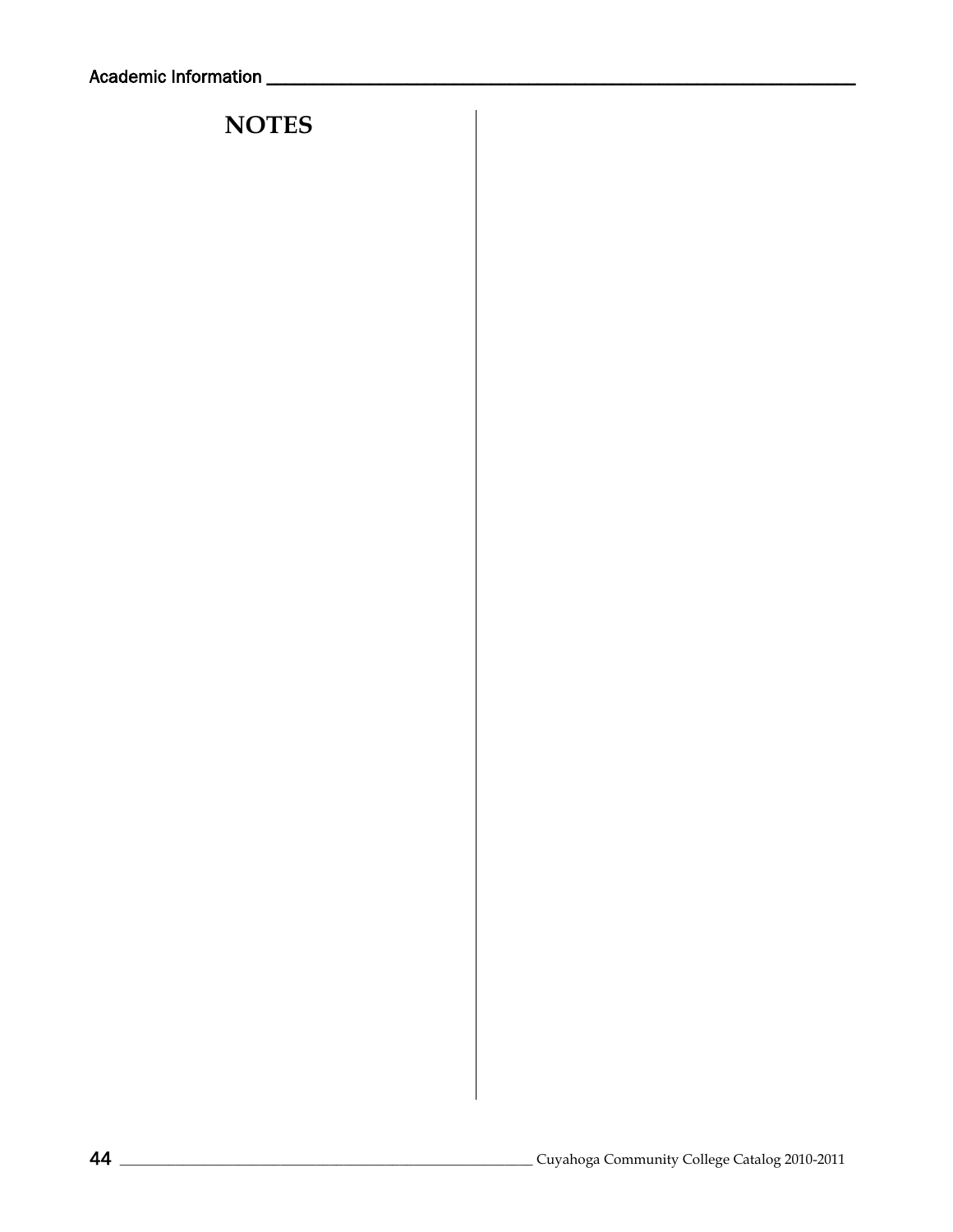# NOTES